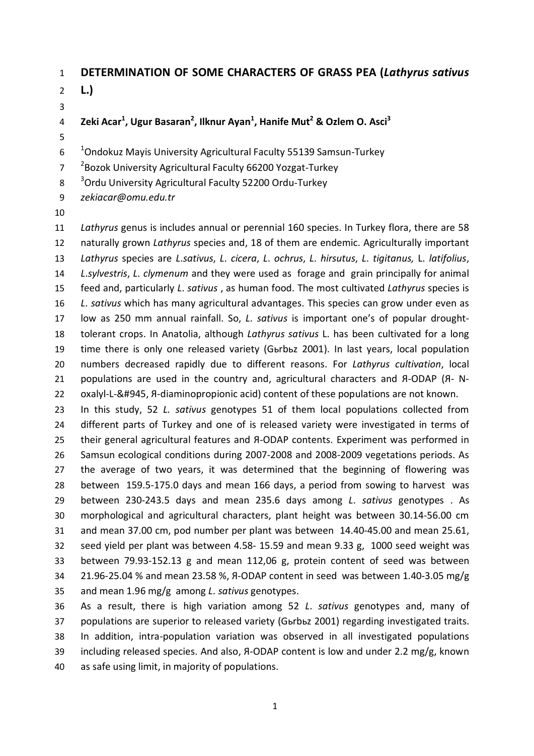# DETERMINATION OF SOME CHARACTERS OF GRASS PEA (*Lathyrus sativus* L.)

**Zeki Acar[1], Ugur Basaran[2], Ilknur Ayan[1], Hanife Mut[2] & Ozlem O. Asci[3]**

[1]Ondokuz Mayis University Agricultural Faculty 55139 Samsun-Turkey
[2]Bozok University Agricultural Faculty 66200 Yozgat-Turkey
[3]Ordu University Agricultural Faculty 52200 Ordu-Turkey
*zekiacar@omu.edu.tr*

*Lathyrus* genus is includes annual or perennial 160 species. In Turkey flora, there are 58 naturally grown *Lathyrus* species and, 18 of them are endemic. Agriculturally important *Lathyrus* species are *L.sativus*, *L. cicera*, *L. ochrus*, *L. hirsutus*, *L. tigitanus,* L. *latifolius*, *L.sylvestris*, *L. clymenum* and they were used as forage and grain principally for animal feed and, particularly *L. sativus* , as human food. The most cultivated *Lathyrus* species is *L. sativus* which has many agricultural advantages. This species can grow under even as low as 250 mm annual rainfall. So, *L. sativus* is important one's of popular drought-tolerant crops. In Anatolia, although *Lathyrus sativus* L. has been cultivated for a long time there is only one released variety (Gьrbьz 2001). In last years, local population numbers decreased rapidly due to different reasons. For *Lathyrus cultivation*, local populations are used in the country and, agricultural characters and Я-ODAP (Я- N-oxalyl-L-&#945, Я-diaminopropionic acid) content of these populations are not known.

In this study, 52 *L. sativus* genotypes 51 of them local populations collected from different parts of Turkey and one of is released variety were investigated in terms of their general agricultural features and Я-ODAP contents. Experiment was performed in Samsun ecological conditions during 2007-2008 and 2008-2009 vegetations periods. As the average of two years, it was determined that the beginning of flowering was between 159.5-175.0 days and mean 166 days, a period from sowing to harvest was between 230-243.5 days and mean 235.6 days among *L. sativus* genotypes . As morphological and agricultural characters, plant height was between 30.14-56.00 cm and mean 37.00 cm, pod number per plant was between 14.40-45.00 and mean 25.61, seed yield per plant was between 4.58- 15.59 and mean 9.33 g, 1000 seed weight was between 79.93-152.13 g and mean 112,06 g, protein content of seed was between 21.96-25.04 % and mean 23.58 %, Я-ODAP content in seed was between 1.40-3.05 mg/g and mean 1.96 mg/g among *L. sativus* genotypes.

As a result, there is high variation among 52 *L. sativus* genotypes and, many of populations are superior to released variety (Gьrbьz 2001) regarding investigated traits. In addition, intra-population variation was observed in all investigated populations including released species. And also, Я-ODAP content is low and under 2.2 mg/g, known as safe using limit, in majority of populations.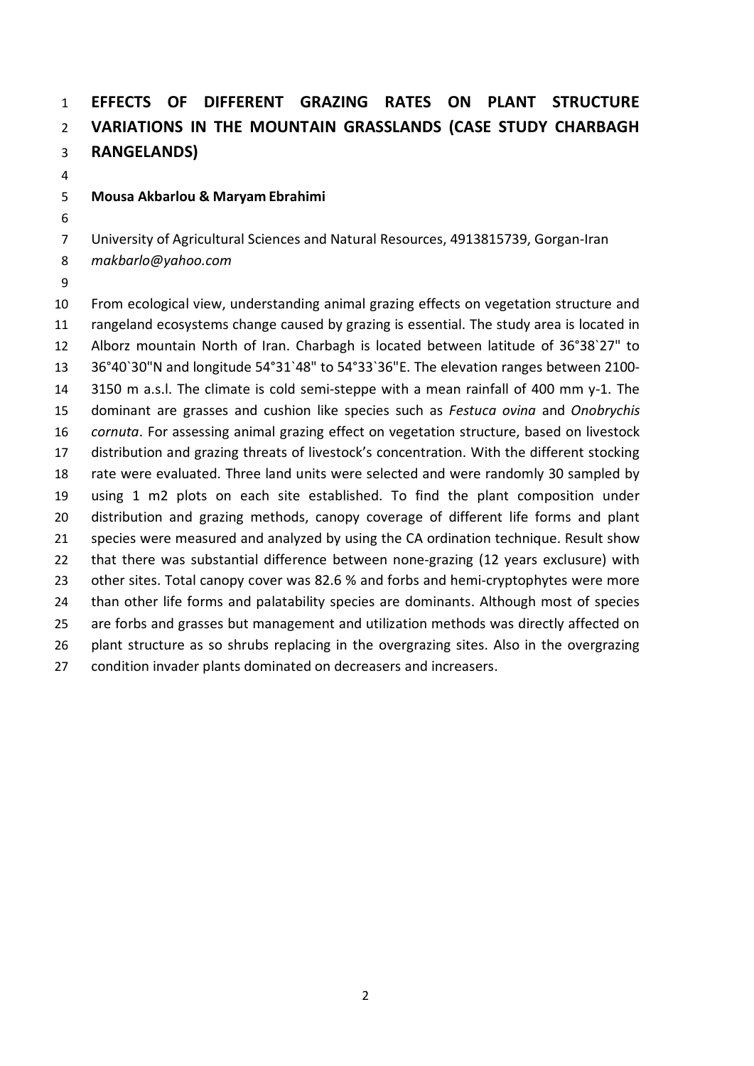# EFFECTS OF DIFFERENT GRAZING RATES ON PLANT STRUCTURE VARIATIONS IN THE MOUNTAIN GRASSLANDS (CASE STUDY CHARBAGH RANGELANDS)

**Mousa Akbarlou & Maryam Ebrahimi**

University of Agricultural Sciences and Natural Resources, 4913815739, Gorgan-Iran
*makbarlo@yahoo.com*

From ecological view, understanding animal grazing effects on vegetation structure and rangeland ecosystems change caused by grazing is essential. The study area is located in Alborz mountain North of Iran. Charbagh is located between latitude of 36°38`27" to 36°40`30"N and longitude 54°31`48" to 54°33`36"E. The elevation ranges between 2100-3150 m a.s.l. The climate is cold semi-steppe with a mean rainfall of 400 mm y-1. The dominant are grasses and cushion like species such as *Festuca ovina* and *Onobrychis cornuta*. For assessing animal grazing effect on vegetation structure, based on livestock distribution and grazing threats of livestock's concentration. With the different stocking rate were evaluated. Three land units were selected and were randomly 30 sampled by using 1 m2 plots on each site established. To find the plant composition under distribution and grazing methods, canopy coverage of different life forms and plant species were measured and analyzed by using the CA ordination technique. Result show that there was substantial difference between none-grazing (12 years exclusure) with other sites. Total canopy cover was 82.6 % and forbs and hemi-cryptophytes were more than other life forms and palatability species are dominants. Although most of species are forbs and grasses but management and utilization methods was directly affected on plant structure as so shrubs replacing in the overgrazing sites. Also in the overgrazing condition invader plants dominated on decreasers and increasers.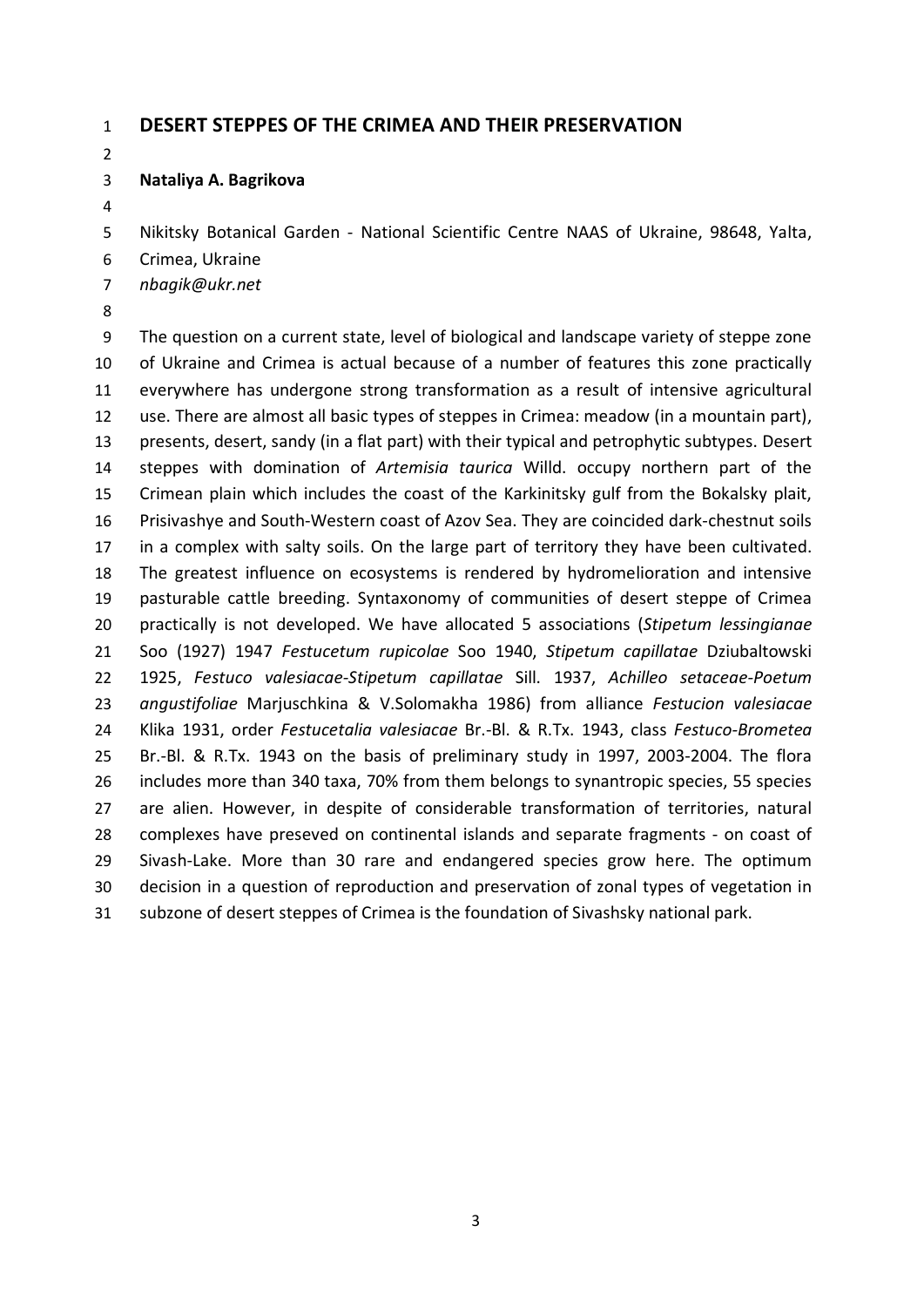# DESERT STEPPES OF THE CRIMEA AND THEIR PRESERVATION

**Nataliya A. Bagrikova**

Nikitsky Botanical Garden - National Scientific Centre NAAS of Ukraine, 98648, Yalta, Crimea, Ukraine
*nbagik@ukr.net*

The question on a current state, level of biological and landscape variety of steppe zone of Ukraine and Crimea is actual because of a number of features this zone practically everywhere has undergone strong transformation as a result of intensive agricultural use. There are almost all basic types of steppes in Crimea: meadow (in a mountain part), presents, desert, sandy (in a flat part) with their typical and petrophytic subtypes. Desert steppes with domination of *Artemisia taurica* Willd. occupy northern part of the Crimean plain which includes the coast of the Karkinitsky gulf from the Bokalsky plait, Prisivashye and South-Western coast of Azov Sea. They are coincided dark-chestnut soils in a complex with salty soils. On the large part of territory they have been cultivated. The greatest influence on ecosystems is rendered by hydromelioration and intensive pasturable cattle breeding. Syntaxonomy of communities of desert steppe of Crimea practically is not developed. We have allocated 5 associations (*Stipetum lessingianae* Soo (1927) 1947 *Festucetum rupicolae* Soo 1940, *Stipetum capillatae* Dziubaltowski 1925, *Festuco valesiacae-Stipetum capillatae* Sill. 1937, *Achilleo setaceae-Poetum angustifoliae* Marjuschkina & V.Solomakha 1986) from alliance *Festucion valesiacae* Klika 1931, order *Festucetalia valesiacae* Br.-Bl. & R.Tx. 1943, class *Festuco-Brometea* Br.-Bl. & R.Tx. 1943 on the basis of preliminary study in 1997, 2003-2004. The flora includes more than 340 taxa, 70% from them belongs to synantropic species, 55 species are alien. However, in despite of considerable transformation of territories, natural complexes have preseved on continental islands and separate fragments - on coast of Sivash-Lake. More than 30 rare and endangered species grow here. The optimum decision in a question of reproduction and preservation of zonal types of vegetation in subzone of desert steppes of Crimea is the foundation of Sivashsky national park.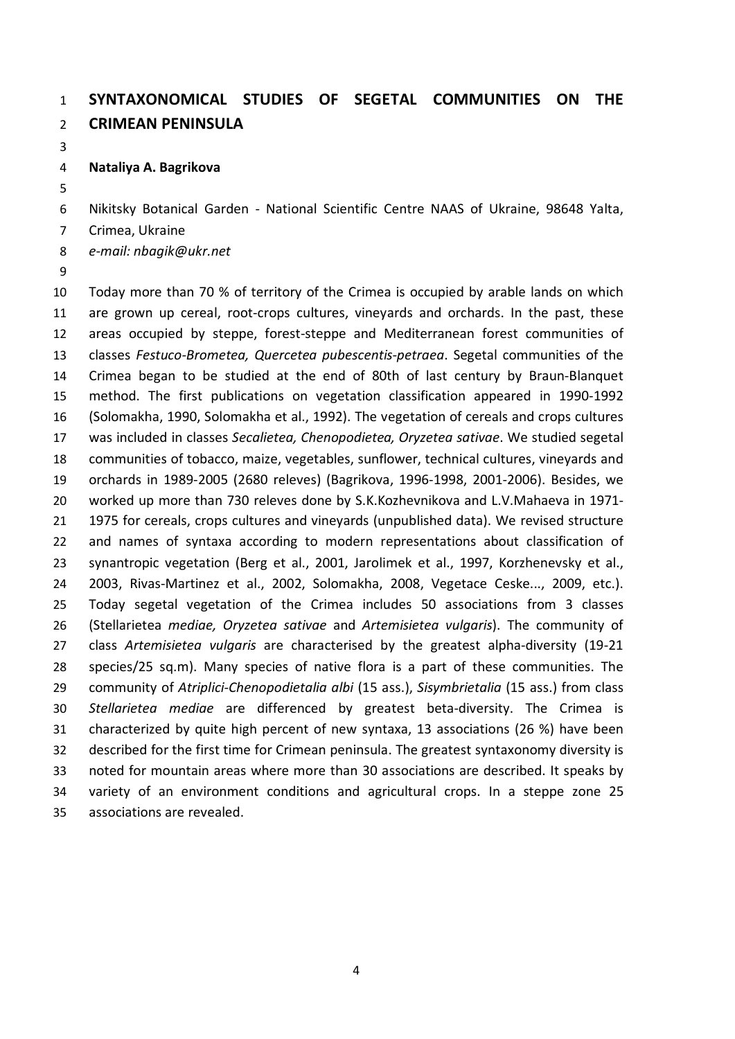# SYNTAXONOMICAL STUDIES OF SEGETAL COMMUNITIES ON THE CRIMEAN PENINSULA

**Nataliya A. Bagrikova**

Nikitsky Botanical Garden - National Scientific Centre NAAS of Ukraine, 98648 Yalta, Crimea, Ukraine
*e-mail: nbagik@ukr.net*

Today more than 70 % of territory of the Crimea is occupied by arable lands on which are grown up cereal, root-crops cultures, vineyards and orchards. In the past, these areas occupied by steppe, forest-steppe and Mediterranean forest communities of classes *Festuco-Brometea, Quercetea pubescentis-petraea*. Segetal communities of the Crimea began to be studied at the end of 80th of last century by Braun-Blanquet method. The first publications on vegetation classification appeared in 1990-1992 (Solomakha, 1990, Solomakha et al., 1992). The vegetation of cereals and crops cultures was included in classes *Secalietea, Chenopodietea, Oryzetea sativae*. We studied segetal communities of tobacco, maize, vegetables, sunflower, technical cultures, vineyards and orchards in 1989-2005 (2680 releves) (Bagrikova, 1996-1998, 2001-2006). Besides, we worked up more than 730 releves done by S.K.Kozhevnikova and L.V.Mahaeva in 1971-1975 for cereals, crops cultures and vineyards (unpublished data). We revised structure and names of syntaxa according to modern representations about classification of synantropic vegetation (Berg et al., 2001, Jarolimek et al., 1997, Korzhenevsky et al., 2003, Rivas-Martinez et al., 2002, Solomakha, 2008, Vegetace Ceske..., 2009, etc.). Today segetal vegetation of the Crimea includes 50 associations from 3 classes (Stellarietea *mediae, Oryzetea sativae* and *Artemisietea vulgaris*). The community of class *Artemisietea vulgaris* are characterised by the greatest alpha-diversity (19-21 species/25 sq.m). Many species of native flora is a part of these communities. The community of *Atriplici-Chenopodietalia albi* (15 ass.), *Sisymbrietalia* (15 ass.) from class *Stellarietea mediae* are differenced by greatest beta-diversity. The Crimea is characterized by quite high percent of new syntaxa, 13 associations (26 %) have been described for the first time for Crimean peninsula. The greatest syntaxonomy diversity is noted for mountain areas where more than 30 associations are described. It speaks by variety of an environment conditions and agricultural crops. In a steppe zone 25 associations are revealed.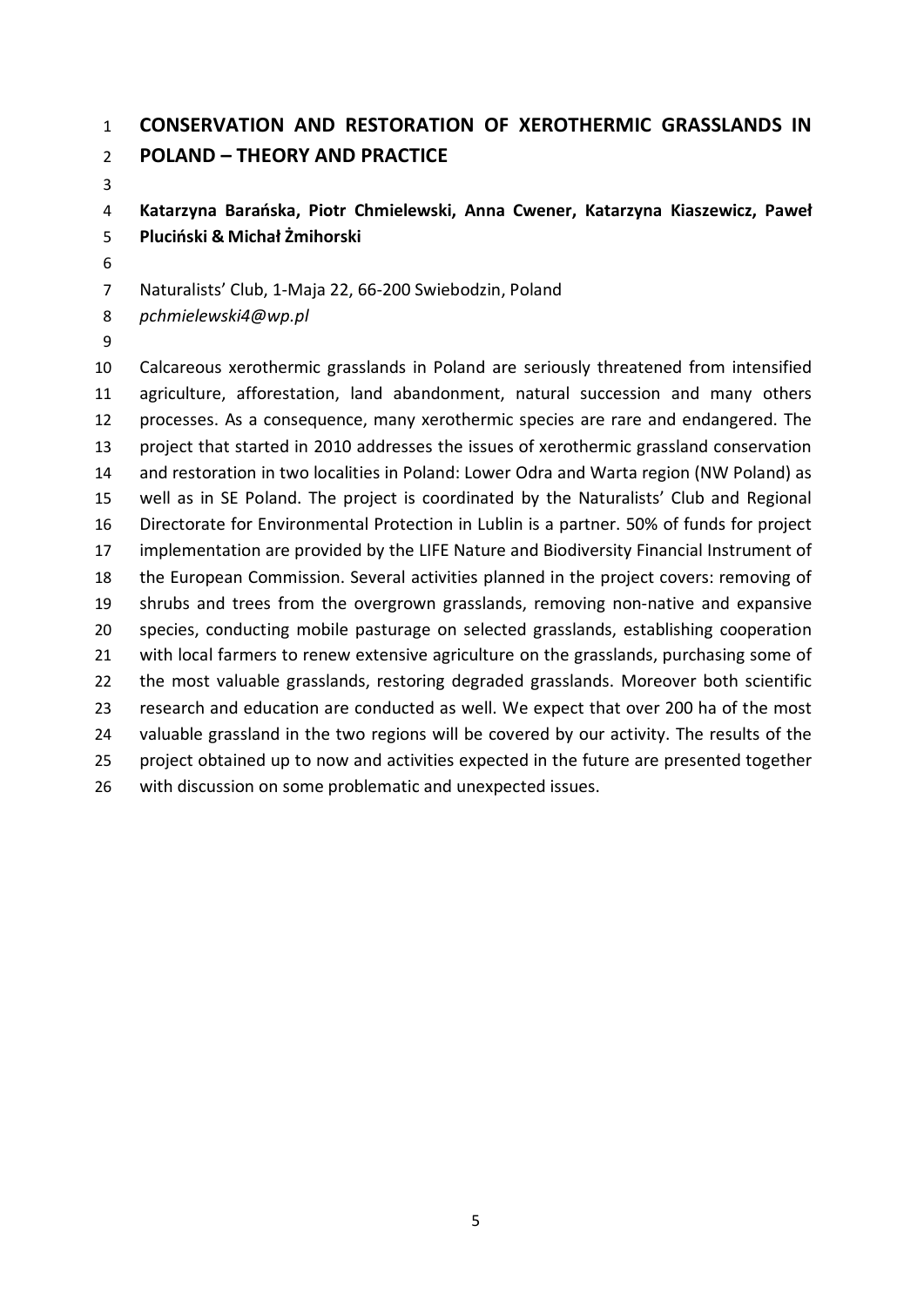# CONSERVATION AND RESTORATION OF XEROTHERMIC GRASSLANDS IN POLAND – THEORY AND PRACTICE

**Katarzyna Barańska, Piotr Chmielewski, Anna Cwener, Katarzyna Kiaszewicz, Paweł Pluciński & Michał Żmihorski**

Naturalists' Club, 1-Maja 22, 66-200 Swiebodzin, Poland
*pchmielewski4@wp.pl*

Calcareous xerothermic grasslands in Poland are seriously threatened from intensified agriculture, afforestation, land abandonment, natural succession and many others processes. As a consequence, many xerothermic species are rare and endangered. The project that started in 2010 addresses the issues of xerothermic grassland conservation and restoration in two localities in Poland: Lower Odra and Warta region (NW Poland) as well as in SE Poland. The project is coordinated by the Naturalists' Club and Regional Directorate for Environmental Protection in Lublin is a partner. 50% of funds for project implementation are provided by the LIFE Nature and Biodiversity Financial Instrument of the European Commission. Several activities planned in the project covers: removing of shrubs and trees from the overgrown grasslands, removing non-native and expansive species, conducting mobile pasturage on selected grasslands, establishing cooperation with local farmers to renew extensive agriculture on the grasslands, purchasing some of the most valuable grasslands, restoring degraded grasslands. Moreover both scientific research and education are conducted as well. We expect that over 200 ha of the most valuable grassland in the two regions will be covered by our activity. The results of the project obtained up to now and activities expected in the future are presented together with discussion on some problematic and unexpected issues.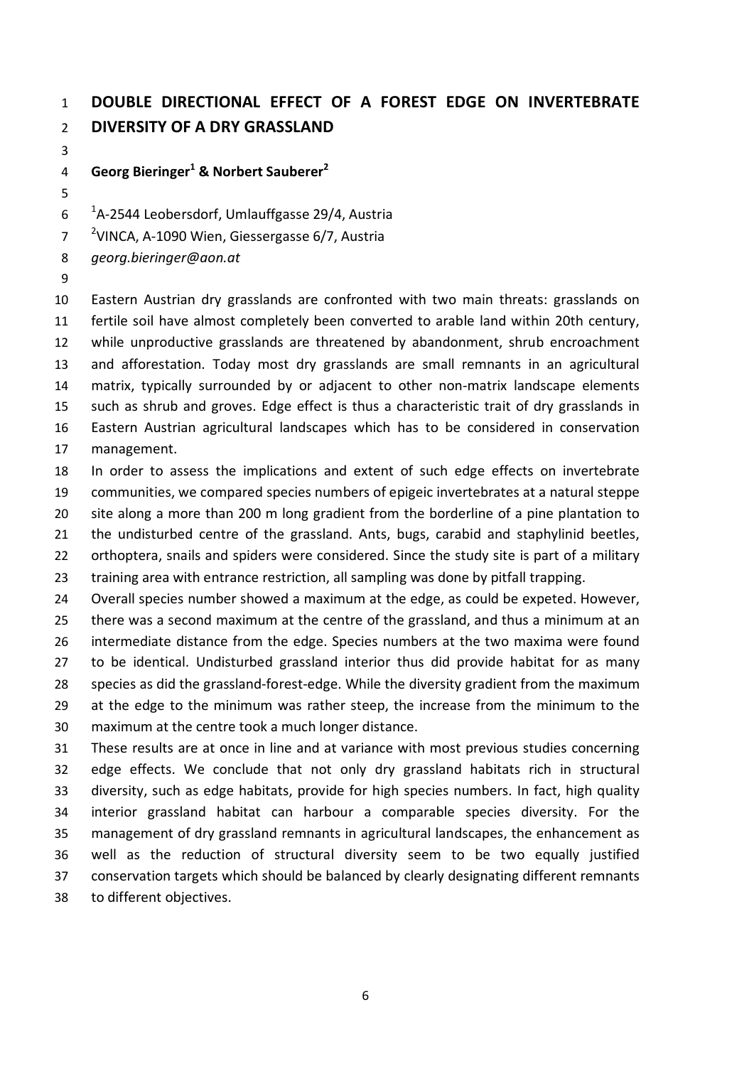# DOUBLE DIRECTIONAL EFFECT OF A FOREST EDGE ON INVERTEBRATE DIVERSITY OF A DRY GRASSLAND

**Georg Bieringer[1] & Norbert Sauberer[2]**

[1]A-2544 Leobersdorf, Umlauffgasse 29/4, Austria
[2]VINCA, A-1090 Wien, Giessergasse 6/7, Austria
*georg.bieringer@aon.at*

Eastern Austrian dry grasslands are confronted with two main threats: grasslands on fertile soil have almost completely been converted to arable land within 20th century, while unproductive grasslands are threatened by abandonment, shrub encroachment and afforestation. Today most dry grasslands are small remnants in an agricultural matrix, typically surrounded by or adjacent to other non-matrix landscape elements such as shrub and groves. Edge effect is thus a characteristic trait of dry grasslands in Eastern Austrian agricultural landscapes which has to be considered in conservation management.

In order to assess the implications and extent of such edge effects on invertebrate communities, we compared species numbers of epigeic invertebrates at a natural steppe site along a more than 200 m long gradient from the borderline of a pine plantation to the undisturbed centre of the grassland. Ants, bugs, carabid and staphylinid beetles, orthoptera, snails and spiders were considered. Since the study site is part of a military training area with entrance restriction, all sampling was done by pitfall trapping.

Overall species number showed a maximum at the edge, as could be expeted. However, there was a second maximum at the centre of the grassland, and thus a minimum at an intermediate distance from the edge. Species numbers at the two maxima were found to be identical. Undisturbed grassland interior thus did provide habitat for as many species as did the grassland-forest-edge. While the diversity gradient from the maximum at the edge to the minimum was rather steep, the increase from the minimum to the maximum at the centre took a much longer distance.

These results are at once in line and at variance with most previous studies concerning edge effects. We conclude that not only dry grassland habitats rich in structural diversity, such as edge habitats, provide for high species numbers. In fact, high quality interior grassland habitat can harbour a comparable species diversity. For the management of dry grassland remnants in agricultural landscapes, the enhancement as well as the reduction of structural diversity seem to be two equally justified conservation targets which should be balanced by clearly designating different remnants to different objectives.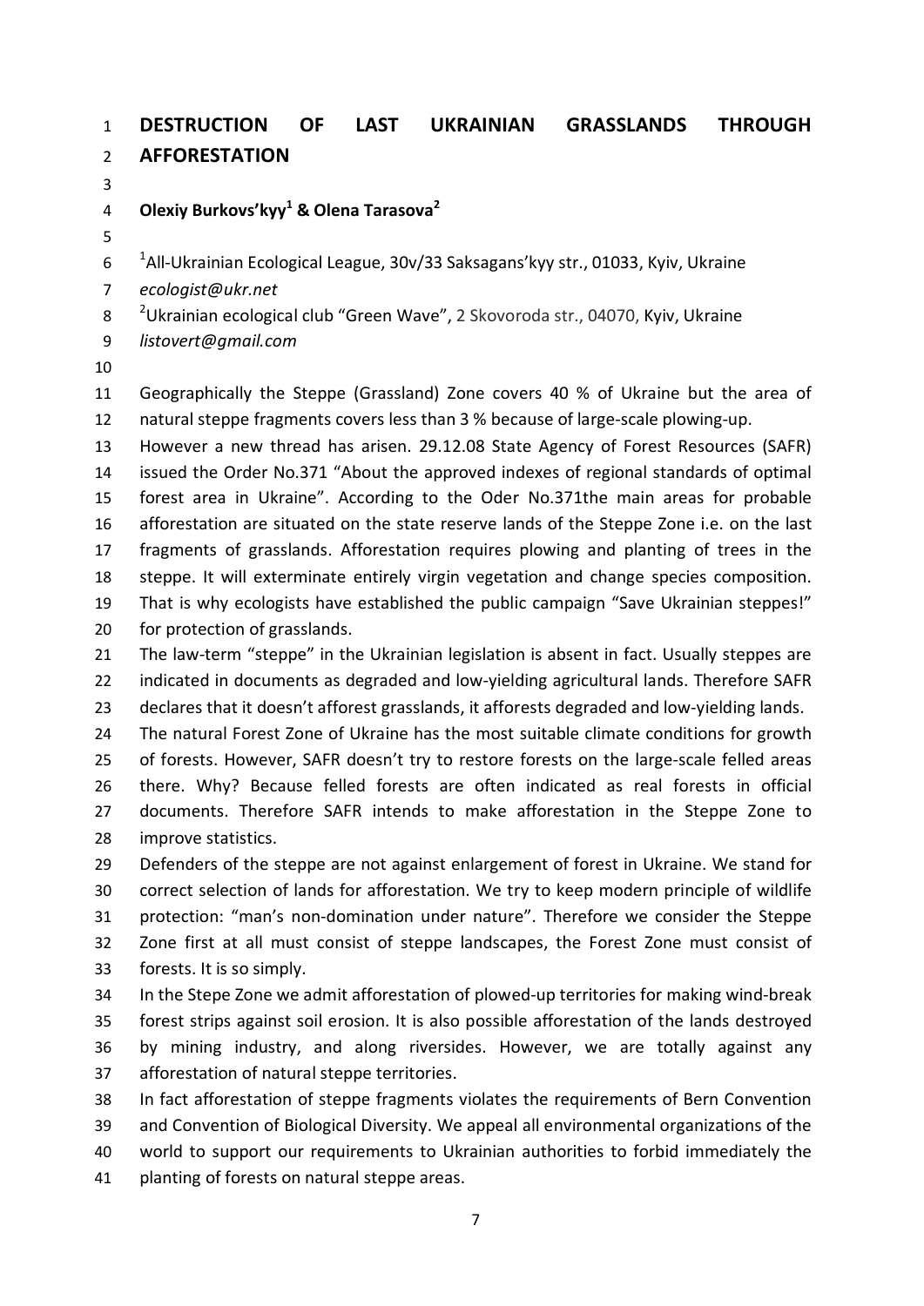# DESTRUCTION OF LAST UKRAINIAN GRASSLANDS THROUGH AFFORESTATION

**Olexiy Burkovs'kyy[1] & Olena Tarasova[2]**

[1]All-Ukrainian Ecological League, 30v/33 Saksagans'kyy str., 01033, Kyiv, Ukraine
*ecologist@ukr.net*
[2]Ukrainian ecological club "Green Wave", 2 Skovoroda str., 04070, Kyiv, Ukraine
*listovert@gmail.com*

Geographically the Steppe (Grassland) Zone covers 40 % of Ukraine but the area of natural steppe fragments covers less than 3 % because of large-scale plowing-up.
However a new thread has arisen. 29.12.08 State Agency of Forest Resources (SAFR) issued the Order No.371 "About the approved indexes of regional standards of optimal forest area in Ukraine". According to the Oder No.371the main areas for probable afforestation are situated on the state reserve lands of the Steppe Zone i.e. on the last fragments of grasslands. Afforestation requires plowing and planting of trees in the steppe. It will exterminate entirely virgin vegetation and change species composition. That is why ecologists have established the public campaign "Save Ukrainian steppes!" for protection of grasslands.
The law-term "steppe" in the Ukrainian legislation is absent in fact. Usually steppes are indicated in documents as degraded and low-yielding agricultural lands. Therefore SAFR declares that it doesn't afforest grasslands, it afforests degraded and low-yielding lands.
The natural Forest Zone of Ukraine has the most suitable climate conditions for growth of forests. However, SAFR doesn't try to restore forests on the large-scale felled areas there. Why? Because felled forests are often indicated as real forests in official documents. Therefore SAFR intends to make afforestation in the Steppe Zone to improve statistics.
Defenders of the steppe are not against enlargement of forest in Ukraine. We stand for correct selection of lands for afforestation. We try to keep modern principle of wildlife protection: "man's non-domination under nature". Therefore we consider the Steppe Zone first at all must consist of steppe landscapes, the Forest Zone must consist of forests. It is so simply.
In the Stepe Zone we admit afforestation of plowed-up territories for making wind-break forest strips against soil erosion. It is also possible afforestation of the lands destroyed by mining industry, and along riversides. However, we are totally against any afforestation of natural steppe territories.
In fact afforestation of steppe fragments violates the requirements of Bern Convention and Convention of Biological Diversity. We appeal all environmental organizations of the world to support our requirements to Ukrainian authorities to forbid immediately the planting of forests on natural steppe areas.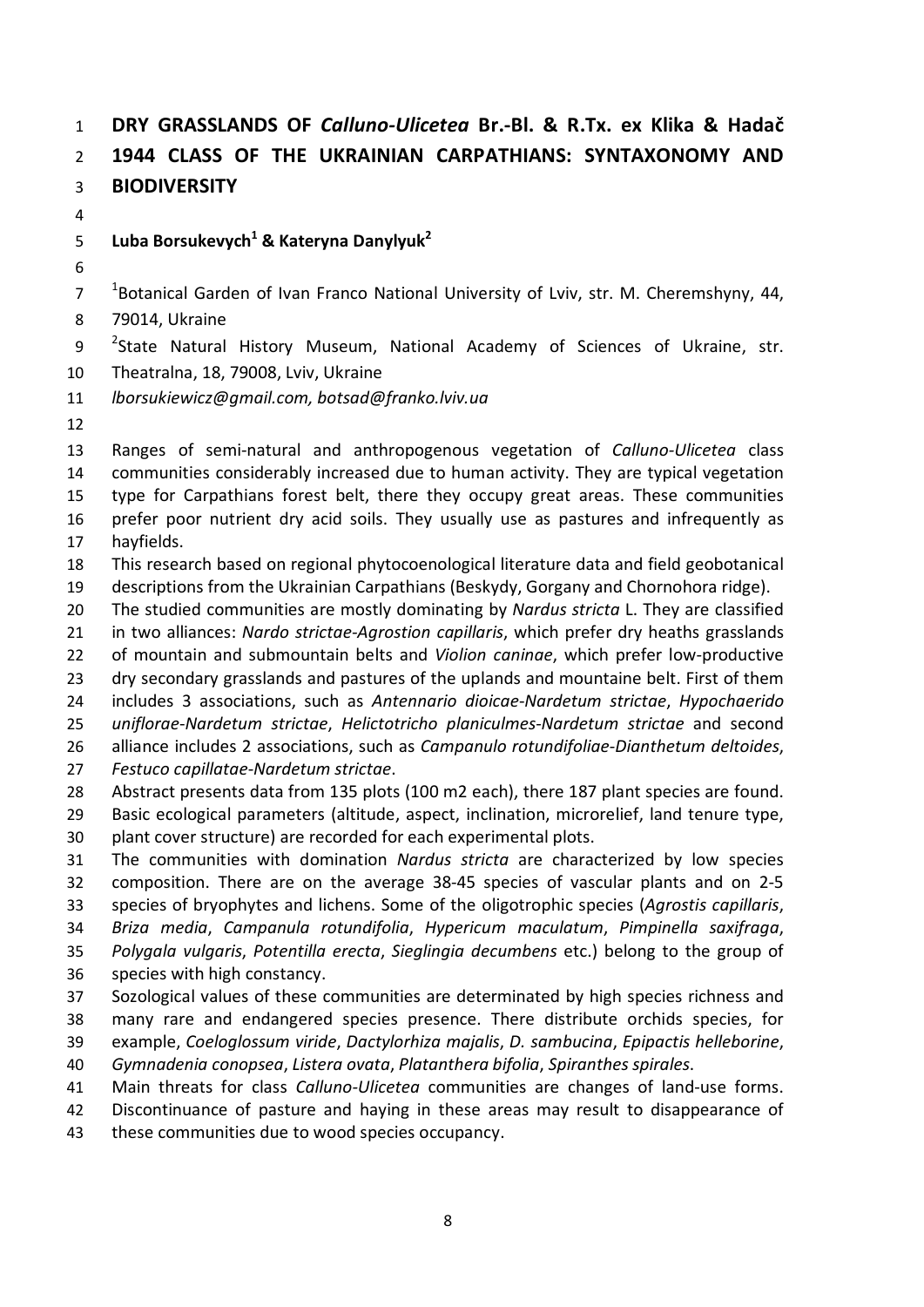# DRY GRASSLANDS OF *Calluno-Ulicetea* Br.-Bl. & R.Tx. ex Klika & Hadač 1944 CLASS OF THE UKRAINIAN CARPATHIANS: SYNTAXONOMY AND BIODIVERSITY

**Luba Borsukevych[1] & Kateryna Danylyuk[2]**

[1]Botanical Garden of Ivan Franco National University of Lviv, str. M. Cheremshyny, 44, 79014, Ukraine

[2]State Natural History Museum, National Academy of Sciences of Ukraine, str. Theatralna, 18, 79008, Lviv, Ukraine

*lborsukiewicz@gmail.com, botsad@franko.lviv.ua*

Ranges of semi-natural and anthropogenous vegetation of *Calluno-Ulicetea* class communities considerably increased due to human activity. They are typical vegetation type for Carpathians forest belt, there they occupy great areas. These communities prefer poor nutrient dry acid soils. They usually use as pastures and infrequently as hayfields.

This research based on regional phytocoenological literature data and field geobotanical descriptions from the Ukrainian Carpathians (Beskydy, Gorgany and Chornohora ridge).

The studied communities are mostly dominating by *Nardus stricta* L. They are classified in two alliances: *Nardo strictae-Agrostion capillaris*, which prefer dry heaths grasslands of mountain and submountain belts and *Violion caninae*, which prefer low-productive dry secondary grasslands and pastures of the uplands and mountaine belt. First of them includes 3 associations, such as *Antennario dioicae-Nardetum strictae*, *Hypochaerido uniflorae-Nardetum strictae*, *Helictotricho planiculmes-Nardetum strictae* and second alliance includes 2 associations, such as *Campanulo rotundifoliae-Dianthetum deltoides*, *Festuco capillatae-Nardetum strictae*.

Abstract presents data from 135 plots (100 m2 each), there 187 plant species are found. Basic ecological parameters (altitude, aspect, inclination, microrelief, land tenure type, plant cover structure) are recorded for each experimental plots.

The communities with domination *Nardus stricta* are characterized by low species composition. There are on the average 38-45 species of vascular plants and on 2-5 species of bryophytes and lichens. Some of the oligotrophic species (*Agrostis capillaris*, *Briza media*, *Campanula rotundifolia*, *Hypericum maculatum*, *Pimpinella saxifraga*, *Polygala vulgaris*, *Potentilla erecta*, *Sieglingia decumbens* etc.) belong to the group of species with high constancy.

Sozological values of these communities are determinated by high species richness and many rare and endangered species presence. There distribute orchids species, for example, *Coeloglossum viride*, *Dactylorhiza majalis*, *D. sambucina*, *Epipactis helleborine*, *Gymnadenia conopsea*, *Listera ovata*, *Platanthera bifolia*, *Spiranthes spirales*.

Main threats for class *Calluno-Ulicetea* communities are changes of land-use forms. Discontinuance of pasture and haying in these areas may result to disappearance of these communities due to wood species occupancy.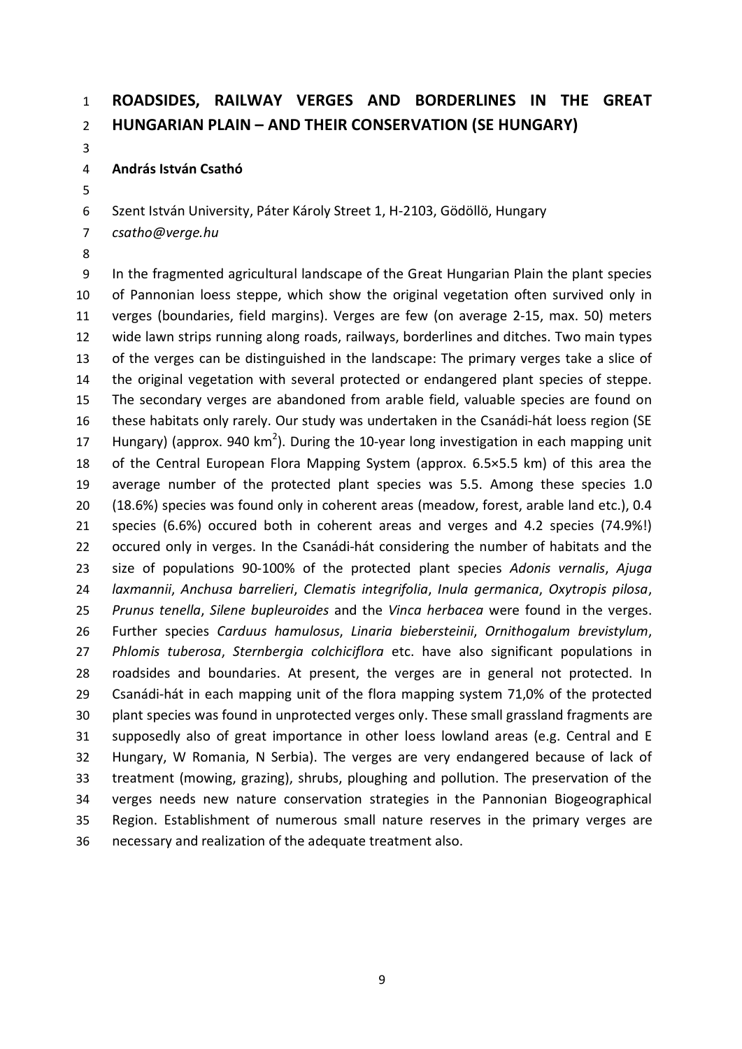# ROADSIDES, RAILWAY VERGES AND BORDERLINES IN THE GREAT HUNGARIAN PLAIN – AND THEIR CONSERVATION (SE HUNGARY)

**András István Csathó**

Szent István University, Páter Károly Street 1, H-2103, Gödöllö, Hungary
*csatho@verge.hu*

In the fragmented agricultural landscape of the Great Hungarian Plain the plant species of Pannonian loess steppe, which show the original vegetation often survived only in verges (boundaries, field margins). Verges are few (on average 2-15, max. 50) meters wide lawn strips running along roads, railways, borderlines and ditches. Two main types of the verges can be distinguished in the landscape: The primary verges take a slice of the original vegetation with several protected or endangered plant species of steppe. The secondary verges are abandoned from arable field, valuable species are found on these habitats only rarely. Our study was undertaken in the Csanádi-hát loess region (SE Hungary) (approx. 940 km$^2$). During the 10-year long investigation in each mapping unit of the Central European Flora Mapping System (approx. 6.5×5.5 km) of this area the average number of the protected plant species was 5.5. Among these species 1.0 (18.6%) species was found only in coherent areas (meadow, forest, arable land etc.), 0.4 species (6.6%) occured both in coherent areas and verges and 4.2 species (74.9%!) occured only in verges. In the Csanádi-hát considering the number of habitats and the size of populations 90-100% of the protected plant species *Adonis vernalis*, *Ajuga laxmannii*, *Anchusa barrelieri*, *Clematis integrifolia*, *Inula germanica*, *Oxytropis pilosa*, *Prunus tenella*, *Silene bupleuroides* and the *Vinca herbacea* were found in the verges. Further species *Carduus hamulosus*, *Linaria biebersteinii*, *Ornithogalum brevistylum*, *Phlomis tuberosa*, *Sternbergia colchiciflora* etc. have also significant populations in roadsides and boundaries. At present, the verges are in general not protected. In Csanádi-hát in each mapping unit of the flora mapping system 71,0% of the protected plant species was found in unprotected verges only. These small grassland fragments are supposedly also of great importance in other loess lowland areas (e.g. Central and E Hungary, W Romania, N Serbia). The verges are very endangered because of lack of treatment (mowing, grazing), shrubs, ploughing and pollution. The preservation of the verges needs new nature conservation strategies in the Pannonian Biogeographical Region. Establishment of numerous small nature reserves in the primary verges are necessary and realization of the adequate treatment also.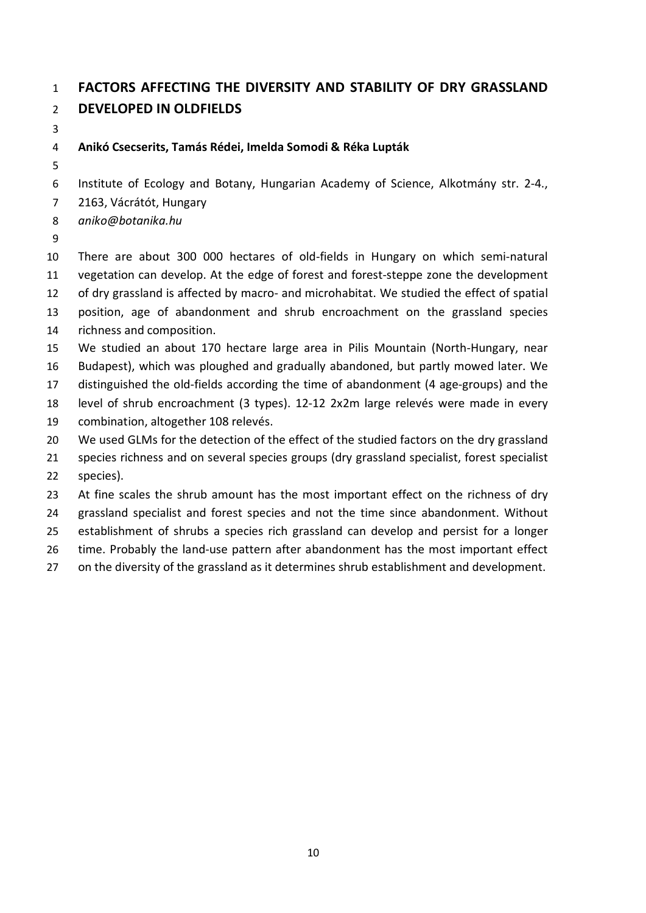# FACTORS AFFECTING THE DIVERSITY AND STABILITY OF DRY GRASSLAND DEVELOPED IN OLDFIELDS

**Anikó Csecserits, Tamás Rédei, Imelda Somodi & Réka Lupták**

Institute of Ecology and Botany, Hungarian Academy of Science, Alkotmány str. 2-4., 2163, Vácrátót, Hungary

*aniko@botanika.hu*

There are about 300 000 hectares of old-fields in Hungary on which semi-natural vegetation can develop. At the edge of forest and forest-steppe zone the development of dry grassland is affected by macro- and microhabitat. We studied the effect of spatial position, age of abandonment and shrub encroachment on the grassland species richness and composition.

We studied an about 170 hectare large area in Pilis Mountain (North-Hungary, near Budapest), which was ploughed and gradually abandoned, but partly mowed later. We distinguished the old-fields according the time of abandonment (4 age-groups) and the level of shrub encroachment (3 types). 12-12 2x2m large relevés were made in every combination, altogether 108 relevés.

We used GLMs for the detection of the effect of the studied factors on the dry grassland species richness and on several species groups (dry grassland specialist, forest specialist species).

At fine scales the shrub amount has the most important effect on the richness of dry grassland specialist and forest species and not the time since abandonment. Without establishment of shrubs a species rich grassland can develop and persist for a longer time. Probably the land-use pattern after abandonment has the most important effect on the diversity of the grassland as it determines shrub establishment and development.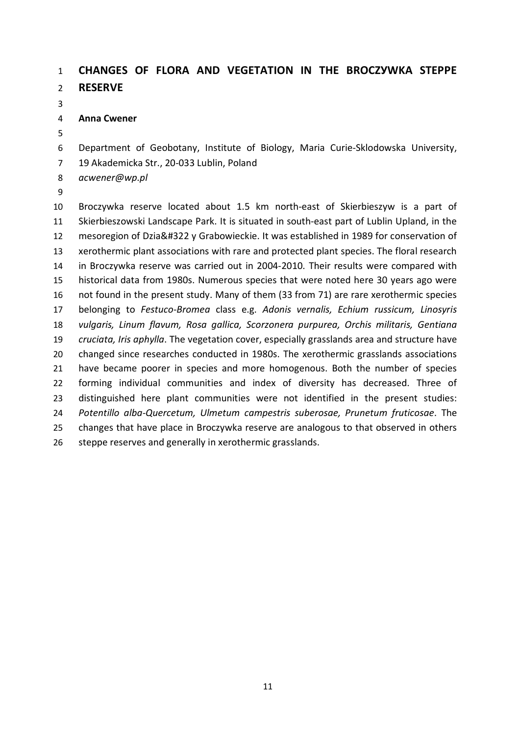# CHANGES OF FLORA AND VEGETATION IN THE BROCZYWKA STEPPE RESERVE

**Anna Cwener**

Department of Geobotany, Institute of Biology, Maria Curie-Sklodowska University, 19 Akademicka Str., 20-033 Lublin, Poland
*acwener@wp.pl*

Broczywka reserve located about 1.5 km north-east of Skierbieszyw is a part of Skierbieszowski Landscape Park. It is situated in south-east part of Lublin Upland, in the mesoregion of Dzia&#322 y Grabowieckie. It was established in 1989 for conservation of xerothermic plant associations with rare and protected plant species. The floral research in Broczywka reserve was carried out in 2004-2010. Their results were compared with historical data from 1980s. Numerous species that were noted here 30 years ago were not found in the present study. Many of them (33 from 71) are rare xerothermic species belonging to *Festuco-Bromea* class e.g. *Adonis vernalis, Echium russicum, Linosyris vulgaris, Linum flavum, Rosa gallica, Scorzonera purpurea, Orchis militaris, Gentiana cruciata, Iris aphylla*. The vegetation cover, especially grasslands area and structure have changed since researches conducted in 1980s. The xerothermic grasslands associations have became poorer in species and more homogenous. Both the number of species forming individual communities and index of diversity has decreased. Three of distinguished here plant communities were not identified in the present studies: *Potentillo alba-Quercetum, Ulmetum campestris suberosae, Prunetum fruticosae*. The changes that have place in Broczywka reserve are analogous to that observed in others steppe reserves and generally in xerothermic grasslands.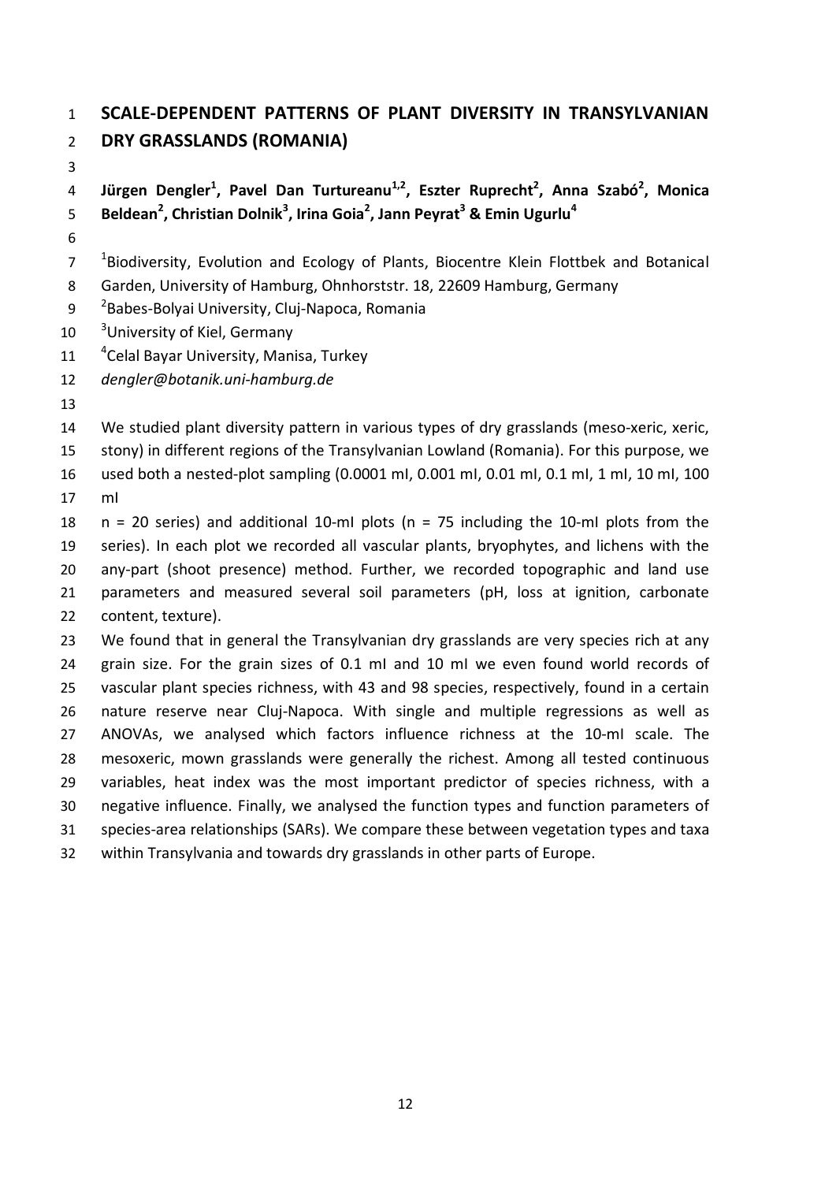## SCALE-DEPENDENT PATTERNS OF PLANT DIVERSITY IN TRANSYLVANIAN DRY GRASSLANDS (ROMANIA)

**Jürgen Dengler[1], Pavel Dan Turtureanu[1,2], Eszter Ruprecht[2], Anna Szabó[2], Monica Beldean[2], Christian Dolnik[3], Irina Goia[2], Jann Peyrat[3] & Emin Ugurlu[4]**

[1]Biodiversity, Evolution and Ecology of Plants, Biocentre Klein Flottbek and Botanical Garden, University of Hamburg, Ohnhorststr. 18, 22609 Hamburg, Germany
[2]Babes-Bolyai University, Cluj-Napoca, Romania
[3]University of Kiel, Germany
[4]Celal Bayar University, Manisa, Turkey
*dengler@botanik.uni-hamburg.de*

We studied plant diversity pattern in various types of dry grasslands (meso-xeric, xeric, stony) in different regions of the Transylvanian Lowland (Romania). For this purpose, we used both a nested-plot sampling (0.0001 mI, 0.001 mI, 0.01 mI, 0.1 mI, 1 mI, 10 mI, 100 mI

n = 20 series) and additional 10-mI plots (n = 75 including the 10-mI plots from the series). In each plot we recorded all vascular plants, bryophytes, and lichens with the any-part (shoot presence) method. Further, we recorded topographic and land use parameters and measured several soil parameters (pH, loss at ignition, carbonate content, texture).

We found that in general the Transylvanian dry grasslands are very species rich at any grain size. For the grain sizes of 0.1 mI and 10 mI we even found world records of vascular plant species richness, with 43 and 98 species, respectively, found in a certain nature reserve near Cluj-Napoca. With single and multiple regressions as well as ANOVAs, we analysed which factors influence richness at the 10-mI scale. The mesoxeric, mown grasslands were generally the richest. Among all tested continuous variables, heat index was the most important predictor of species richness, with a negative influence. Finally, we analysed the function types and function parameters of species-area relationships (SARs). We compare these between vegetation types and taxa within Transylvania and towards dry grasslands in other parts of Europe.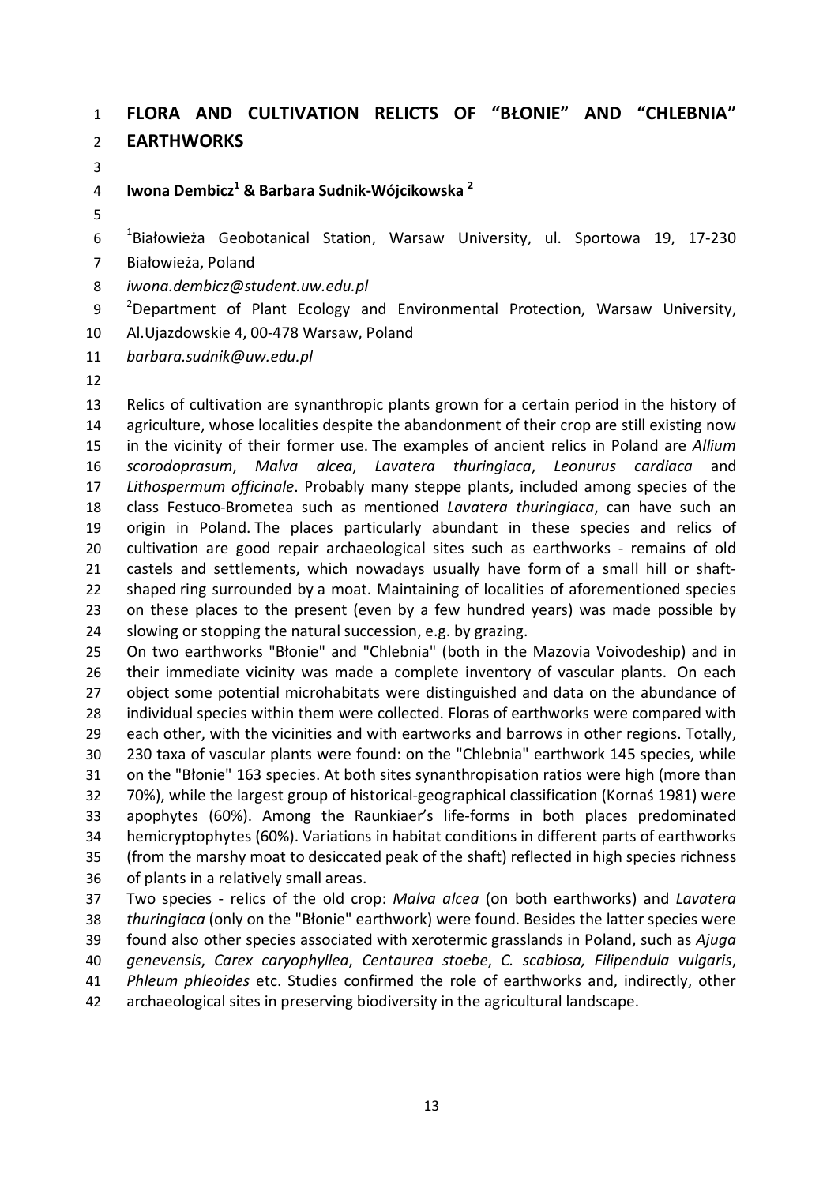# FLORA AND CULTIVATION RELICTS OF "BŁONIE" AND "CHLEBNIA" EARTHWORKS

**Iwona Dembicz[1] & Barbara Sudnik-Wójcikowska [2]**

[1]Białowieża Geobotanical Station, Warsaw University, ul. Sportowa 19, 17-230 Białowieża, Poland
*iwona.dembicz@student.uw.edu.pl*
[2]Department of Plant Ecology and Environmental Protection, Warsaw University, Al.Ujazdowskie 4, 00-478 Warsaw, Poland
*barbara.sudnik@uw.edu.pl*

Relics of cultivation are synanthropic plants grown for a certain period in the history of agriculture, whose localities despite the abandonment of their crop are still existing now in the vicinity of their former use. The examples of ancient relics in Poland are *Allium scorodoprasum*, *Malva alcea*, *Lavatera thuringiaca*, *Leonurus cardiaca* and *Lithospermum officinale*. Probably many steppe plants, included among species of the class Festuco-Brometea such as mentioned *Lavatera thuringiaca*, can have such an origin in Poland. The places particularly abundant in these species and relics of cultivation are good repair archaeological sites such as earthworks - remains of old castels and settlements, which nowadays usually have form of a small hill or shaft-shaped ring surrounded by a moat. Maintaining of localities of aforementioned species on these places to the present (even by a few hundred years) was made possible by slowing or stopping the natural succession, e.g. by grazing.

On two earthworks "Błonie" and "Chlebnia" (both in the Mazovia Voivodeship) and in their immediate vicinity was made a complete inventory of vascular plants. On each object some potential microhabitats were distinguished and data on the abundance of individual species within them were collected. Floras of earthworks were compared with each other, with the vicinities and with eartworks and barrows in other regions. Totally, 230 taxa of vascular plants were found: on the "Chlebnia" earthwork 145 species, while on the "Błonie" 163 species. At both sites synanthropisation ratios were high (more than 70%), while the largest group of historical-geographical classification (Kornaś 1981) were apophytes (60%). Among the Raunkiaer's life-forms in both places predominated hemicryptophytes (60%). Variations in habitat conditions in different parts of earthworks (from the marshy moat to desiccated peak of the shaft) reflected in high species richness of plants in a relatively small areas.

Two species - relics of the old crop: *Malva alcea* (on both earthworks) and *Lavatera thuringiaca* (only on the "Błonie" earthwork) were found. Besides the latter species were found also other species associated with xerotermic grasslands in Poland, such as *Ajuga genevensis*, *Carex caryophyllea*, *Centaurea stoebe*, *C. scabiosa, Filipendula vulgaris*, *Phleum phleoides* etc. Studies confirmed the role of earthworks and, indirectly, other archaeological sites in preserving biodiversity in the agricultural landscape.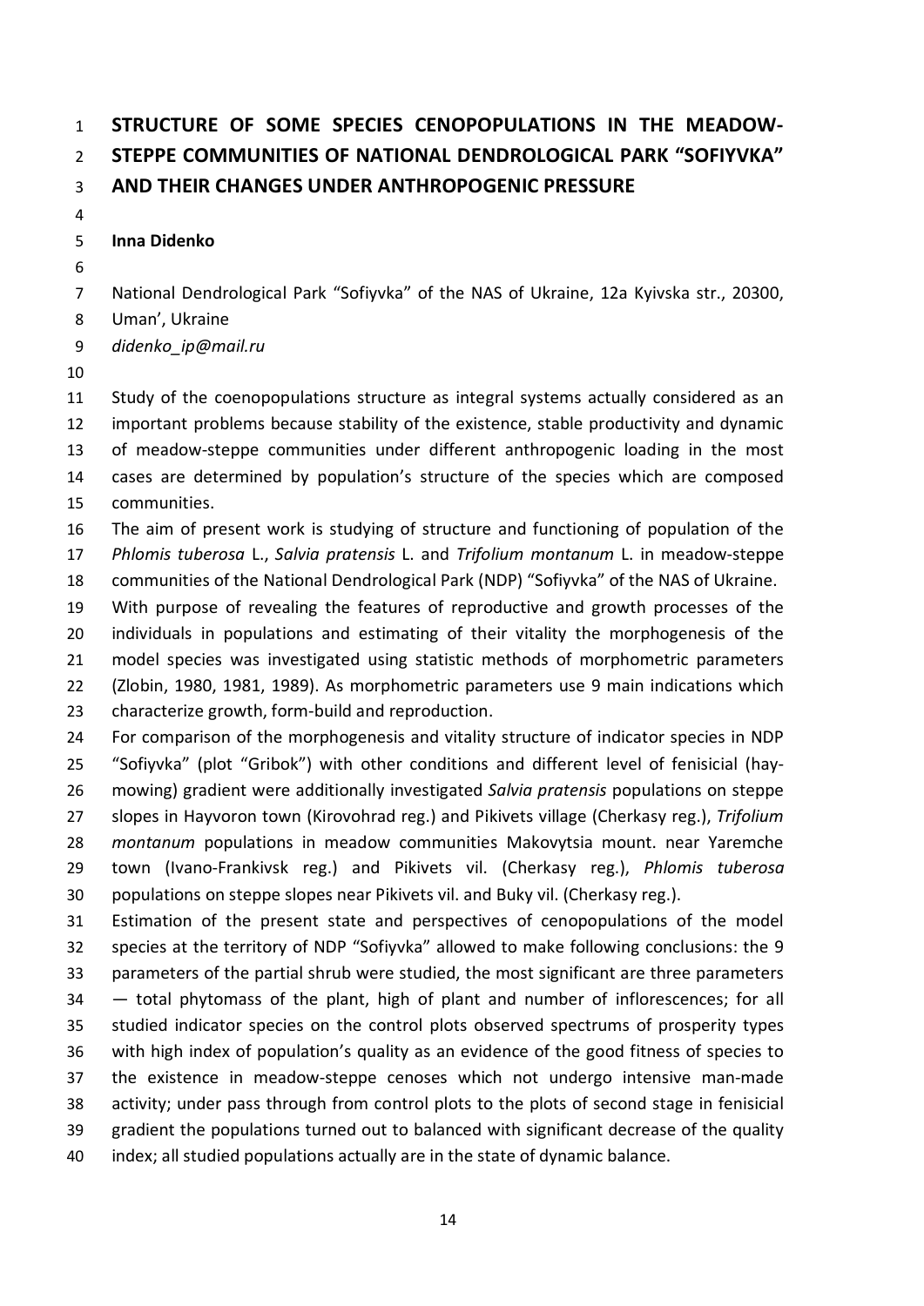# STRUCTURE OF SOME SPECIES CENOPOPULATIONS IN THE MEADOW-STEPPE COMMUNITIES OF NATIONAL DENDROLOGICAL PARK "SOFIYVKA" AND THEIR CHANGES UNDER ANTHROPOGENIC PRESSURE

**Inna Didenko**

National Dendrological Park "Sofiyvka" of the NAS of Ukraine, 12a Kyivska str., 20300, Uman', Ukraine
*didenko_ip@mail.ru*

Study of the coenopopulations structure as integral systems actually considered as an important problems because stability of the existence, stable productivity and dynamic of meadow-steppe communities under different anthropogenic loading in the most cases are determined by population's structure of the species which are composed communities.

The aim of present work is studying of structure and functioning of population of the *Phlomis tuberosa* L., *Salvia pratensis* L. and *Trifolium montanum* L. in meadow-steppe communities of the National Dendrological Park (NDP) "Sofiyvka" of the NAS of Ukraine.

With purpose of revealing the features of reproductive and growth processes of the individuals in populations and estimating of their vitality the morphogenesis of the model species was investigated using statistic methods of morphometric parameters (Zlobin, 1980, 1981, 1989). As morphometric parameters use 9 main indications which characterize growth, form-build and reproduction.

For comparison of the morphogenesis and vitality structure of indicator species in NDP "Sofiyvka" (plot "Gribok") with other conditions and different level of fenisicial (hay-mowing) gradient were additionally investigated *Salvia pratensis* populations on steppe slopes in Hayvoron town (Kirovohrad reg.) and Pikivets village (Cherkasy reg.), *Trifolium montanum* populations in meadow communities Makovytsia mount. near Yaremche town (Ivano-Frankivsk reg.) and Pikivets vil. (Cherkasy reg.), *Phlomis tuberosa* populations on steppe slopes near Pikivets vil. and Buky vil. (Cherkasy reg.).

Estimation of the present state and perspectives of cenopopulations of the model species at the territory of NDP "Sofiyvka" allowed to make following conclusions: the 9 parameters of the partial shrub were studied, the most significant are three parameters — total phytomass of the plant, high of plant and number of inflorescences; for all studied indicator species on the control plots observed spectrums of prosperity types with high index of population's quality as an evidence of the good fitness of species to the existence in meadow-steppe cenoses which not undergo intensive man-made activity; under pass through from control plots to the plots of second stage in fenisicial gradient the populations turned out to balanced with significant decrease of the quality index; all studied populations actually are in the state of dynamic balance.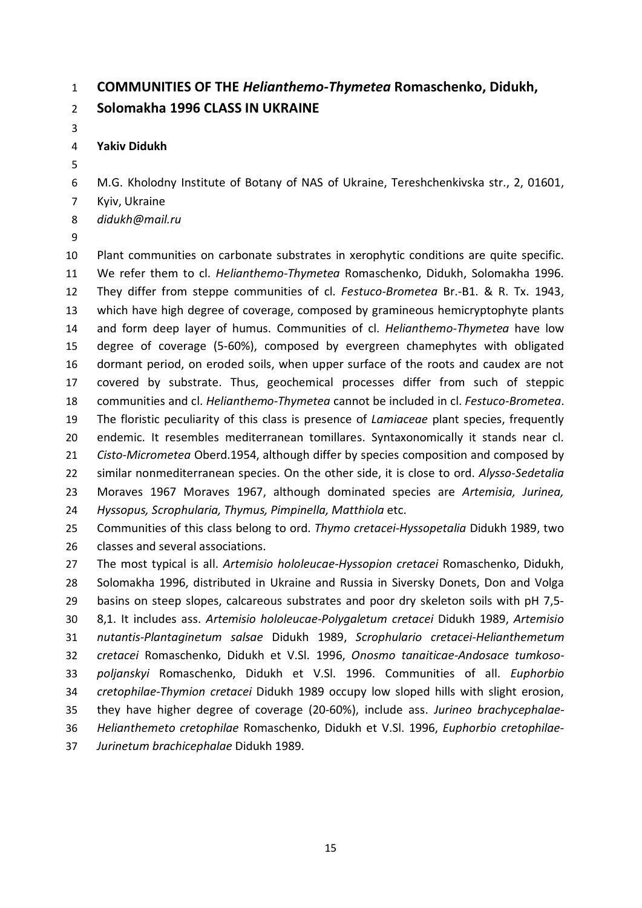# COMMUNITIES OF THE *Helianthemo-Thymetea* Romaschenko, Didukh, Solomakha 1996 CLASS IN UKRAINE

**Yakiv Didukh**

M.G. Kholodny Institute of Botany of NAS of Ukraine, Tereshchenkivska str., 2, 01601, Kyiv, Ukraine

*didukh@mail.ru*

Plant communities on carbonate substrates in xerophytic conditions are quite specific. We refer them to cl. *Helianthemo-Thymetea* Romaschenko, Didukh, Solomakha 1996. They differ from steppe communities of cl. *Festuco-Brometea* Br.-Bl. & R. Tx. 1943, which have high degree of coverage, composed by gramineous hemicryptophyte plants and form deep layer of humus. Communities of cl. *Helianthemo-Thymetea* have low degree of coverage (5-60%), composed by evergreen chamephytes with obligated dormant period, on eroded soils, when upper surface of the roots and caudex are not covered by substrate. Thus, geochemical processes differ from such of steppic communities and cl. *Helianthemo-Thymetea* cannot be included in cl. *Festuco-Brometea*. The floristic peculiarity of this class is presence of *Lamiaceae* plant species, frequently endemic. It resembles mediterranean tomillares. Syntaxonomically it stands near cl. *Cisto-Micrometea* Oberd.1954, although differ by species composition and composed by similar nonmediterranean species. On the other side, it is close to ord. *Alysso-Sedetalia* Moraves 1967 Moraves 1967, although dominated species are *Artemisia, Jurinea, Hyssopus, Scrophularia, Thymus, Pimpinella, Matthiola* etc.

Communities of this class belong to ord. *Thymo cretacei-Hyssopetalia* Didukh 1989, two classes and several associations.

The most typical is all. *Artemisio hololeucae-Hyssopion cretacei* Romaschenko, Didukh, Solomakha 1996, distributed in Ukraine and Russia in Siversky Donets, Don and Volga basins on steep slopes, calcareous substrates and poor dry skeleton soils with pH 7,5-8,1. It includes ass. *Artemisio hololeucae-Polygaletum cretacei* Didukh 1989, *Artemisio nutantis-Plantaginetum salsae* Didukh 1989, *Scrophulario cretacei-Helianthemetum cretacei* Romaschenko, Didukh et V.Sl. 1996, *Onosmo tanaiticae-Andosace tumkoso-poljanskyi* Romaschenko, Didukh et V.Sl. 1996. Communities of all. *Euphorbio cretophilae-Thymion cretacei* Didukh 1989 occupy low sloped hills with slight erosion, they have higher degree of coverage (20-60%), include ass. *Jurineo brachycephalae-Helianthemeto cretophilae* Romaschenko, Didukh et V.Sl. 1996, *Euphorbio cretophilae-Jurinetum brachicephalae* Didukh 1989.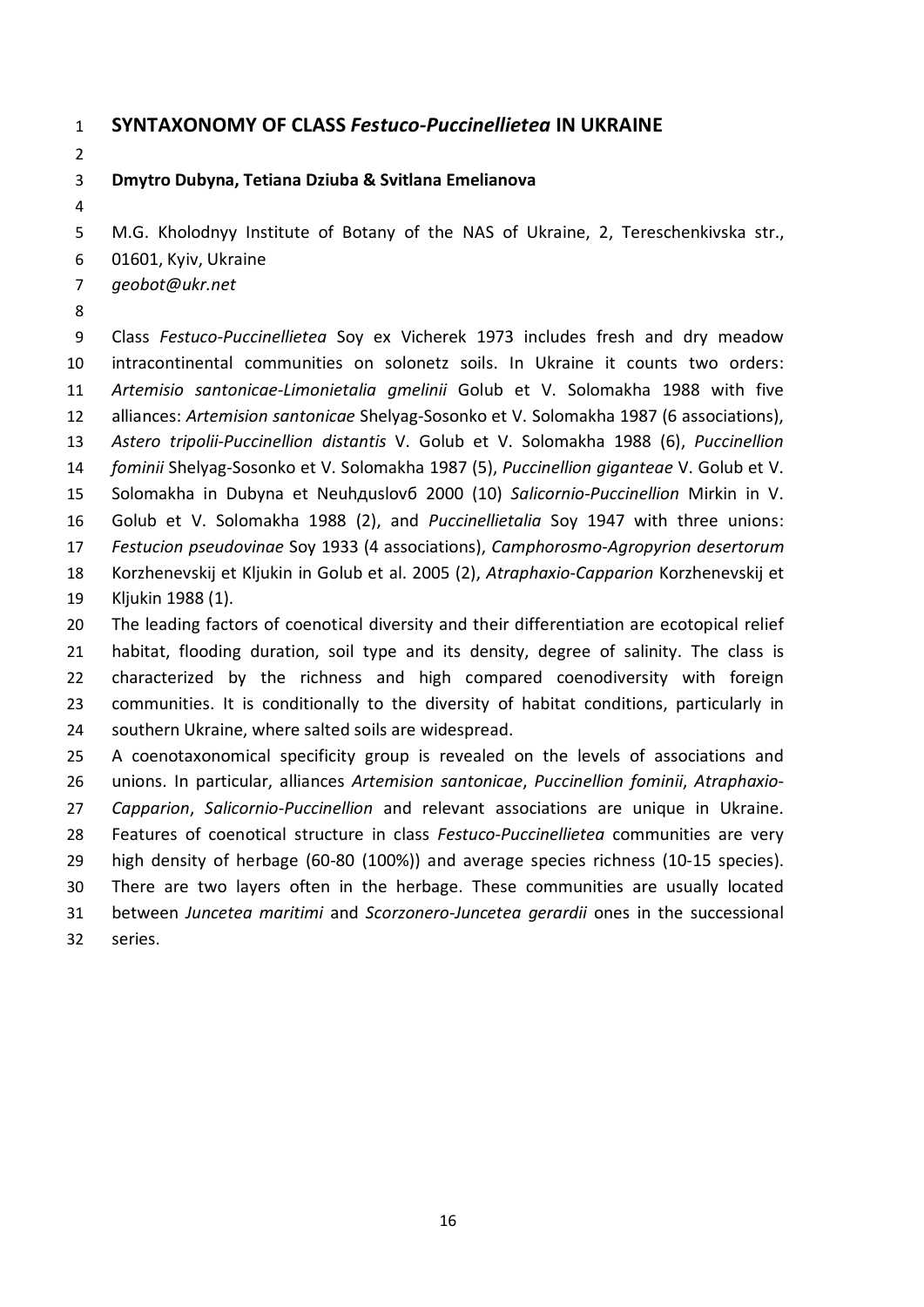## SYNTAXONOMY OF CLASS *Festuco-Puccinellietea* IN UKRAINE

**Dmytro Dubyna, Tetiana Dziuba & Svitlana Emelianova**

M.G. Kholodnyy Institute of Botany of the NAS of Ukraine, 2, Tereschenkivska str., 01601, Kyiv, Ukraine
*geobot@ukr.net*

Class *Festuco-Puccinellietea* Soy ex Vicherek 1973 includes fresh and dry meadow intracontinental communities on solonetz soils. In Ukraine it counts two orders: *Artemisio santonicae-Limonietalia gmelinii* Golub et V. Solomakha 1988 with five alliances: *Artemision santonicae* Shelyag-Sosonko et V. Solomakha 1987 (6 associations), *Astero tripolii-Puccinellion distantis* V. Golub et V. Solomakha 1988 (6), *Puccinellion fominii* Shelyag-Sosonko et V. Solomakha 1987 (5), *Puccinellion giganteae* V. Golub et V. Solomakha in Dubyna et Neuhдuslovб 2000 (10) *Salicornio-Puccinellion* Mirkin in V. Golub et V. Solomakha 1988 (2), and *Puccinellietalia* Soy 1947 with three unions: *Festucion pseudovinae* Soy 1933 (4 associations), *Camphorosmo-Agropyrion desertorum* Korzhenevskij et Kljukin in Golub et al. 2005 (2), *Atraphaxio-Capparion* Korzhenevskij et Kljukin 1988 (1).

The leading factors of coenotical diversity and their differentiation are ecotopical relief habitat, flooding duration, soil type and its density, degree of salinity. The class is characterized by the richness and high compared coenodiversity with foreign communities. It is conditionally to the diversity of habitat conditions, particularly in southern Ukraine, where salted soils are widespread.

A coenotaxonomical specificity group is revealed on the levels of associations and unions. In particular, alliances *Artemision santonicae*, *Puccinellion fominii*, *Atraphaxio-Capparion*, *Salicornio-Puccinellion* and relevant associations are unique in Ukraine. Features of coenotical structure in class *Festuco-Puccinellietea* communities are very high density of herbage (60-80 (100%)) and average species richness (10-15 species). There are two layers often in the herbage. These communities are usually located between *Juncetea maritimi* and *Scorzonero-Juncetea gerardii* ones in the successional series.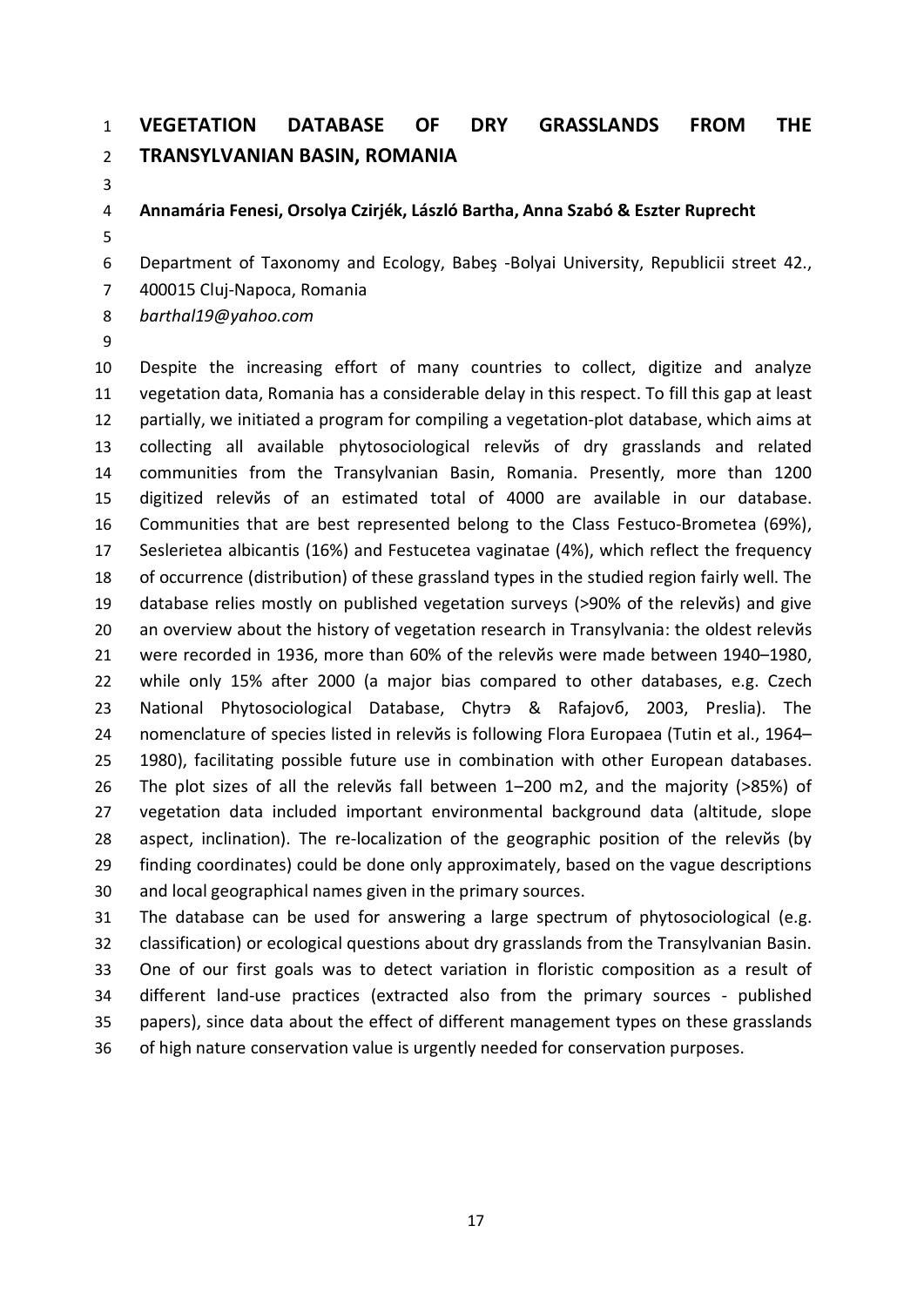# VEGETATION DATABASE OF DRY GRASSLANDS FROM THE TRANSYLVANIAN BASIN, ROMANIA

**Annamária Fenesi, Orsolya Czirjék, László Bartha, Anna Szabó & Eszter Ruprecht**

Department of Taxonomy and Ecology, Babeş -Bolyai University, Republicii street 42., 400015 Cluj-Napoca, Romania
*barthal19@yahoo.com*

Despite the increasing effort of many countries to collect, digitize and analyze vegetation data, Romania has a considerable delay in this respect. To fill this gap at least partially, we initiated a program for compiling a vegetation-plot database, which aims at collecting all available phytosociological relevйs of dry grasslands and related communities from the Transylvanian Basin, Romania. Presently, more than 1200 digitized relevйs of an estimated total of 4000 are available in our database. Communities that are best represented belong to the Class Festuco-Brometea (69%), Seslerietea albicantis (16%) and Festucetea vaginatae (4%), which reflect the frequency of occurrence (distribution) of these grassland types in the studied region fairly well. The database relies mostly on published vegetation surveys (>90% of the relevйs) and give an overview about the history of vegetation research in Transylvania: the oldest relevйs were recorded in 1936, more than 60% of the relevйs were made between 1940–1980, while only 15% after 2000 (a major bias compared to other databases, e.g. Czech National Phytosociological Database, Chytrэ & Rafajovб, 2003, Preslia). The nomenclature of species listed in relevйs is following Flora Europaea (Tutin et al., 1964–1980), facilitating possible future use in combination with other European databases. The plot sizes of all the relevйs fall between 1–200 m2, and the majority (>85%) of vegetation data included important environmental background data (altitude, slope aspect, inclination). The re-localization of the geographic position of the relevйs (by finding coordinates) could be done only approximately, based on the vague descriptions and local geographical names given in the primary sources.

The database can be used for answering a large spectrum of phytosociological (e.g. classification) or ecological questions about dry grasslands from the Transylvanian Basin. One of our first goals was to detect variation in floristic composition as a result of different land-use practices (extracted also from the primary sources - published papers), since data about the effect of different management types on these grasslands of high nature conservation value is urgently needed for conservation purposes.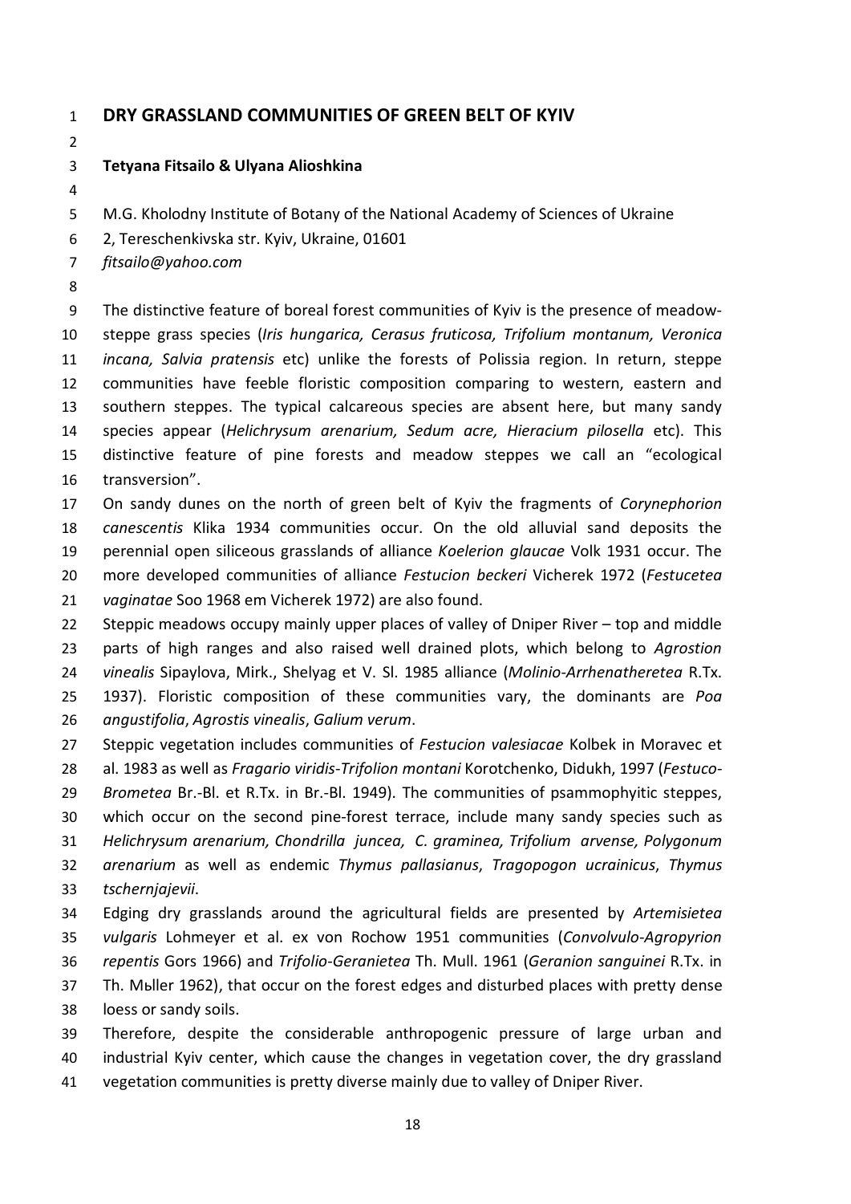# DRY GRASSLAND COMMUNITIES OF GREEN BELT OF KYIV

**Tetyana Fitsailo & Ulyana Alioshkina**

M.G. Kholodny Institute of Botany of the National Academy of Sciences of Ukraine
2, Tereschenkivska str. Kyiv, Ukraine, 01601
*fitsailo@yahoo.com*

The distinctive feature of boreal forest communities of Kyiv is the presence of meadow-steppe grass species (*Iris hungarica, Cerasus fruticosa, Trifolium montanum, Veronica incana, Salvia pratensis* etc) unlike the forests of Polissia region. In return, steppe communities have feeble floristic composition comparing to western, eastern and southern steppes. The typical calcareous species are absent here, but many sandy species appear (*Helichrysum arenarium, Sedum acre, Hieracium pilosella* etc). This distinctive feature of pine forests and meadow steppes we call an "ecological transversion".

On sandy dunes on the north of green belt of Kyiv the fragments of *Corynephorion canescentis* Klika 1934 communities occur. On the old alluvial sand deposits the perennial open siliceous grasslands of alliance *Koelerion glaucae* Volk 1931 occur. The more developed communities of alliance *Festucion beckeri* Vicherek 1972 (*Festucetea vaginatae* Soo 1968 em Vicherek 1972) are also found.

Steppic meadows occupy mainly upper places of valley of Dniper River – top and middle parts of high ranges and also raised well drained plots, which belong to *Agrostion vinealis* Sipaylova, Mirk., Shelyag et V. Sl. 1985 alliance (*Molinio-Arrhenatheretea* R.Tx. 1937). Floristic composition of these communities vary, the dominants are *Poa angustifolia*, *Agrostis vinealis*, *Galium verum*.

Steppic vegetation includes communities of *Festucion valesiacae* Kolbek in Moravec et al. 1983 as well as *Fragario viridis-Trifolion montani* Korotchenko, Didukh, 1997 (*Festuco-Brometea* Br.-Bl. et R.Tx. in Br.-Bl. 1949). The communities of psammophyitic steppes, which occur on the second pine-forest terrace, include many sandy species such as *Helichrysum arenarium, Chondrilla juncea, C. graminea, Trifolium arvense, Polygonum arenarium* as well as endemic *Thymus pallasianus*, *Tragopogon ucrainicus*, *Thymus tschernjajevii*.

Edging dry grasslands around the agricultural fields are presented by *Artemisietea vulgaris* Lohmeyer et al. ex von Rochow 1951 communities (*Convolvulo-Agropyrion repentis* Gors 1966) and *Trifolio-Geranietea* Th. Mull. 1961 (*Geranion sanguinei* R.Tx. in Th. Mыller 1962), that occur on the forest edges and disturbed places with pretty dense loess or sandy soils.

Therefore, despite the considerable anthropogenic pressure of large urban and industrial Kyiv center, which cause the changes in vegetation cover, the dry grassland vegetation communities is pretty diverse mainly due to valley of Dniper River.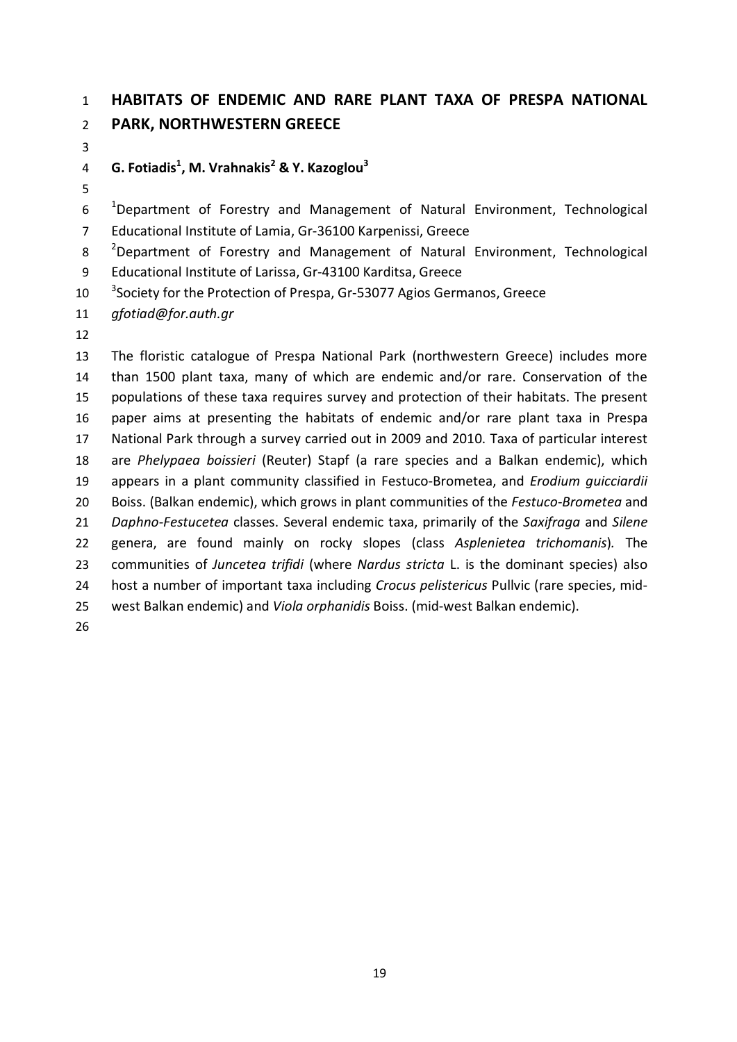# HABITATS OF ENDEMIC AND RARE PLANT TAXA OF PRESPA NATIONAL PARK, NORTHWESTERN GREECE

**G. Fotiadis[1], M. Vrahnakis[2] & Y. Kazoglou[3]**

[1]Department of Forestry and Management of Natural Environment, Technological Educational Institute of Lamia, Gr-36100 Karpenissi, Greece
[2]Department of Forestry and Management of Natural Environment, Technological Educational Institute of Larissa, Gr-43100 Karditsa, Greece
[3]Society for the Protection of Prespa, Gr-53077 Agios Germanos, Greece
*gfotiad@for.auth.gr*

The floristic catalogue of Prespa National Park (northwestern Greece) includes more than 1500 plant taxa, many of which are endemic and/or rare. Conservation of the populations of these taxa requires survey and protection of their habitats. The present paper aims at presenting the habitats of endemic and/or rare plant taxa in Prespa National Park through a survey carried out in 2009 and 2010. Taxa of particular interest are *Phelypaea boissieri* (Reuter) Stapf (a rare species and a Balkan endemic), which appears in a plant community classified in Festuco-Brometea, and *Erodium guicciardii* Boiss. (Balkan endemic), which grows in plant communities of the *Festuco-Brometea* and *Daphno-Festucetea* classes. Several endemic taxa, primarily of the *Saxifraga* and *Silene* genera, are found mainly on rocky slopes (class *Asplenietea trichomanis*). The communities of *Juncetea trifidi* (where *Nardus stricta* L. is the dominant species) also host a number of important taxa including *Crocus pelistericus* Pullvic (rare species, mid-west Balkan endemic) and *Viola orphanidis* Boiss. (mid-west Balkan endemic).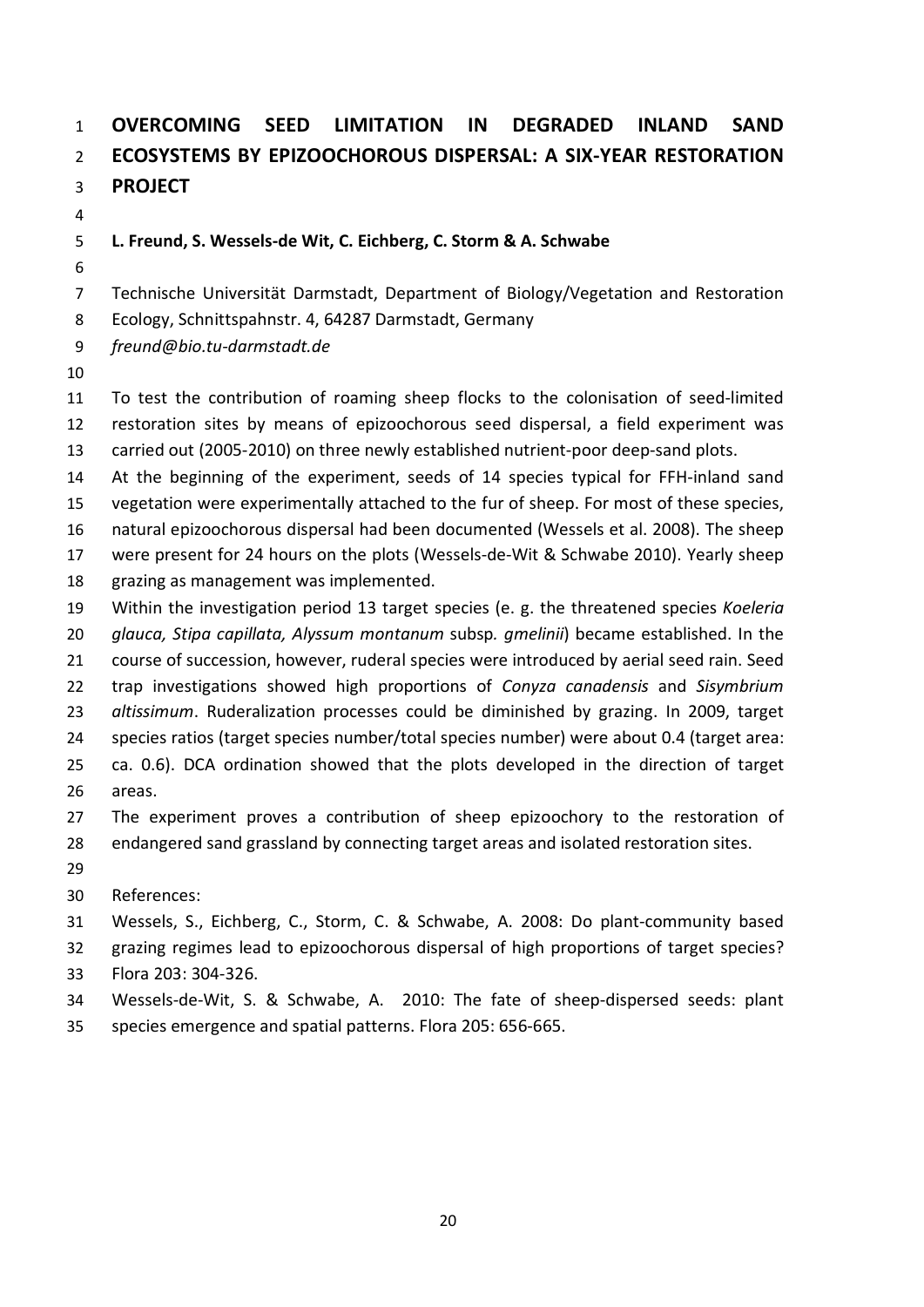# OVERCOMING SEED LIMITATION IN DEGRADED INLAND SAND ECOSYSTEMS BY EPIZOOCHOROUS DISPERSAL: A SIX-YEAR RESTORATION PROJECT

**L. Freund, S. Wessels-de Wit, C. Eichberg, C. Storm & A. Schwabe**

Technische Universität Darmstadt, Department of Biology/Vegetation and Restoration Ecology, Schnittspahnstr. 4, 64287 Darmstadt, Germany
*freund@bio.tu-darmstadt.de*

To test the contribution of roaming sheep flocks to the colonisation of seed-limited restoration sites by means of epizoochorous seed dispersal, a field experiment was carried out (2005-2010) on three newly established nutrient-poor deep-sand plots.
At the beginning of the experiment, seeds of 14 species typical for FFH-inland sand vegetation were experimentally attached to the fur of sheep. For most of these species, natural epizoochorous dispersal had been documented (Wessels et al. 2008). The sheep were present for 24 hours on the plots (Wessels-de-Wit & Schwabe 2010). Yearly sheep grazing as management was implemented.
Within the investigation period 13 target species (e. g. the threatened species *Koeleria glauca, Stipa capillata, Alyssum montanum* subsp*. gmelinii*) became established. In the course of succession, however, ruderal species were introduced by aerial seed rain. Seed trap investigations showed high proportions of *Conyza canadensis* and *Sisymbrium altissimum*. Ruderalization processes could be diminished by grazing. In 2009, target species ratios (target species number/total species number) were about 0.4 (target area: ca. 0.6). DCA ordination showed that the plots developed in the direction of target areas.
The experiment proves a contribution of sheep epizoochory to the restoration of endangered sand grassland by connecting target areas and isolated restoration sites.

References:
Wessels, S., Eichberg, C., Storm, C. & Schwabe, A. 2008: Do plant-community based grazing regimes lead to epizoochorous dispersal of high proportions of target species? Flora 203: 304-326.
Wessels-de-Wit, S. & Schwabe, A. 2010: The fate of sheep-dispersed seeds: plant species emergence and spatial patterns. Flora 205: 656-665.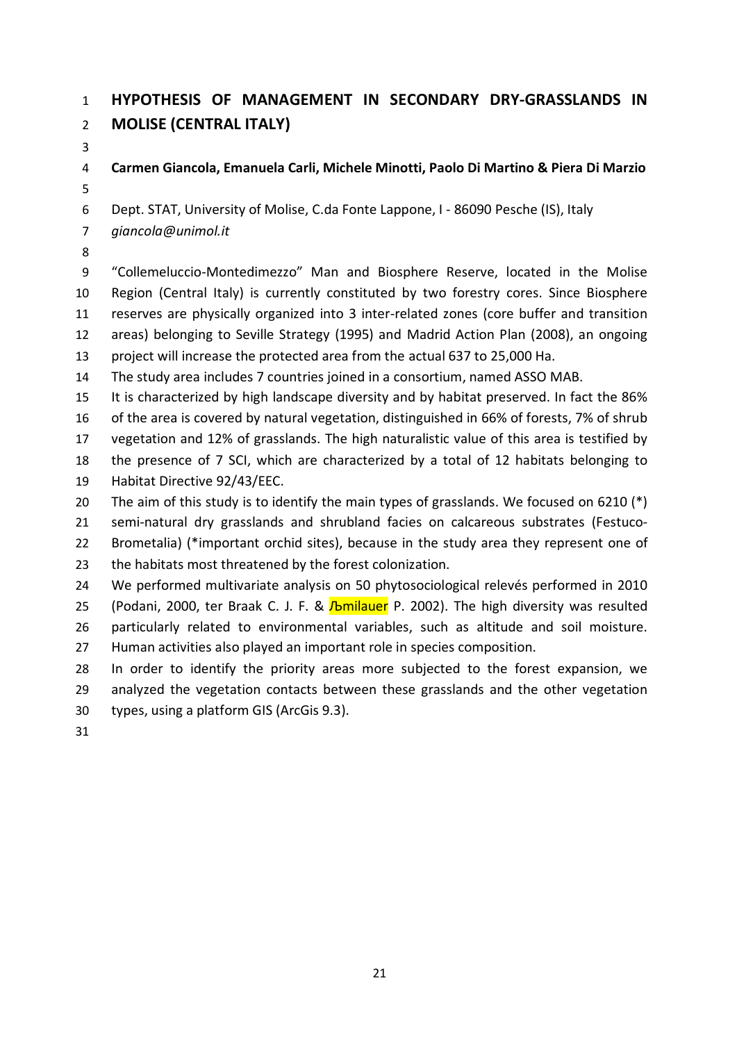# HYPOTHESIS OF MANAGEMENT IN SECONDARY DRY-GRASSLANDS IN MOLISE (CENTRAL ITALY)

**Carmen Giancola, Emanuela Carli, Michele Minotti, Paolo Di Martino & Piera Di Marzio**

Dept. STAT, University of Molise, C.da Fonte Lappone, I - 86090 Pesche (IS), Italy
*giancola@unimol.it*

"Collemeluccio-Montedimezzo" Man and Biosphere Reserve, located in the Molise Region (Central Italy) is currently constituted by two forestry cores. Since Biosphere reserves are physically organized into 3 inter-related zones (core buffer and transition areas) belonging to Seville Strategy (1995) and Madrid Action Plan (2008), an ongoing project will increase the protected area from the actual 637 to 25,000 Ha.
The study area includes 7 countries joined in a consortium, named ASSO MAB.
It is characterized by high landscape diversity and by habitat preserved. In fact the 86% of the area is covered by natural vegetation, distinguished in 66% of forests, 7% of shrub vegetation and 12% of grasslands. The high naturalistic value of this area is testified by the presence of 7 SCI, which are characterized by a total of 12 habitats belonging to Habitat Directive 92/43/EEC.
The aim of this study is to identify the main types of grasslands. We focused on 6210 (*) semi-natural dry grasslands and shrubland facies on calcareous substrates (Festuco-Brometalia) (*important orchid sites), because in the study area they represent one of the habitats most threatened by the forest colonization.
We performed multivariate analysis on 50 phytosociological relevés performed in 2010 (Podani, 2000, ter Braak C. J. F. & Љmilauer P. 2002). The high diversity was resulted particularly related to environmental variables, such as altitude and soil moisture. Human activities also played an important role in species composition.
In order to identify the priority areas more subjected to the forest expansion, we analyzed the vegetation contacts between these grasslands and the other vegetation types, using a platform GIS (ArcGis 9.3).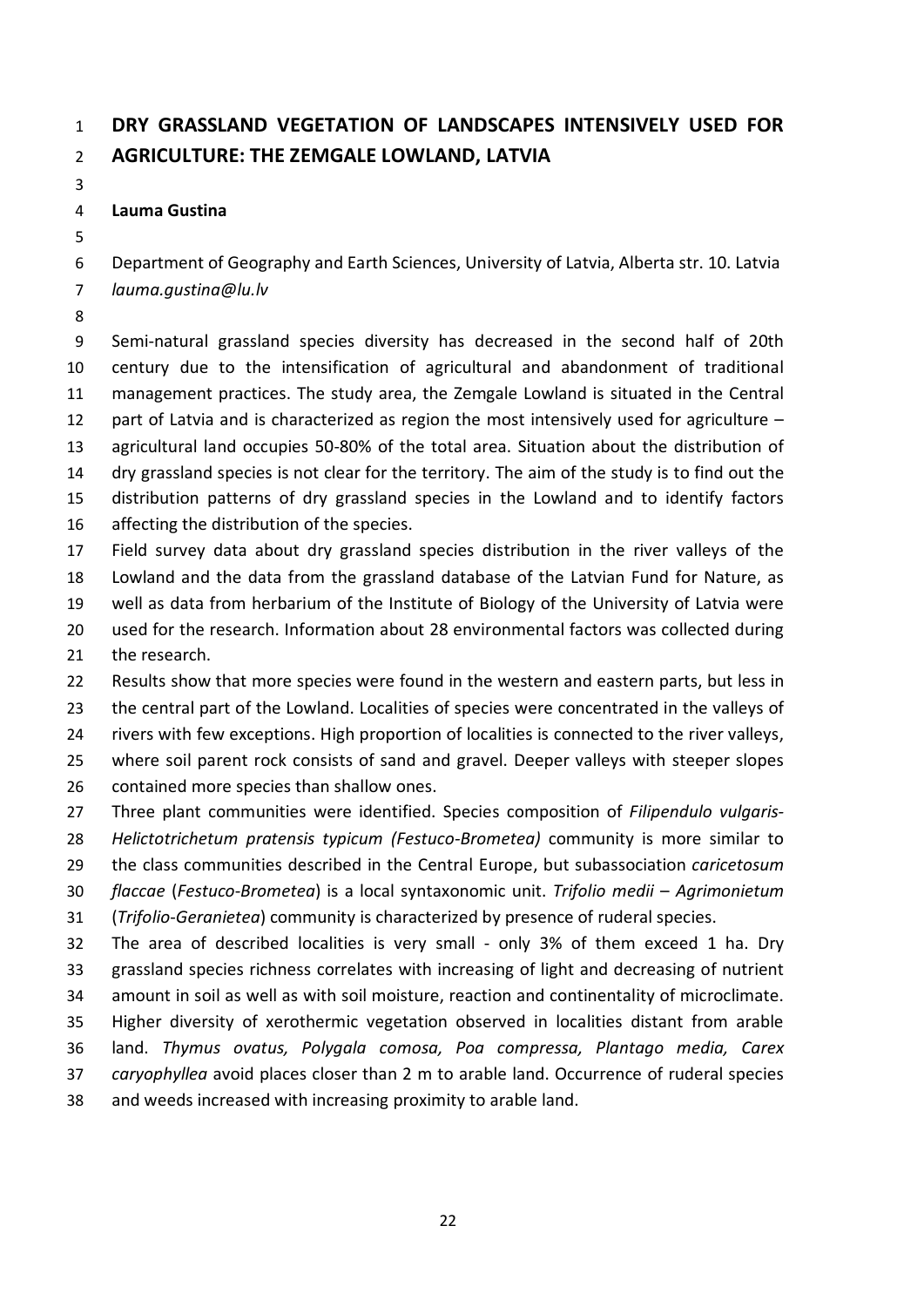# DRY GRASSLAND VEGETATION OF LANDSCAPES INTENSIVELY USED FOR AGRICULTURE: THE ZEMGALE LOWLAND, LATVIA

**Lauma Gustina**

Department of Geography and Earth Sciences, University of Latvia, Alberta str. 10. Latvia
*lauma.gustina@lu.lv*

Semi-natural grassland species diversity has decreased in the second half of 20th century due to the intensification of agricultural and abandonment of traditional management practices. The study area, the Zemgale Lowland is situated in the Central part of Latvia and is characterized as region the most intensively used for agriculture – agricultural land occupies 50-80% of the total area. Situation about the distribution of dry grassland species is not clear for the territory. The aim of the study is to find out the distribution patterns of dry grassland species in the Lowland and to identify factors affecting the distribution of the species.

Field survey data about dry grassland species distribution in the river valleys of the Lowland and the data from the grassland database of the Latvian Fund for Nature, as well as data from herbarium of the Institute of Biology of the University of Latvia were used for the research. Information about 28 environmental factors was collected during the research.

Results show that more species were found in the western and eastern parts, but less in the central part of the Lowland. Localities of species were concentrated in the valleys of rivers with few exceptions. High proportion of localities is connected to the river valleys, where soil parent rock consists of sand and gravel. Deeper valleys with steeper slopes contained more species than shallow ones.

Three plant communities were identified. Species composition of *Filipendulo vulgaris-Helictotrichetum pratensis typicum (Festuco-Brometea)* community is more similar to the class communities described in the Central Europe, but subassociation *caricetosum flaccae* (*Festuco-Brometea*) is a local syntaxonomic unit. *Trifolio medii – Agrimonietum* (*Trifolio-Geranietea*) community is characterized by presence of ruderal species.

The area of described localities is very small - only 3% of them exceed 1 ha. Dry grassland species richness correlates with increasing of light and decreasing of nutrient amount in soil as well as with soil moisture, reaction and continentality of microclimate. Higher diversity of xerothermic vegetation observed in localities distant from arable land. *Thymus ovatus, Polygala comosa, Poa compressa, Plantago media, Carex caryophyllea* avoid places closer than 2 m to arable land. Occurrence of ruderal species and weeds increased with increasing proximity to arable land.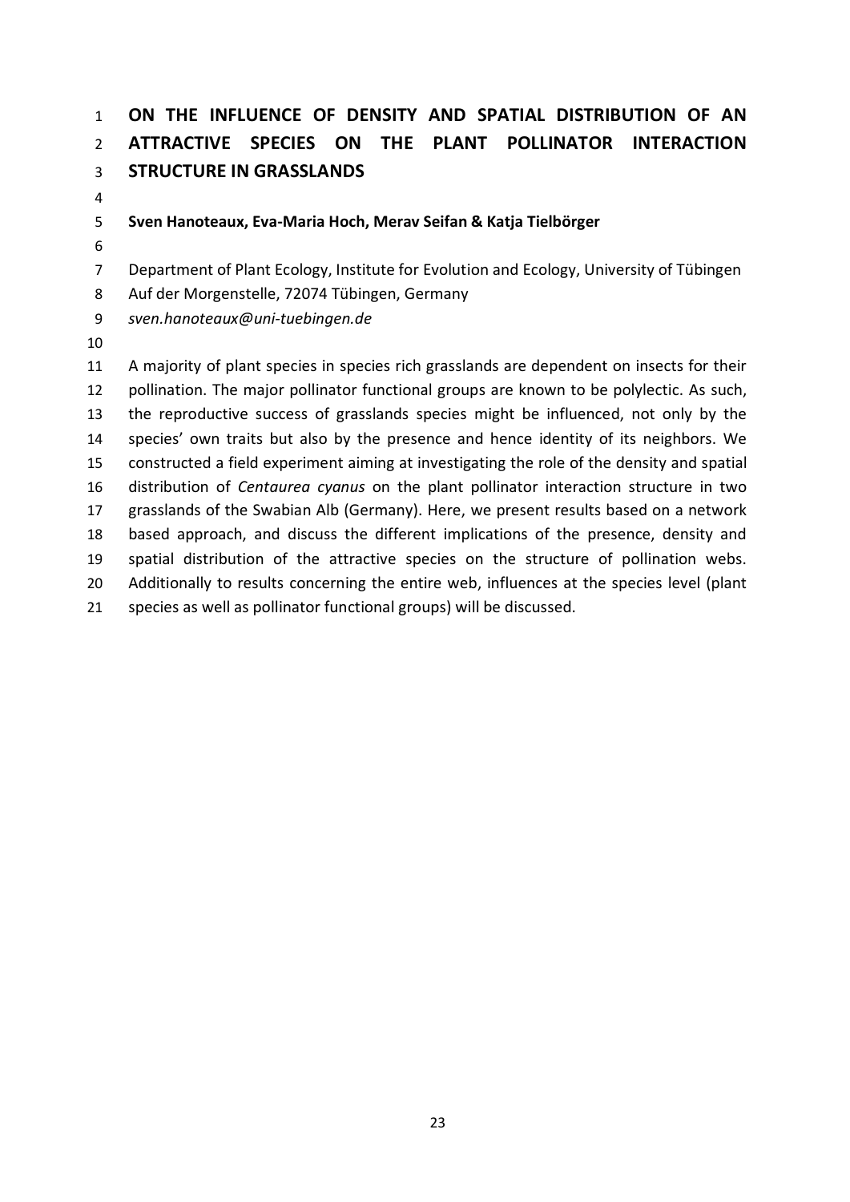# ON THE INFLUENCE OF DENSITY AND SPATIAL DISTRIBUTION OF AN ATTRACTIVE SPECIES ON THE PLANT POLLINATOR INTERACTION STRUCTURE IN GRASSLANDS

**Sven Hanoteaux, Eva-Maria Hoch, Merav Seifan & Katja Tielbörger**

Department of Plant Ecology, Institute for Evolution and Ecology, University of Tübingen
Auf der Morgenstelle, 72074 Tübingen, Germany
*sven.hanoteaux@uni-tuebingen.de*

A majority of plant species in species rich grasslands are dependent on insects for their pollination. The major pollinator functional groups are known to be polylectic. As such, the reproductive success of grasslands species might be influenced, not only by the species' own traits but also by the presence and hence identity of its neighbors. We constructed a field experiment aiming at investigating the role of the density and spatial distribution of *Centaurea cyanus* on the plant pollinator interaction structure in two grasslands of the Swabian Alb (Germany). Here, we present results based on a network based approach, and discuss the different implications of the presence, density and spatial distribution of the attractive species on the structure of pollination webs. Additionally to results concerning the entire web, influences at the species level (plant species as well as pollinator functional groups) will be discussed.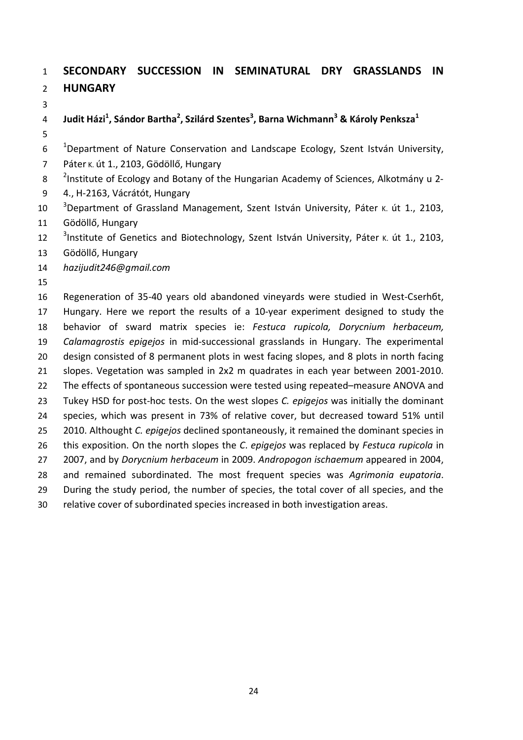# SECONDARY SUCCESSION IN SEMINATURAL DRY GRASSLANDS IN HUNGARY

**Judit Házi[1], Sándor Bartha[2], Szilárd Szentes[3], Barna Wichmann[3] & Károly Penksza[1]**

[1]Department of Nature Conservation and Landscape Ecology, Szent István University, Páter K. út 1., 2103, Gödöllő, Hungary
[2]Institute of Ecology and Botany of the Hungarian Academy of Sciences, Alkotmány u 2-4., H-2163, Vácrátót, Hungary
[3]Department of Grassland Management, Szent István University, Páter K. út 1., 2103, Gödöllő, Hungary
[3]Institute of Genetics and Biotechnology, Szent István University, Páter K. út 1., 2103, Gödöllő, Hungary
*hazijudit246@gmail.com*

Regeneration of 35-40 years old abandoned vineyards were studied in West-Cserhбt, Hungary. Here we report the results of a 10-year experiment designed to study the behavior of sward matrix species ie: *Festuca rupicola, Dorycnium herbaceum, Calamagrostis epigejos* in mid-successional grasslands in Hungary. The experimental design consisted of 8 permanent plots in west facing slopes, and 8 plots in north facing slopes. Vegetation was sampled in 2x2 m quadrates in each year between 2001-2010. The effects of spontaneous succession were tested using repeated–measure ANOVA and Tukey HSD for post-hoc tests. On the west slopes *C. epigejos* was initially the dominant species, which was present in 73% of relative cover, but decreased toward 51% until 2010. Althought *C. epigejos* declined spontaneously, it remained the dominant species in this exposition. On the north slopes the *C. epigejos* was replaced by *Festuca rupicola* in 2007, and by *Dorycnium herbaceum* in 2009. *Andropogon ischaemum* appeared in 2004, and remained subordinated. The most frequent species was *Agrimonia eupatoria*. During the study period, the number of species, the total cover of all species, and the relative cover of subordinated species increased in both investigation areas.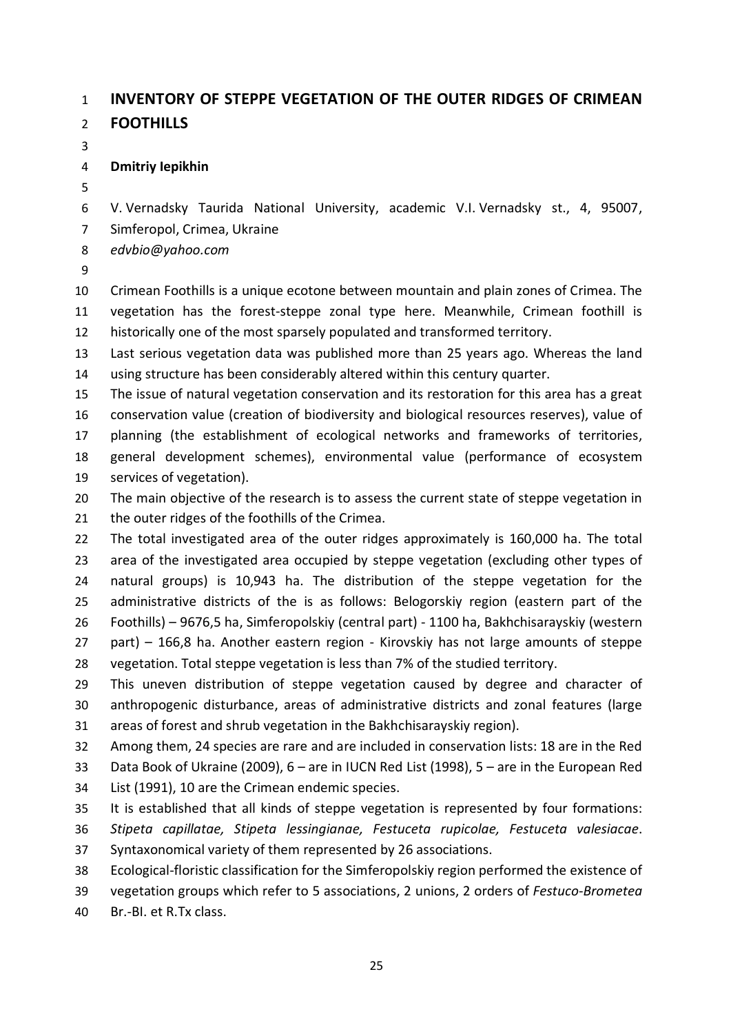# INVENTORY OF STEPPE VEGETATION OF THE OUTER RIDGES OF CRIMEAN FOOTHILLS

**Dmitriy Iepikhin**

V. Vernadsky Taurida National University, academic V.I. Vernadsky st., 4, 95007, Simferopol, Crimea, Ukraine

*edvbio@yahoo.com*

Crimean Foothills is a unique ecotone between mountain and plain zones of Crimea. The vegetation has the forest-steppe zonal type here. Meanwhile, Crimean foothill is historically one of the most sparsely populated and transformed territory.

Last serious vegetation data was published more than 25 years ago. Whereas the land using structure has been considerably altered within this century quarter.

The issue of natural vegetation conservation and its restoration for this area has a great conservation value (creation of biodiversity and biological resources reserves), value of planning (the establishment of ecological networks and frameworks of territories, general development schemes), environmental value (performance of ecosystem services of vegetation).

The main objective of the research is to assess the current state of steppe vegetation in the outer ridges of the foothills of the Crimea.

The total investigated area of the outer ridges approximately is 160,000 ha. The total area of the investigated area occupied by steppe vegetation (excluding other types of natural groups) is 10,943 ha. The distribution of the steppe vegetation for the administrative districts of the is as follows: Belogorskiy region (eastern part of the Foothills) – 9676,5 ha, Simferopolskiy (central part) - 1100 ha, Bakhchisarayskiy (western part) – 166,8 ha. Another eastern region - Kirovskiy has not large amounts of steppe vegetation. Total steppe vegetation is less than 7% of the studied territory.

This uneven distribution of steppe vegetation caused by degree and character of anthropogenic disturbance, areas of administrative districts and zonal features (large areas of forest and shrub vegetation in the Bakhchisarayskiy region).

Among them, 24 species are rare and are included in conservation lists: 18 are in the Red Data Book of Ukraine (2009), 6 – are in IUCN Red List (1998), 5 – are in the European Red List (1991), 10 are the Crimean endemic species.

It is established that all kinds of steppe vegetation is represented by four formations: *Stipeta capillatae, Stipeta lessingianae, Festuceta rupicolae, Festuceta valesiacae*. Syntaxonomical variety of them represented by 26 associations.

Ecological-floristic classification for the Simferopolskiy region performed the existence of vegetation groups which refer to 5 associations, 2 unions, 2 orders of *Festuco-Brometea* Br.-Bl. et R.Tx class.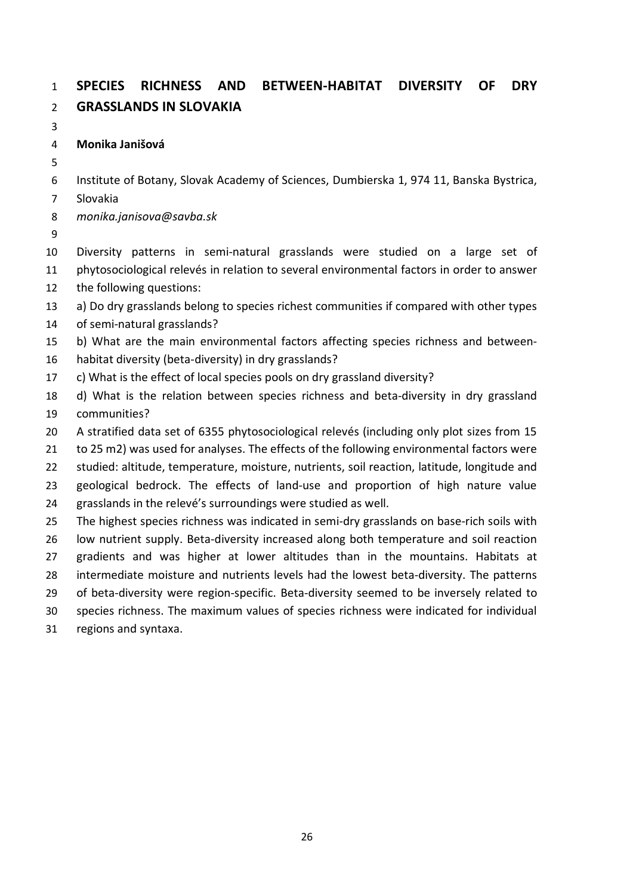# SPECIES RICHNESS AND BETWEEN-HABITAT DIVERSITY OF DRY GRASSLANDS IN SLOVAKIA

**Monika Janišová**

Institute of Botany, Slovak Academy of Sciences, Dumbierska 1, 974 11, Banska Bystrica, Slovakia

*monika.janisova@savba.sk*

Diversity patterns in semi-natural grasslands were studied on a large set of phytosociological relevés in relation to several environmental factors in order to answer the following questions:

a) Do dry grasslands belong to species richest communities if compared with other types of semi-natural grasslands?

b) What are the main environmental factors affecting species richness and between-habitat diversity (beta-diversity) in dry grasslands?

c) What is the effect of local species pools on dry grassland diversity?

d) What is the relation between species richness and beta-diversity in dry grassland communities?

A stratified data set of 6355 phytosociological relevés (including only plot sizes from 15 to 25 m2) was used for analyses. The effects of the following environmental factors were studied: altitude, temperature, moisture, nutrients, soil reaction, latitude, longitude and geological bedrock. The effects of land-use and proportion of high nature value grasslands in the relevé's surroundings were studied as well.

The highest species richness was indicated in semi-dry grasslands on base-rich soils with low nutrient supply. Beta-diversity increased along both temperature and soil reaction gradients and was higher at lower altitudes than in the mountains. Habitats at intermediate moisture and nutrients levels had the lowest beta-diversity. The patterns of beta-diversity were region-specific. Beta-diversity seemed to be inversely related to species richness. The maximum values of species richness were indicated for individual regions and syntaxa.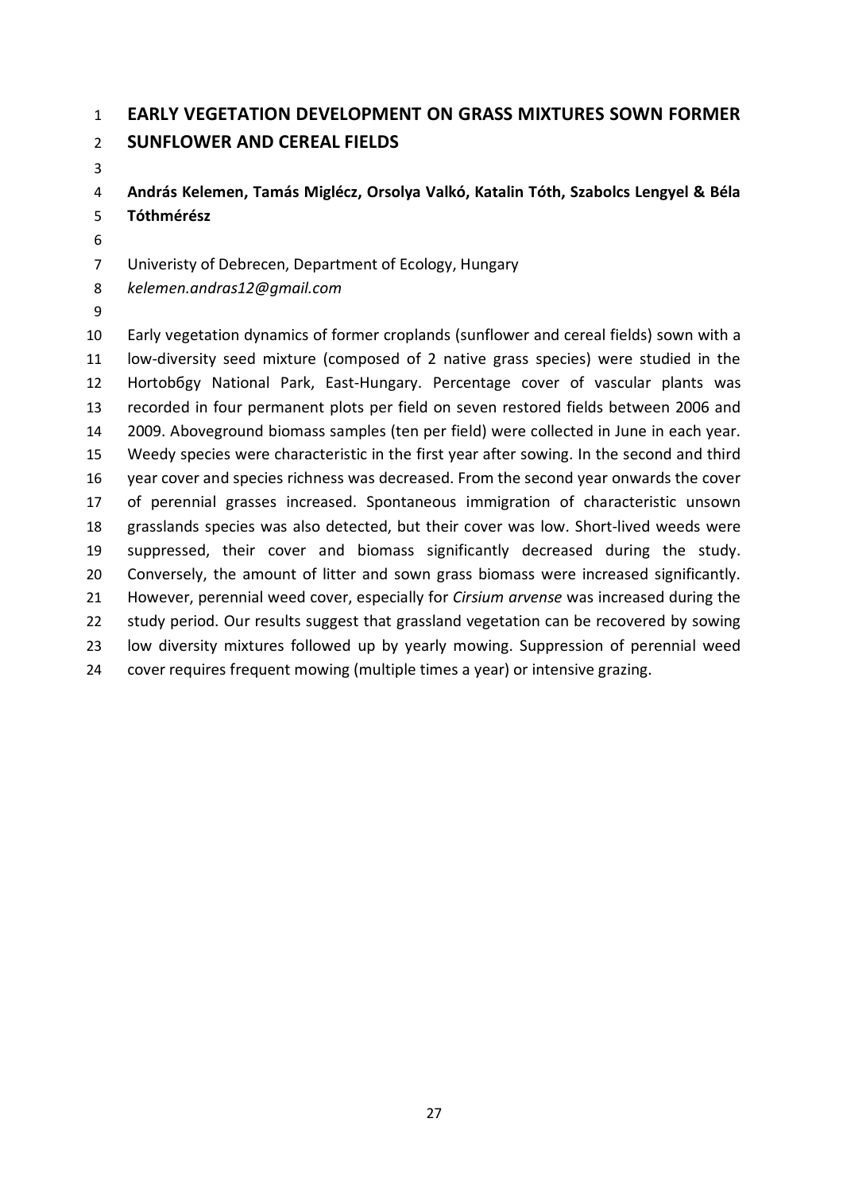# EARLY VEGETATION DEVELOPMENT ON GRASS MIXTURES SOWN FORMER SUNFLOWER AND CEREAL FIELDS

**András Kelemen, Tamás Miglécz, Orsolya Valkó, Katalin Tóth, Szabolcs Lengyel & Béla Tóthmérész**

Univeristy of Debrecen, Department of Ecology, Hungary
*kelemen.andras12@gmail.com*

Early vegetation dynamics of former croplands (sunflower and cereal fields) sown with a low-diversity seed mixture (composed of 2 native grass species) were studied in the Hortobбgy National Park, East-Hungary. Percentage cover of vascular plants was recorded in four permanent plots per field on seven restored fields between 2006 and 2009. Aboveground biomass samples (ten per field) were collected in June in each year. Weedy species were characteristic in the first year after sowing. In the second and third year cover and species richness was decreased. From the second year onwards the cover of perennial grasses increased. Spontaneous immigration of characteristic unsown grasslands species was also detected, but their cover was low. Short-lived weeds were suppressed, their cover and biomass significantly decreased during the study. Conversely, the amount of litter and sown grass biomass were increased significantly. However, perennial weed cover, especially for *Cirsium arvense* was increased during the study period. Our results suggest that grassland vegetation can be recovered by sowing low diversity mixtures followed up by yearly mowing. Suppression of perennial weed cover requires frequent mowing (multiple times a year) or intensive grazing.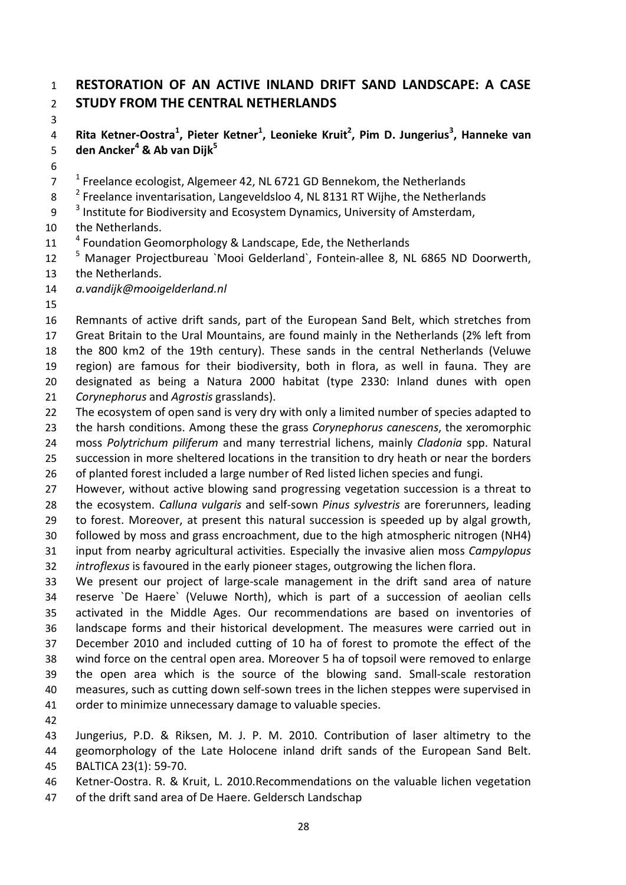# RESTORATION OF AN ACTIVE INLAND DRIFT SAND LANDSCAPE: A CASE STUDY FROM THE CENTRAL NETHERLANDS

**Rita Ketner-Oostra[1], Pieter Ketner[1], Leonieke Kruit[2], Pim D. Jungerius[3], Hanneke van den Ancker[4] & Ab van Dijk[5]**

[1] Freelance ecologist, Algemeer 42, NL 6721 GD Bennekom, the Netherlands
[2] Freelance inventarisation, Langeveldsloo 4, NL 8131 RT Wijhe, the Netherlands
[3] Institute for Biodiversity and Ecosystem Dynamics, University of Amsterdam, the Netherlands.
[4] Foundation Geomorphology & Landscape, Ede, the Netherlands
[5] Manager Projectbureau `Mooi Gelderland`, Fontein-allee 8, NL 6865 ND Doorwerth, the Netherlands.
*a.vandijk@mooigelderland.nl*

Remnants of active drift sands, part of the European Sand Belt, which stretches from Great Britain to the Ural Mountains, are found mainly in the Netherlands (2% left from the 800 km2 of the 19th century). These sands in the central Netherlands (Veluwe region) are famous for their biodiversity, both in flora, as well in fauna. They are designated as being a Natura 2000 habitat (type 2330: Inland dunes with open *Corynephorus* and *Agrostis* grasslands).
The ecosystem of open sand is very dry with only a limited number of species adapted to the harsh conditions. Among these the grass *Corynephorus canescens*, the xeromorphic moss *Polytrichum piliferum* and many terrestrial lichens, mainly *Cladonia* spp. Natural succession in more sheltered locations in the transition to dry heath or near the borders of planted forest included a large number of Red listed lichen species and fungi.
However, without active blowing sand progressing vegetation succession is a threat to the ecosystem. *Calluna vulgaris* and self-sown *Pinus sylvestris* are forerunners, leading to forest. Moreover, at present this natural succession is speeded up by algal growth, followed by moss and grass encroachment, due to the high atmospheric nitrogen (NH4) input from nearby agricultural activities. Especially the invasive alien moss *Campylopus introflexus* is favoured in the early pioneer stages, outgrowing the lichen flora.
We present our project of large-scale management in the drift sand area of nature reserve `De Haere` (Veluwe North), which is part of a succession of aeolian cells activated in the Middle Ages. Our recommendations are based on inventories of landscape forms and their historical development. The measures were carried out in December 2010 and included cutting of 10 ha of forest to promote the effect of the wind force on the central open area. Moreover 5 ha of topsoil were removed to enlarge the open area which is the source of the blowing sand. Small-scale restoration measures, such as cutting down self-sown trees in the lichen steppes were supervised in order to minimize unnecessary damage to valuable species.

Jungerius, P.D. & Riksen, M. J. P. M. 2010. Contribution of laser altimetry to the geomorphology of the Late Holocene inland drift sands of the European Sand Belt. BALTICA 23(1): 59-70.

Ketner-Oostra. R. & Kruit, L. 2010.Recommendations on the valuable lichen vegetation of the drift sand area of De Haere. Geldersch Landschap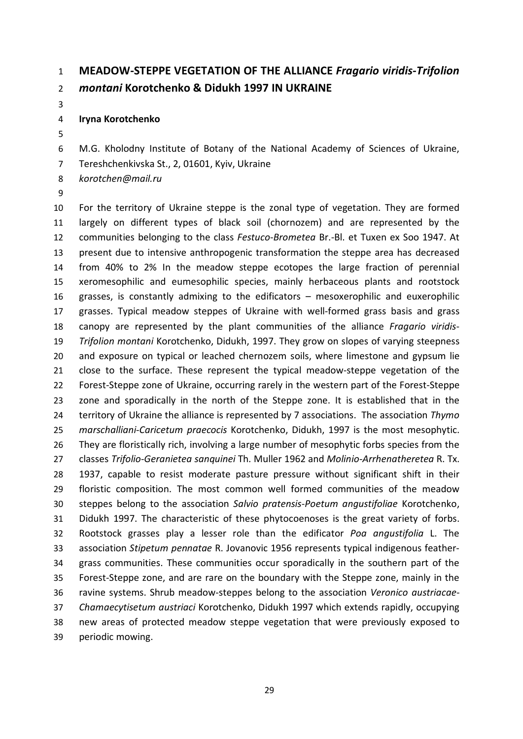# MEADOW-STEPPE VEGETATION OF THE ALLIANCE *Fragario viridis-Trifolion montani* Korotchenko & Didukh 1997 IN UKRAINE

**Iryna Korotchenko**

M.G. Kholodny Institute of Botany of the National Academy of Sciences of Ukraine, Tereshchenkivska St., 2, 01601, Kyiv, Ukraine
*korotchen@mail.ru*

For the territory of Ukraine steppe is the zonal type of vegetation. They are formed largely on different types of black soil (chornozem) and are represented by the communities belonging to the class *Festuco-Brometea* Br.-Bl. et Tuxen ex Soo 1947. At present due to intensive anthropogenic transformation the steppe area has decreased from 40% to 2% In the meadow steppe ecotopes the large fraction of perennial xeromesophilic and eumesophilic species, mainly herbaceous plants and rootstock grasses, is constantly admixing to the edificators – mesoxerophilic and euxerophilic grasses. Typical meadow steppes of Ukraine with well-formed grass basis and grass canopy are represented by the plant communities of the alliance *Fragario viridis-Trifolion montani* Korotchenko, Didukh, 1997. They grow on slopes of varying steepness and exposure on typical or leached chernozem soils, where limestone and gypsum lie close to the surface. These represent the typical meadow-steppe vegetation of the Forest-Steppe zone of Ukraine, occurring rarely in the western part of the Forest-Steppe zone and sporadically in the north of the Steppe zone. It is established that in the territory of Ukraine the alliance is represented by 7 associations. The association *Thymo marschalliani-Caricetum praecocis* Korotchenko, Didukh, 1997 is the most mesophytic. They are floristically rich, involving a large number of mesophytic forbs species from the classes *Trifolio-Geranietea sanquinei* Th. Muller 1962 and *Molinio-Arrhenatheretea* R. Tx. 1937, capable to resist moderate pasture pressure without significant shift in their floristic composition. The most common well formed communities of the meadow steppes belong to the association *Salvio pratensis-Poetum angustifoliae* Korotchenko, Didukh 1997. The characteristic of these phytocoenoses is the great variety of forbs. Rootstock grasses play a lesser role than the edificator *Poa angustifolia* L. The association *Stipetum pennatae* R. Jovanovic 1956 represents typical indigenous feather-grass communities. These communities occur sporadically in the southern part of the Forest-Steppe zone, and are rare on the boundary with the Steppe zone, mainly in the ravine systems. Shrub meadow-steppes belong to the association *Veronico austriacae-Chamaecytisetum austriaci* Korotchenko, Didukh 1997 which extends rapidly, occupying new areas of protected meadow steppe vegetation that were previously exposed to periodic mowing.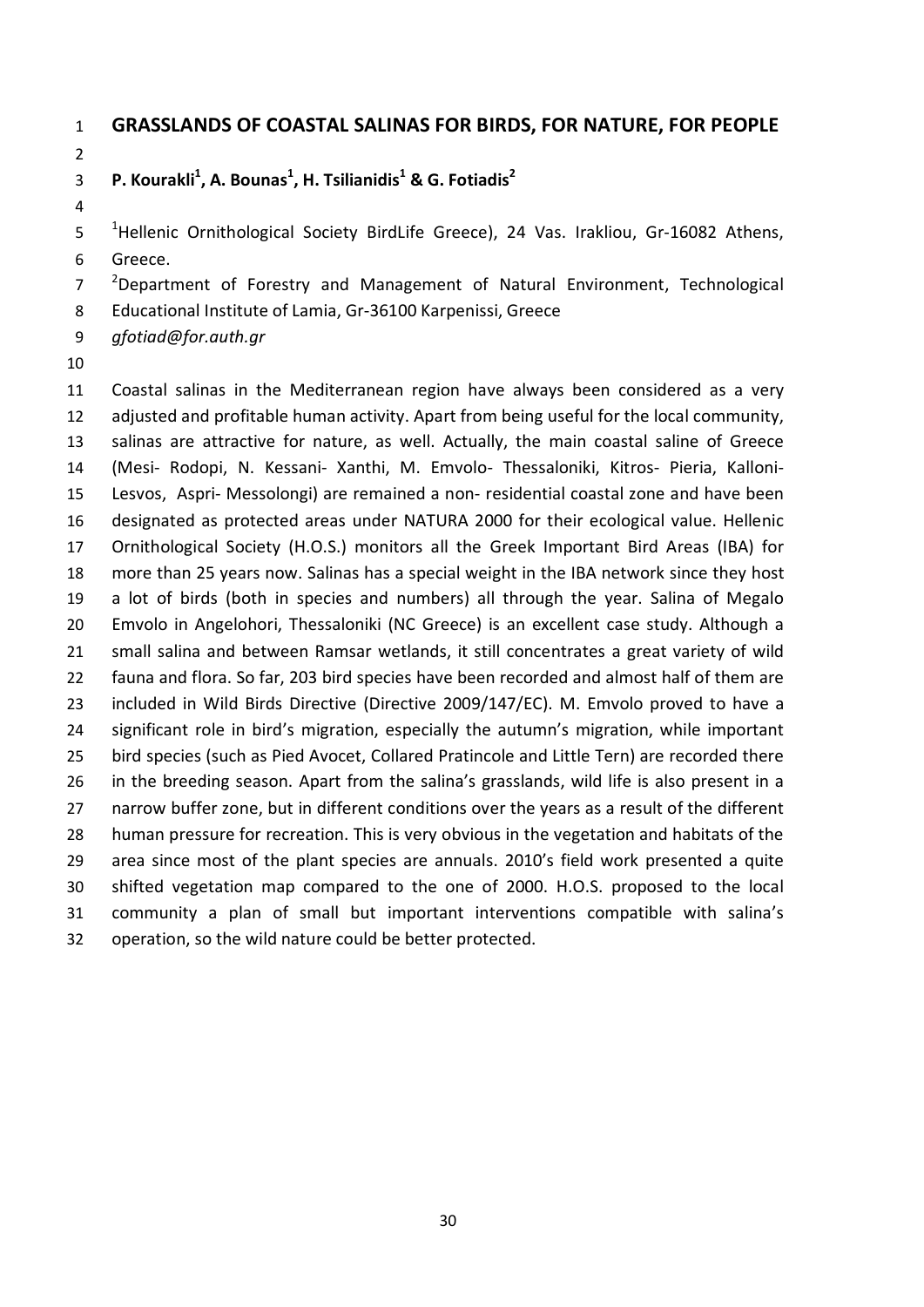# GRASSLANDS OF COASTAL SALINAS FOR BIRDS, FOR NATURE, FOR PEOPLE

**P. Kourakli[1], A. Bounas[1], H. Tsilianidis[1] & G. Fotiadis[2]**

[1]Hellenic Ornithological Society BirdLife Greece), 24 Vas. Irakliou, Gr-16082 Athens, Greece.

[2]Department of Forestry and Management of Natural Environment, Technological Educational Institute of Lamia, Gr-36100 Karpenissi, Greece

*gfotiad@for.auth.gr*

Coastal salinas in the Mediterranean region have always been considered as a very adjusted and profitable human activity. Apart from being useful for the local community, salinas are attractive for nature, as well. Actually, the main coastal saline of Greece (Mesi- Rodopi, N. Kessani- Xanthi, M. Emvolo- Thessaloniki, Kitros- Pieria, Kalloni- Lesvos, Aspri- Messolongi) are remained a non- residential coastal zone and have been designated as protected areas under NATURA 2000 for their ecological value. Hellenic Ornithological Society (H.O.S.) monitors all the Greek Important Bird Areas (IBA) for more than 25 years now. Salinas has a special weight in the IBA network since they host a lot of birds (both in species and numbers) all through the year. Salina of Megalo Emvolo in Angelohori, Thessaloniki (NC Greece) is an excellent case study. Although a small salina and between Ramsar wetlands, it still concentrates a great variety of wild fauna and flora. So far, 203 bird species have been recorded and almost half of them are included in Wild Birds Directive (Directive 2009/147/EC). M. Emvolo proved to have a significant role in bird's migration, especially the autumn's migration, while important bird species (such as Pied Avocet, Collared Pratincole and Little Tern) are recorded there in the breeding season. Apart from the salina's grasslands, wild life is also present in a narrow buffer zone, but in different conditions over the years as a result of the different human pressure for recreation. This is very obvious in the vegetation and habitats of the area since most of the plant species are annuals. 2010's field work presented a quite shifted vegetation map compared to the one of 2000. H.O.S. proposed to the local community a plan of small but important interventions compatible with salina's operation, so the wild nature could be better protected.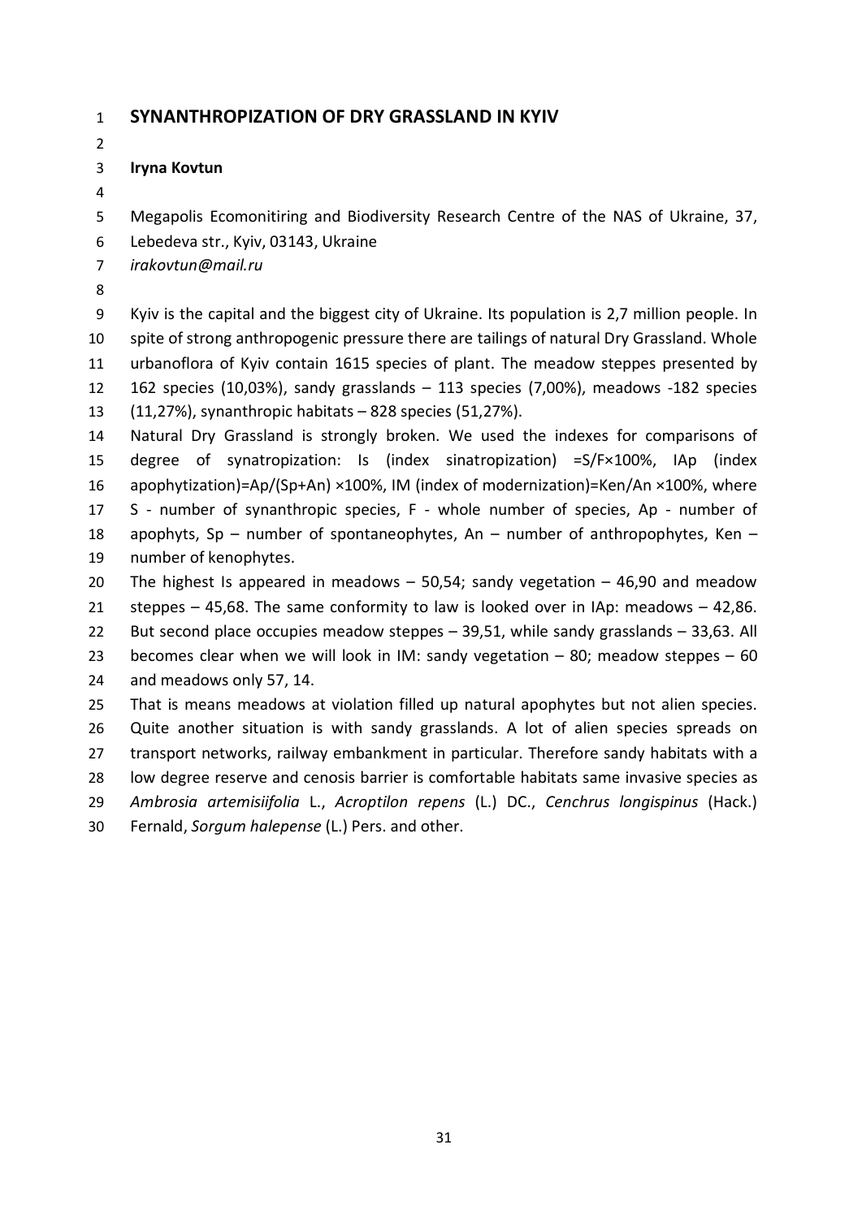# SYNANTHROPIZATION OF DRY GRASSLAND IN KYIV

**Iryna Kovtun**

Megapolis Ecomonitiring and Biodiversity Research Centre of the NAS of Ukraine, 37, Lebedeva str., Kyiv, 03143, Ukraine
*irakovtun@mail.ru*

Kyiv is the capital and the biggest city of Ukraine. Its population is 2,7 million people. In spite of strong anthropogenic pressure there are tailings of natural Dry Grassland. Whole urbanoflora of Kyiv contain 1615 species of plant. The meadow steppes presented by 162 species (10,03%), sandy grasslands – 113 species (7,00%), meadows -182 species (11,27%), synanthropic habitats – 828 species (51,27%).

Natural Dry Grassland is strongly broken. We used the indexes for comparisons of degree of synatropization: Is (index sinatropization) =S/F×100%, IAp (index apophytization)=Ap/(Sp+An) ×100%, IM (index of modernization)=Ken/An ×100%, where S - number of synanthropic species, F - whole number of species, Ap - number of apophyts, Sp – number of spontaneophytes, An – number of anthropophytes, Ken – number of kenophytes.

The highest Is appeared in meadows – 50,54; sandy vegetation – 46,90 and meadow steppes – 45,68. The same conformity to law is looked over in IAp: meadows – 42,86. But second place occupies meadow steppes – 39,51, while sandy grasslands – 33,63. All becomes clear when we will look in IM: sandy vegetation – 80; meadow steppes – 60 and meadows only 57, 14.

That is means meadows at violation filled up natural apophytes but not alien species. Quite another situation is with sandy grasslands. A lot of alien species spreads on transport networks, railway embankment in particular. Therefore sandy habitats with a low degree reserve and cenosis barrier is comfortable habitats same invasive species as *Ambrosia artemisiifolia* L., *Acroptilon repens* (L.) DC., *Cenchrus longispinus* (Hack.) Fernald, *Sorgum halepense* (L.) Pers. and other.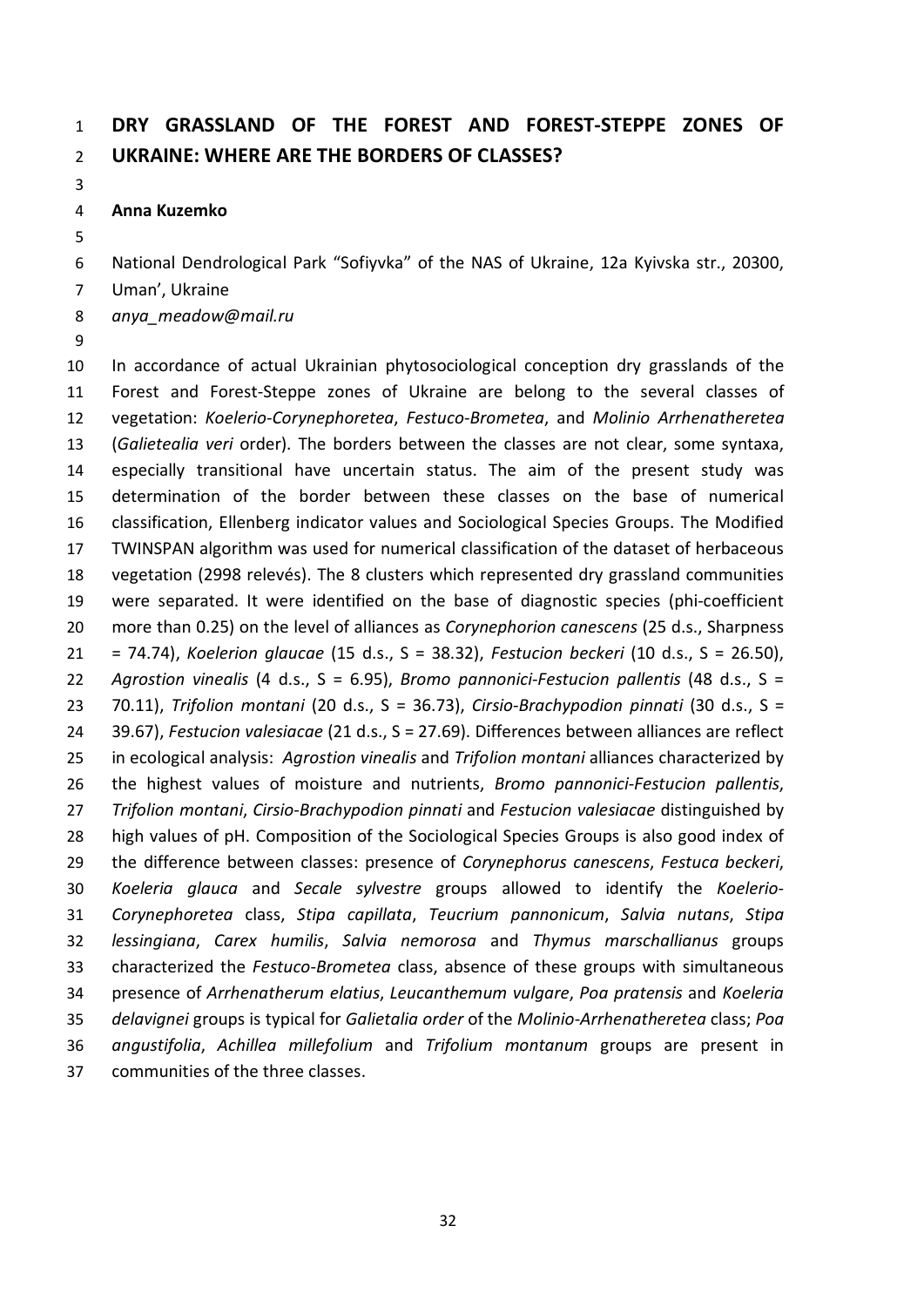# DRY GRASSLAND OF THE FOREST AND FOREST-STEPPE ZONES OF UKRAINE: WHERE ARE THE BORDERS OF CLASSES?

**Anna Kuzemko**

National Dendrological Park "Sofiyvka" of the NAS of Ukraine, 12a Kyivska str., 20300, Uman', Ukraine
*anya_meadow@mail.ru*

In accordance of actual Ukrainian phytosociological conception dry grasslands of the Forest and Forest-Steppe zones of Ukraine are belong to the several classes of vegetation: *Koelerio-Corynephoretea*, *Festuco-Brometea*, and *Molinio Arrhenatheretea* (*Galietealia veri* order). The borders between the classes are not clear, some syntaxa, especially transitional have uncertain status. The aim of the present study was determination of the border between these classes on the base of numerical classification, Ellenberg indicator values and Sociological Species Groups. The Modified TWINSPAN algorithm was used for numerical classification of the dataset of herbaceous vegetation (2998 relevés). The 8 clusters which represented dry grassland communities were separated. It were identified on the base of diagnostic species (phi-coefficient more than 0.25) on the level of alliances as *Corynephorion canescens* (25 d.s., Sharpness = 74.74), *Koelerion glaucae* (15 d.s., S = 38.32), *Festucion beckeri* (10 d.s., S = 26.50), *Agrostion vinealis* (4 d.s., S = 6.95), *Bromo pannonici-Festucion pallentis* (48 d.s., S = 70.11), *Trifolion montani* (20 d.s., S = 36.73), *Cirsio-Brachypodion pinnati* (30 d.s., S = 39.67), *Festucion valesiacae* (21 d.s., S = 27.69). Differences between alliances are reflect in ecological analysis: *Agrostion vinealis* and *Trifolion montani* alliances characterized by the highest values of moisture and nutrients, *Bromo pannonici-Festucion pallentis*, *Trifolion montani*, *Cirsio-Brachypodion pinnati* and *Festucion valesiacae* distinguished by high values of pH. Composition of the Sociological Species Groups is also good index of the difference between classes: presence of *Corynephorus canescens*, *Festuca beckeri*, *Koeleria glauca* and *Secale sylvestre* groups allowed to identify the *Koelerio-Corynephoretea* class, *Stipa capillata*, *Teucrium pannonicum*, *Salvia nutans*, *Stipa lessingiana*, *Carex humilis*, *Salvia nemorosa* and *Thymus marschallianus* groups characterized the *Festuco-Brometea* class, absence of these groups with simultaneous presence of *Arrhenatherum elatius*, *Leucanthemum vulgare*, *Poa pratensis* and *Koeleria delavignei* groups is typical for *Galietalia order* of the *Molinio-Arrhenatheretea* class; *Poa angustifolia*, *Achillea millefolium* and *Trifolium montanum* groups are present in communities of the three classes.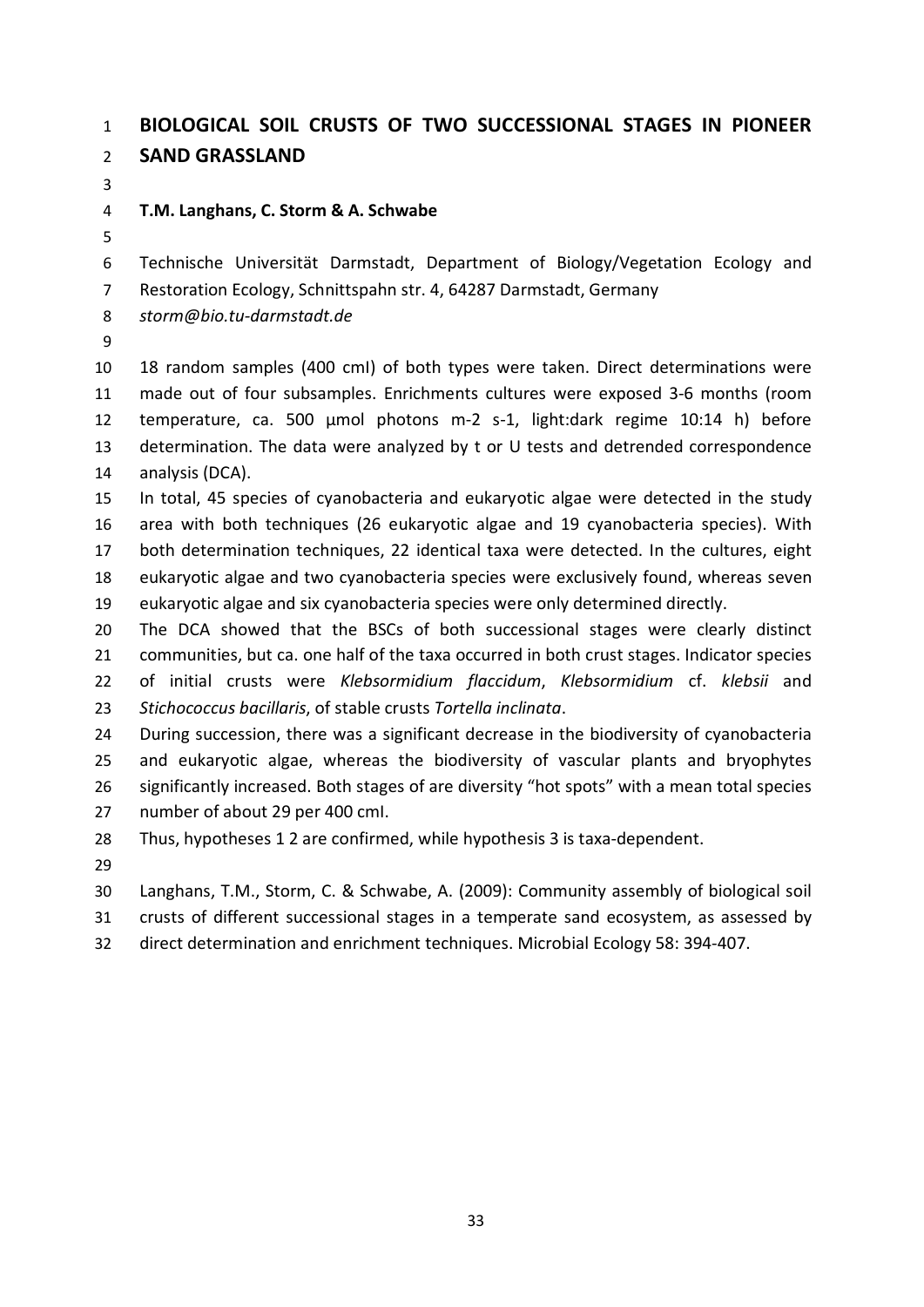# BIOLOGICAL SOIL CRUSTS OF TWO SUCCESSIONAL STAGES IN PIONEER SAND GRASSLAND

**T.M. Langhans, C. Storm & A. Schwabe**

Technische Universität Darmstadt, Department of Biology/Vegetation Ecology and Restoration Ecology, Schnittspahn str. 4, 64287 Darmstadt, Germany

*storm@bio.tu-darmstadt.de*

18 random samples (400 cmI) of both types were taken. Direct determinations were made out of four subsamples. Enrichments cultures were exposed 3-6 months (room temperature, ca. 500 µmol photons m-2 s-1, light:dark regime 10:14 h) before determination. The data were analyzed by t or U tests and detrended correspondence analysis (DCA).

In total, 45 species of cyanobacteria and eukaryotic algae were detected in the study area with both techniques (26 eukaryotic algae and 19 cyanobacteria species). With both determination techniques, 22 identical taxa were detected. In the cultures, eight eukaryotic algae and two cyanobacteria species were exclusively found, whereas seven eukaryotic algae and six cyanobacteria species were only determined directly.

The DCA showed that the BSCs of both successional stages were clearly distinct communities, but ca. one half of the taxa occurred in both crust stages. Indicator species of initial crusts were *Klebsormidium flaccidum*, *Klebsormidium* cf. *klebsii* and *Stichococcus bacillaris*, of stable crusts *Tortella inclinata*.

During succession, there was a significant decrease in the biodiversity of cyanobacteria and eukaryotic algae, whereas the biodiversity of vascular plants and bryophytes significantly increased. Both stages of are diversity "hot spots" with a mean total species number of about 29 per 400 cmI.

Thus, hypotheses 1 2 are confirmed, while hypothesis 3 is taxa-dependent.

Langhans, T.M., Storm, C. & Schwabe, A. (2009): Community assembly of biological soil crusts of different successional stages in a temperate sand ecosystem, as assessed by direct determination and enrichment techniques. Microbial Ecology 58: 394-407.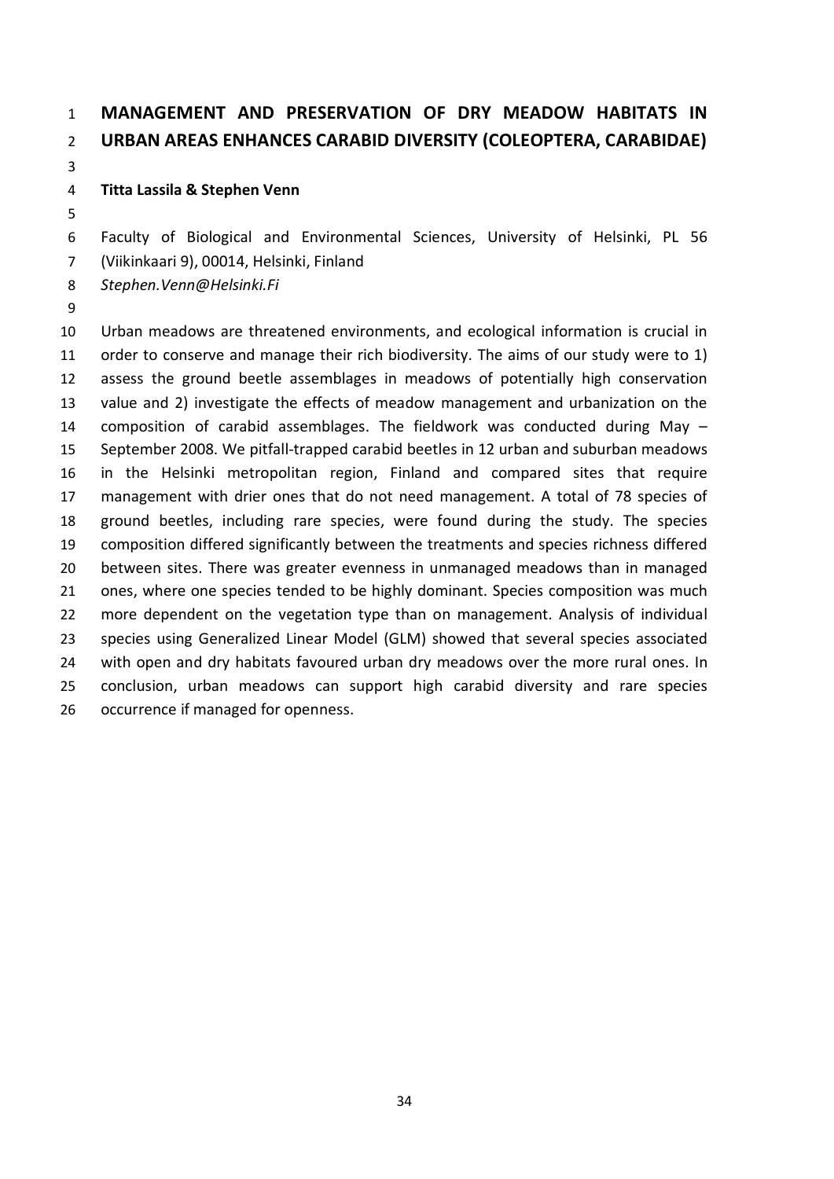# MANAGEMENT AND PRESERVATION OF DRY MEADOW HABITATS IN URBAN AREAS ENHANCES CARABID DIVERSITY (COLEOPTERA, CARABIDAE)

**Titta Lassila & Stephen Venn**

Faculty of Biological and Environmental Sciences, University of Helsinki, PL 56 (Viikinkaari 9), 00014, Helsinki, Finland

*Stephen.Venn@Helsinki.Fi*

Urban meadows are threatened environments, and ecological information is crucial in order to conserve and manage their rich biodiversity. The aims of our study were to 1) assess the ground beetle assemblages in meadows of potentially high conservation value and 2) investigate the effects of meadow management and urbanization on the composition of carabid assemblages. The fieldwork was conducted during May – September 2008. We pitfall-trapped carabid beetles in 12 urban and suburban meadows in the Helsinki metropolitan region, Finland and compared sites that require management with drier ones that do not need management. A total of 78 species of ground beetles, including rare species, were found during the study. The species composition differed significantly between the treatments and species richness differed between sites. There was greater evenness in unmanaged meadows than in managed ones, where one species tended to be highly dominant. Species composition was much more dependent on the vegetation type than on management. Analysis of individual species using Generalized Linear Model (GLM) showed that several species associated with open and dry habitats favoured urban dry meadows over the more rural ones. In conclusion, urban meadows can support high carabid diversity and rare species occurrence if managed for openness.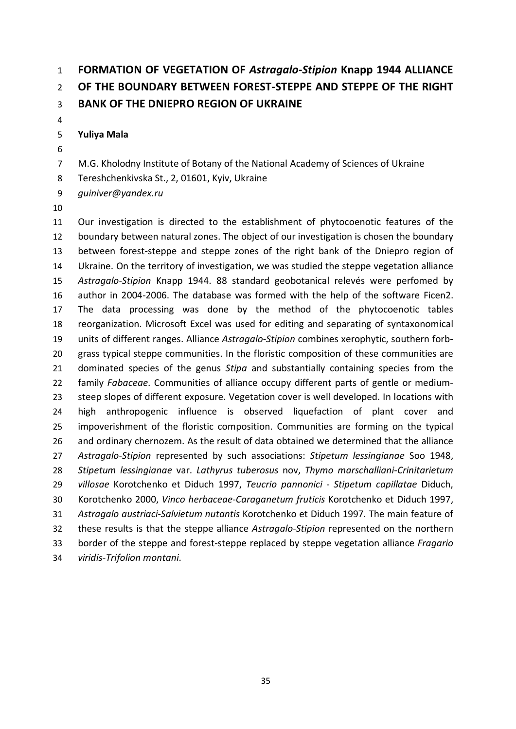# FORMATION OF VEGETATION OF *Astragalo-Stipion* Knapp 1944 ALLIANCE OF THE BOUNDARY BETWEEN FOREST-STEPPE AND STEPPE OF THE RIGHT BANK OF THE DNIEPRO REGION OF UKRAINE

**Yuliya Mala**

M.G. Kholodny Institute of Botany of the National Academy of Sciences of Ukraine
Tereshchenkivska St., 2, 01601, Kyiv, Ukraine
*guiniver@yandex.ru*

Our investigation is directed to the establishment of phytocoenotic features of the boundary between natural zones. The object of our investigation is chosen the boundary between forest-steppe and steppe zones of the right bank of the Dniepro region of Ukraine. On the territory of investigation, we was studied the steppe vegetation alliance *Astragalo-Stipion* Knapp 1944. 88 standard geobotanical relevés were perfomed by author in 2004-2006. The database was formed with the help of the software Ficen2. The data processing was done by the method of the phytocoenotic tables reorganization. Microsoft Excel was used for editing and separating of syntaxonomical units of different ranges. Alliance *Astragalo-Stipion* combines xerophytic, southern forb-grass typical steppe communities. In the floristic composition of these communities are dominated species of the genus *Stipa* and substantially containing species from the family *Fabaceae*. Communities of alliance occupy different parts of gentle or medium-steep slopes of different exposure. Vegetation cover is well developed. In locations with high anthropogenic influence is observed liquefaction of plant cover and impoverishment of the floristic composition. Communities are forming on the typical and ordinary chernozem. As the result of data obtained we determined that the alliance *Astragalo-Stipion* represented by such associations: *Stipetum lessingianae* Soo 1948, *Stipetum lessingianae* var. *Lathyrus tuberosus* nov, *Thymo marschalliani-Crinitarietum villosae* Korotchenko et Diduch 1997, *Teucrio pannonici - Stipetum capillatae* Diduch, Korotchenko 2000, *Vinco herbaceae-Caraganetum fruticis* Korotchenko et Diduch 1997, *Astragalo austriaci-Salvietum nutantis* Korotchenko et Diduch 1997. The main feature of these results is that the steppe alliance *Astragalo-Stipion* represented on the northern border of the steppe and forest-steppe replaced by steppe vegetation alliance *Fragario viridis-Trifolion montani*.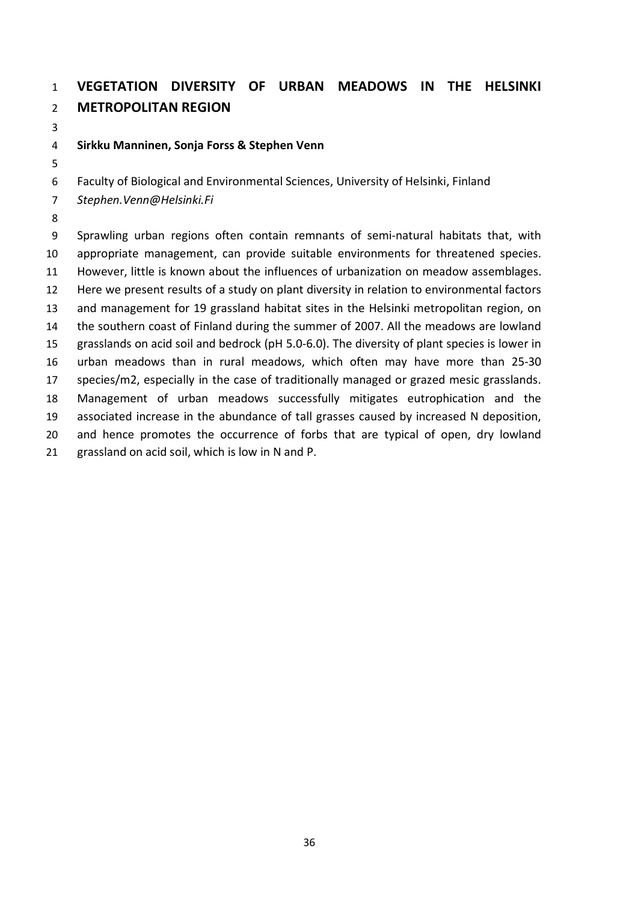# VEGETATION DIVERSITY OF URBAN MEADOWS IN THE HELSINKI METROPOLITAN REGION

**Sirkku Manninen, Sonja Forss & Stephen Venn**

Faculty of Biological and Environmental Sciences, University of Helsinki, Finland
*Stephen.Venn@Helsinki.Fi*

Sprawling urban regions often contain remnants of semi-natural habitats that, with appropriate management, can provide suitable environments for threatened species. However, little is known about the influences of urbanization on meadow assemblages. Here we present results of a study on plant diversity in relation to environmental factors and management for 19 grassland habitat sites in the Helsinki metropolitan region, on the southern coast of Finland during the summer of 2007. All the meadows are lowland grasslands on acid soil and bedrock (pH 5.0-6.0). The diversity of plant species is lower in urban meadows than in rural meadows, which often may have more than 25-30 species/m2, especially in the case of traditionally managed or grazed mesic grasslands. Management of urban meadows successfully mitigates eutrophication and the associated increase in the abundance of tall grasses caused by increased N deposition, and hence promotes the occurrence of forbs that are typical of open, dry lowland grassland on acid soil, which is low in N and P.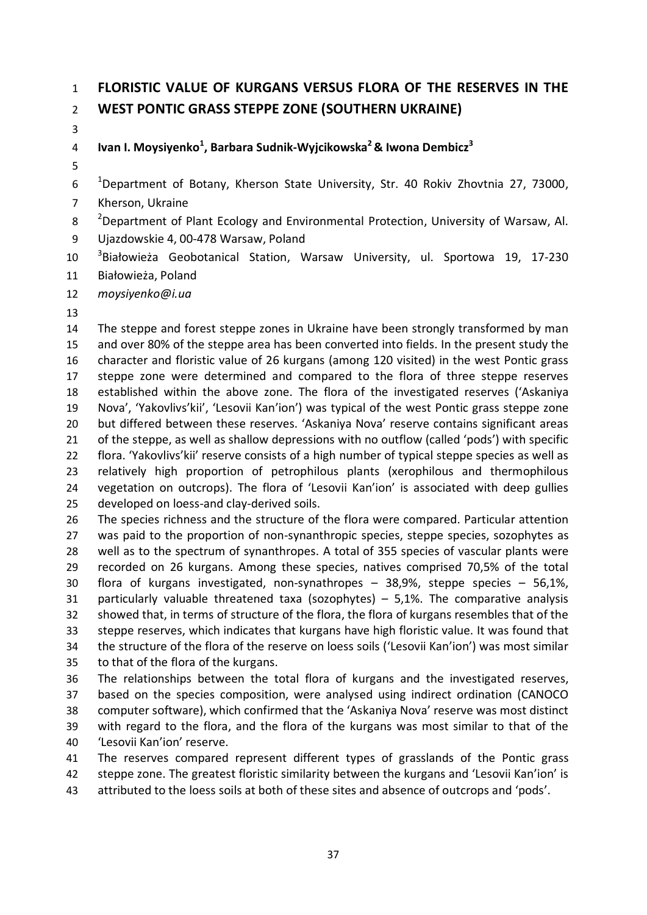# FLORISTIC VALUE OF KURGANS VERSUS FLORA OF THE RESERVES IN THE WEST PONTIC GRASS STEPPE ZONE (SOUTHERN UKRAINE)

**Ivan I. Moysiyenko[1], Barbara Sudnik-Wyjcikowska[2] & Iwona Dembicz[3]**

[1]Department of Botany, Kherson State University, Str. 40 Rokiv Zhovtnia 27, 73000, Kherson, Ukraine

[2]Department of Plant Ecology and Environmental Protection, University of Warsaw, Al. Ujazdowskie 4, 00-478 Warsaw, Poland

[3]Białowieża Geobotanical Station, Warsaw University, ul. Sportowa 19, 17-230 Białowieża, Poland

*moysiyenko@i.ua*

The steppe and forest steppe zones in Ukraine have been strongly transformed by man and over 80% of the steppe area has been converted into fields. In the present study the character and floristic value of 26 kurgans (among 120 visited) in the west Pontic grass steppe zone were determined and compared to the flora of three steppe reserves established within the above zone. The flora of the investigated reserves ('Askaniya Nova', 'Yakovlivs'kii', 'Lesovii Kan'ion') was typical of the west Pontic grass steppe zone but differed between these reserves. 'Askaniya Nova' reserve contains significant areas of the steppe, as well as shallow depressions with no outflow (called 'pods') with specific flora. 'Yakovlivs'kii' reserve consists of a high number of typical steppe species as well as relatively high proportion of petrophilous plants (xerophilous and thermophilous vegetation on outcrops). The flora of 'Lesovii Kan'ion' is associated with deep gullies developed on loess-and clay-derived soils.

The species richness and the structure of the flora were compared. Particular attention was paid to the proportion of non-synanthropic species, steppe species, sozophytes as well as to the spectrum of synanthropes. A total of 355 species of vascular plants were recorded on 26 kurgans. Among these species, natives comprised 70,5% of the total flora of kurgans investigated, non-synathropes – 38,9%, steppe species – 56,1%, particularly valuable threatened taxa (sozophytes) – 5,1%. The comparative analysis showed that, in terms of structure of the flora, the flora of kurgans resembles that of the steppe reserves, which indicates that kurgans have high floristic value. It was found that the structure of the flora of the reserve on loess soils ('Lesovii Kan'ion') was most similar to that of the flora of the kurgans.

The relationships between the total flora of kurgans and the investigated reserves, based on the species composition, were analysed using indirect ordination (CANOCO computer software), which confirmed that the 'Askaniya Nova' reserve was most distinct with regard to the flora, and the flora of the kurgans was most similar to that of the 'Lesovii Kan'ion' reserve.

The reserves compared represent different types of grasslands of the Pontic grass steppe zone. The greatest floristic similarity between the kurgans and 'Lesovii Kan'ion' is attributed to the loess soils at both of these sites and absence of outcrops and 'pods'.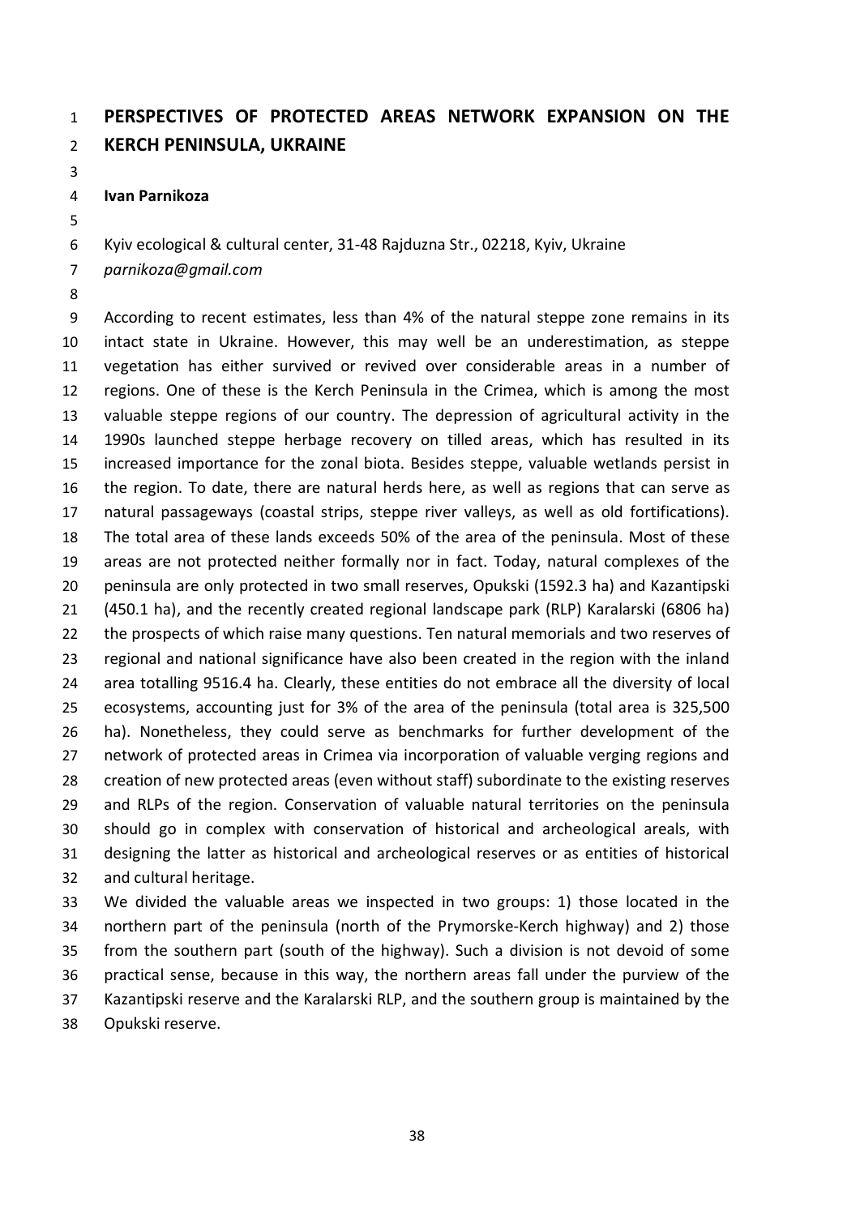# PERSPECTIVES OF PROTECTED AREAS NETWORK EXPANSION ON THE KERCH PENINSULA, UKRAINE

**Ivan Parnikoza**

Kyiv ecological & cultural center, 31-48 Rajduzna Str., 02218, Kyiv, Ukraine
*parnikoza@gmail.com*

According to recent estimates, less than 4% of the natural steppe zone remains in its intact state in Ukraine. However, this may well be an underestimation, as steppe vegetation has either survived or revived over considerable areas in a number of regions. One of these is the Kerch Peninsula in the Crimea, which is among the most valuable steppe regions of our country. The depression of agricultural activity in the 1990s launched steppe herbage recovery on tilled areas, which has resulted in its increased importance for the zonal biota. Besides steppe, valuable wetlands persist in the region. To date, there are natural herds here, as well as regions that can serve as natural passageways (coastal strips, steppe river valleys, as well as old fortifications). The total area of these lands exceeds 50% of the area of the peninsula. Most of these areas are not protected neither formally nor in fact. Today, natural complexes of the peninsula are only protected in two small reserves, Opukski (1592.3 ha) and Kazantipski (450.1 ha), and the recently created regional landscape park (RLP) Karalarski (6806 ha) the prospects of which raise many questions. Ten natural memorials and two reserves of regional and national significance have also been created in the region with the inland area totalling 9516.4 ha. Clearly, these entities do not embrace all the diversity of local ecosystems, accounting just for 3% of the area of the peninsula (total area is 325,500 ha). Nonetheless, they could serve as benchmarks for further development of the network of protected areas in Crimea via incorporation of valuable verging regions and creation of new protected areas (even without staff) subordinate to the existing reserves and RLPs of the region. Conservation of valuable natural territories on the peninsula should go in complex with conservation of historical and archeological areals, with designing the latter as historical and archeological reserves or as entities of historical and cultural heritage.

We divided the valuable areas we inspected in two groups: 1) those located in the northern part of the peninsula (north of the Prymorske-Kerch highway) and 2) those from the southern part (south of the highway). Such a division is not devoid of some practical sense, because in this way, the northern areas fall under the purview of the Kazantipski reserve and the Karalarski RLP, and the southern group is maintained by the Opukski reserve.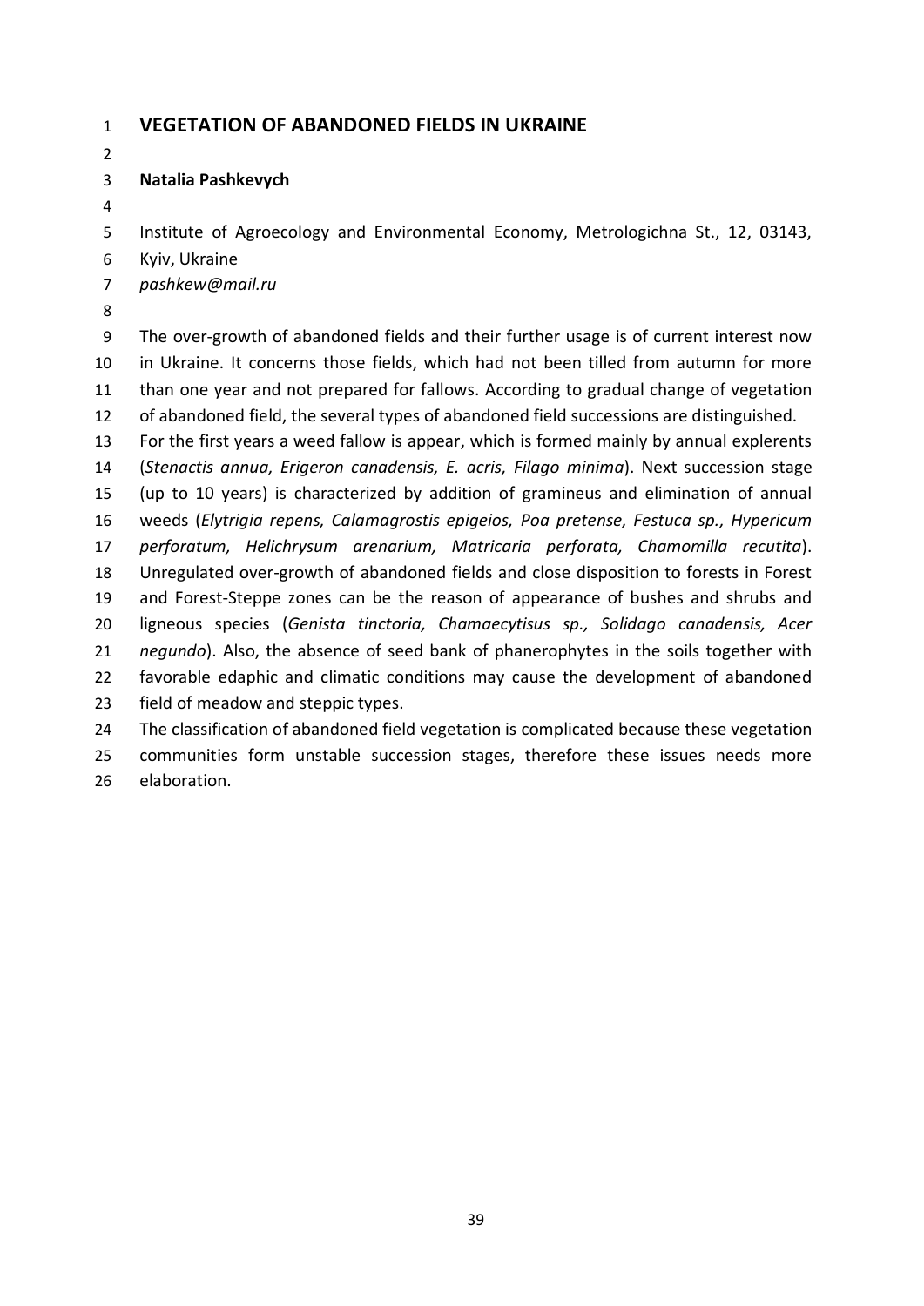# VEGETATION OF ABANDONED FIELDS IN UKRAINE

**Natalia Pashkevych**

Institute of Agroecology and Environmental Economy, Metrologichna St., 12, 03143, Kyiv, Ukraine
*pashkew@mail.ru*

The over-growth of abandoned fields and their further usage is of current interest now in Ukraine. It concerns those fields, which had not been tilled from autumn for more than one year and not prepared for fallows. According to gradual change of vegetation of abandoned field, the several types of abandoned field successions are distinguished.
For the first years a weed fallow is appear, which is formed mainly by annual explerents (*Stenactis annua, Erigeron canadensis, E. acris, Filago minima*). Next succession stage (up to 10 years) is characterized by addition of gramineus and elimination of annual weeds (*Elytrigia repens, Calamagrostis epigeios, Poa pretense, Festuca sp., Hypericum perforatum, Helichrysum arenarium, Matricaria perforata, Chamomilla recutita*). Unregulated over-growth of abandoned fields and close disposition to forests in Forest and Forest-Steppe zones can be the reason of appearance of bushes and shrubs and ligneous species (*Genista tinctoria, Chamaecytisus sp., Solidago canadensis, Acer negundo*). Also, the absence of seed bank of phanerophytes in the soils together with favorable edaphic and climatic conditions may cause the development of abandoned field of meadow and steppic types.
The classification of abandoned field vegetation is complicated because these vegetation communities form unstable succession stages, therefore these issues needs more elaboration.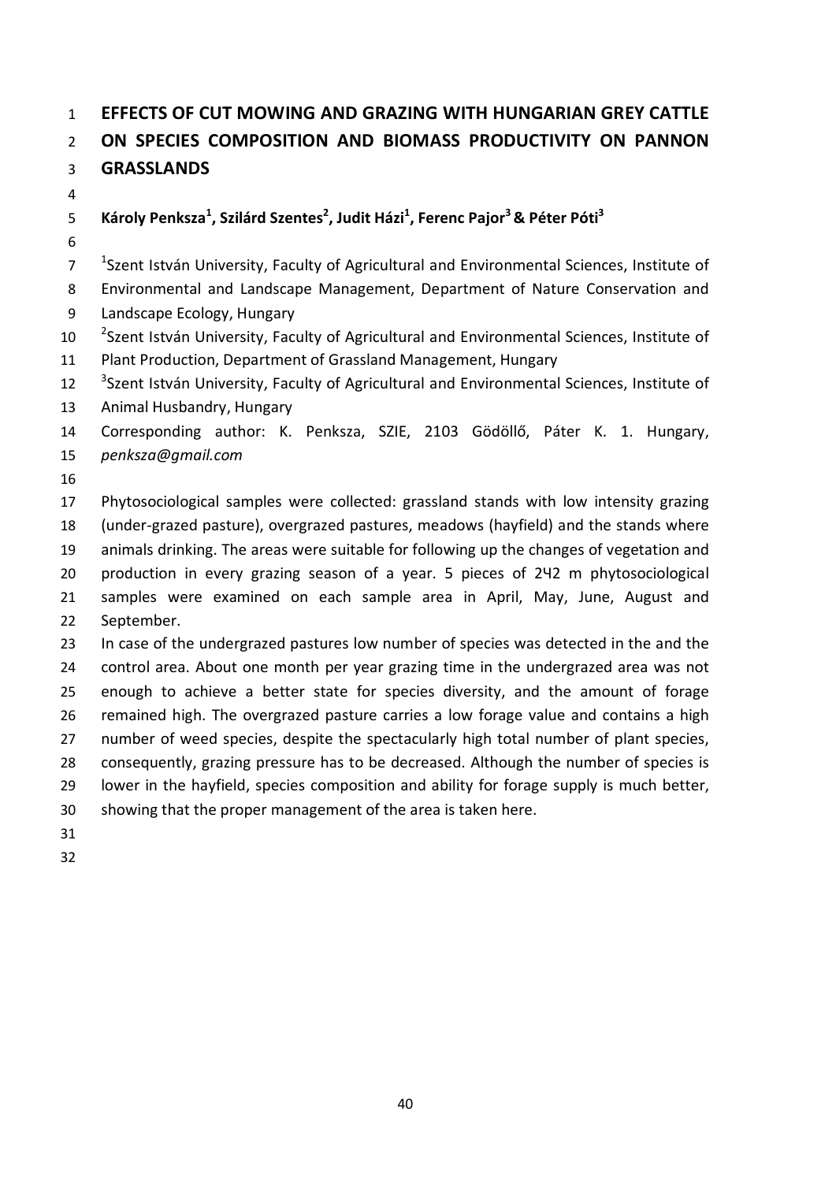# EFFECTS OF CUT MOWING AND GRAZING WITH HUNGARIAN GREY CATTLE ON SPECIES COMPOSITION AND BIOMASS PRODUCTIVITY ON PANNON GRASSLANDS

**Károly Penksza[1], Szilárd Szentes[2], Judit Házi[1], Ferenc Pajor[3] & Péter Póti[3]**

[1]Szent István University, Faculty of Agricultural and Environmental Sciences, Institute of Environmental and Landscape Management, Department of Nature Conservation and Landscape Ecology, Hungary
[2]Szent István University, Faculty of Agricultural and Environmental Sciences, Institute of Plant Production, Department of Grassland Management, Hungary
[3]Szent István University, Faculty of Agricultural and Environmental Sciences, Institute of Animal Husbandry, Hungary
Corresponding author: K. Penksza, SZIE, 2103 Gödöllő, Páter K. 1. Hungary, *penksza@gmail.com*

Phytosociological samples were collected: grassland stands with low intensity grazing (under-grazed pasture), overgrazed pastures, meadows (hayfield) and the stands where animals drinking. The areas were suitable for following up the changes of vegetation and production in every grazing season of a year. 5 pieces of 2Ч2 m phytosociological samples were examined on each sample area in April, May, June, August and September.

In case of the undergrazed pastures low number of species was detected in the and the control area. About one month per year grazing time in the undergrazed area was not enough to achieve a better state for species diversity, and the amount of forage remained high. The overgrazed pasture carries a low forage value and contains a high number of weed species, despite the spectacularly high total number of plant species, consequently, grazing pressure has to be decreased. Although the number of species is lower in the hayfield, species composition and ability for forage supply is much better, showing that the proper management of the area is taken here.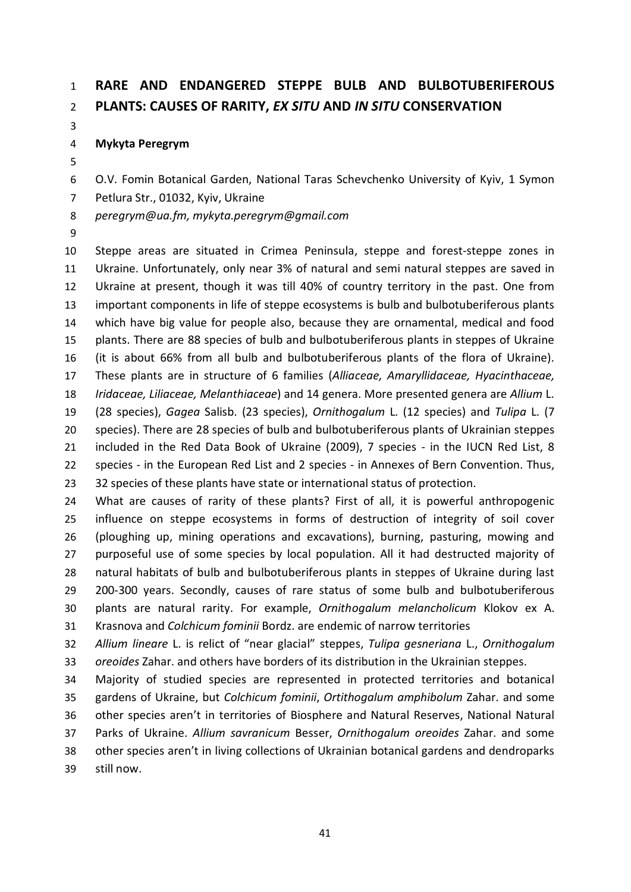# RARE AND ENDANGERED STEPPE BULB AND BULBOTUBERIFEROUS PLANTS: CAUSES OF RARITY, *EX SITU* AND *IN SITU* CONSERVATION

**Mykyta Peregrym**

O.V. Fomin Botanical Garden, National Taras Schevchenko University of Kyiv, 1 Symon Petlura Str., 01032, Kyiv, Ukraine

*peregrym@ua.fm, mykyta.peregrym@gmail.com*

Steppe areas are situated in Crimea Peninsula, steppe and forest-steppe zones in Ukraine. Unfortunately, only near 3% of natural and semi natural steppes are saved in Ukraine at present, though it was till 40% of country territory in the past. One from important components in life of steppe ecosystems is bulb and bulbotuberiferous plants which have big value for people also, because they are ornamental, medical and food plants. There are 88 species of bulb and bulbotuberiferous plants in steppes of Ukraine (it is about 66% from all bulb and bulbotuberiferous plants of the flora of Ukraine). These plants are in structure of 6 families (*Alliaceae, Amaryllidaceae, Hyacinthaceae, Iridaceae, Liliaceae, Melanthiaceae*) and 14 genera. More presented genera are *Allium* L. (28 species), *Gagea* Salisb. (23 species), *Ornithogalum* L. (12 species) and *Tulipa* L. (7 species). There are 28 species of bulb and bulbotuberiferous plants of Ukrainian steppes included in the Red Data Book of Ukraine (2009), 7 species - in the IUCN Red List, 8 species - in the European Red List and 2 species - in Annexes of Bern Convention. Thus, 32 species of these plants have state or international status of protection.

What are causes of rarity of these plants? First of all, it is powerful anthropogenic influence on steppe ecosystems in forms of destruction of integrity of soil cover (ploughing up, mining operations and excavations), burning, pasturing, mowing and purposeful use of some species by local population. All it had destructed majority of natural habitats of bulb and bulbotuberiferous plants in steppes of Ukraine during last 200-300 years. Secondly, causes of rare status of some bulb and bulbotuberiferous plants are natural rarity. For example, *Ornithogalum melancholicum* Klokov ex A. Krasnova and *Colchicum fominii* Bordz. are endemic of narrow territories *Allium lineare* L. is relict of "near glacial" steppes, *Tulipa gesneriana* L., *Ornithogalum oreoides* Zahar. and others have borders of its distribution in the Ukrainian steppes.

Majority of studied species are represented in protected territories and botanical gardens of Ukraine, but *Colchicum fominii*, *Ortithogalum amphibolum* Zahar. and some other species aren't in territories of Biosphere and Natural Reserves, National Natural Parks of Ukraine. *Allium savranicum* Besser, *Ornithogalum oreoides* Zahar. and some other species aren't in living collections of Ukrainian botanical gardens and dendroparks still now.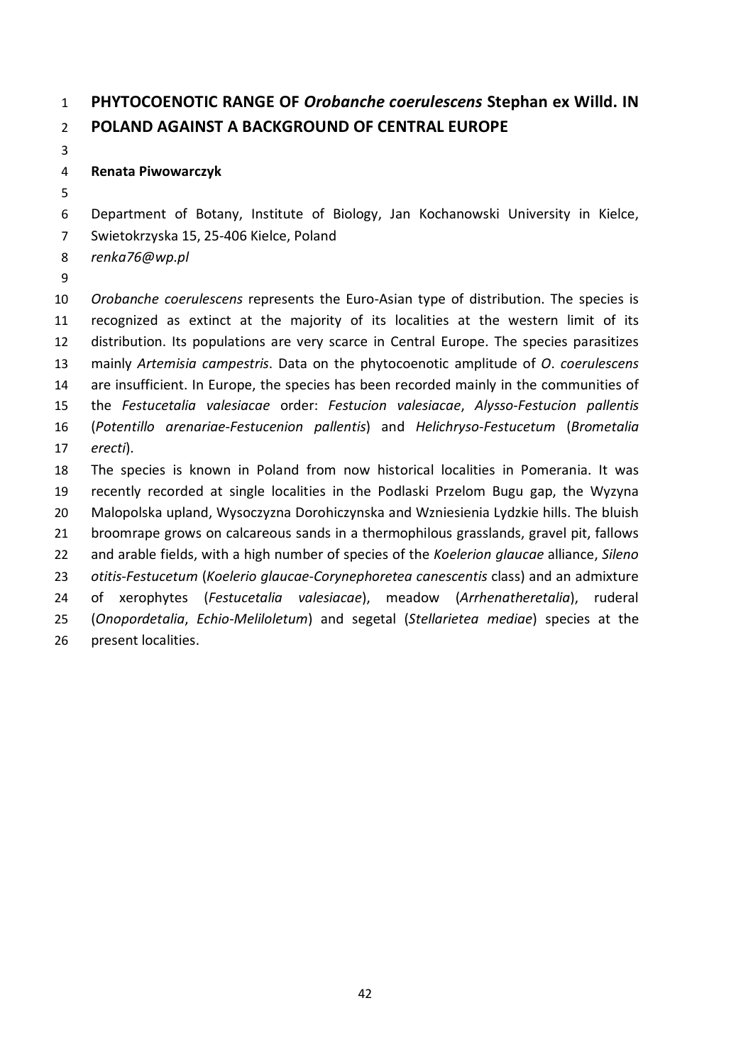# PHYTOCOENOTIC RANGE OF *Orobanche coerulescens* Stephan ex Willd. IN POLAND AGAINST A BACKGROUND OF CENTRAL EUROPE

**Renata Piwowarczyk**

Department of Botany, Institute of Biology, Jan Kochanowski University in Kielce, Swietokrzyska 15, 25-406 Kielce, Poland
*renka76@wp.pl*

*Orobanche coerulescens* represents the Euro-Asian type of distribution. The species is recognized as extinct at the majority of its localities at the western limit of its distribution. Its populations are very scarce in Central Europe. The species parasitizes mainly *Artemisia campestris*. Data on the phytocoenotic amplitude of *O*. *coerulescens* are insufficient. In Europe, the species has been recorded mainly in the communities of the *Festucetalia valesiacae* order: *Festucion valesiacae*, *Alysso-Festucion pallentis* (*Potentillo arenariae-Festucenion pallentis*) and *Helichryso-Festucetum* (*Brometalia erecti*).

The species is known in Poland from now historical localities in Pomerania. It was recently recorded at single localities in the Podlaski Przelom Bugu gap, the Wyzyna Malopolska upland, Wysoczyzna Dorohiczynska and Wzniesienia Lydzkie hills. The bluish broomrape grows on calcareous sands in a thermophilous grasslands, gravel pit, fallows and arable fields, with a high number of species of the *Koelerion glaucae* alliance, *Sileno otitis-Festucetum* (*Koelerio glaucae-Corynephoretea canescentis* class) and an admixture of xerophytes (*Festucetalia valesiacae*), meadow (*Arrhenatheretalia*), ruderal (*Onopordetalia*, *Echio-Meliloletum*) and segetal (*Stellarietea mediae*) species at the present localities.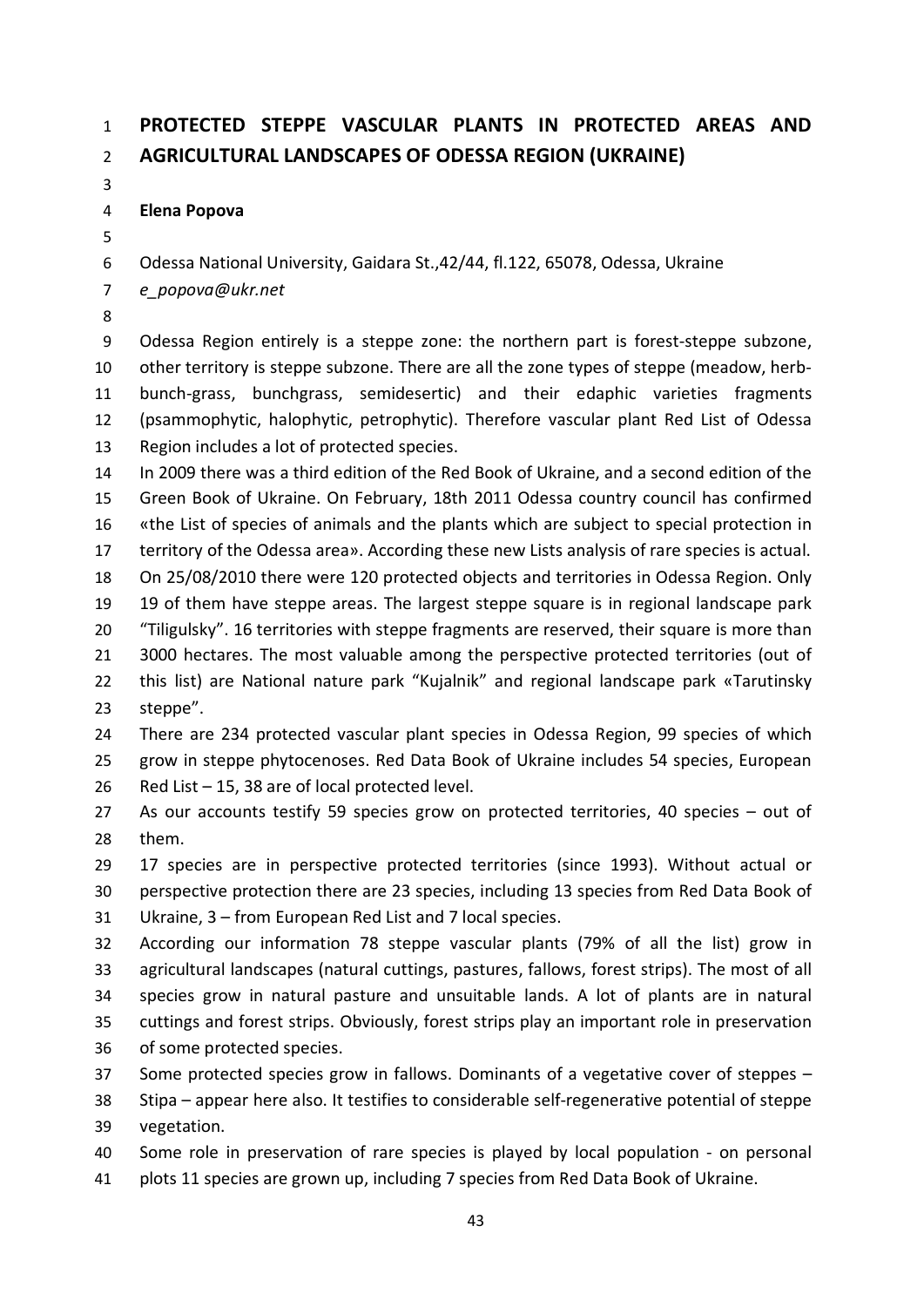# PROTECTED STEPPE VASCULAR PLANTS IN PROTECTED AREAS AND AGRICULTURAL LANDSCAPES OF ODESSA REGION (UKRAINE)

**Elena Popova**

Odessa National University, Gaidara St.,42/44, fl.122, 65078, Odessa, Ukraine
*e_popova@ukr.net*

Odessa Region entirely is a steppe zone: the northern part is forest-steppe subzone, other territory is steppe subzone. There are all the zone types of steppe (meadow, herb-bunch-grass, bunchgrass, semidesertic) and their edaphic varieties fragments (psammophytic, halophytic, petrophytic). Therefore vascular plant Red List of Odessa Region includes a lot of protected species.

In 2009 there was a third edition of the Red Book of Ukraine, and a second edition of the Green Book of Ukraine. On February, 18th 2011 Odessa country council has confirmed «the List of species of animals and the plants which are subject to special protection in territory of the Odessa area». According these new Lists analysis of rare species is actual. On 25/08/2010 there were 120 protected objects and territories in Odessa Region. Only 19 of them have steppe areas. The largest steppe square is in regional landscape park "Tiligulsky". 16 territories with steppe fragments are reserved, their square is more than 3000 hectares. The most valuable among the perspective protected territories (out of this list) are National nature park "Kujalnik" and regional landscape park «Tarutinsky steppe".

There are 234 protected vascular plant species in Odessa Region, 99 species of which grow in steppe phytocenoses. Red Data Book of Ukraine includes 54 species, European Red List – 15, 38 are of local protected level.

As our accounts testify 59 species grow on protected territories, 40 species – out of them.

17 species are in perspective protected territories (since 1993). Without actual or perspective protection there are 23 species, including 13 species from Red Data Book of Ukraine, 3 – from European Red List and 7 local species.

According our information 78 steppe vascular plants (79% of all the list) grow in agricultural landscapes (natural cuttings, pastures, fallows, forest strips). The most of all species grow in natural pasture and unsuitable lands. A lot of plants are in natural cuttings and forest strips. Obviously, forest strips play an important role in preservation of some protected species.

Some protected species grow in fallows. Dominants of a vegetative cover of steppes – Stipa – appear here also. It testifies to considerable self-regenerative potential of steppe vegetation.

Some role in preservation of rare species is played by local population - on personal plots 11 species are grown up, including 7 species from Red Data Book of Ukraine.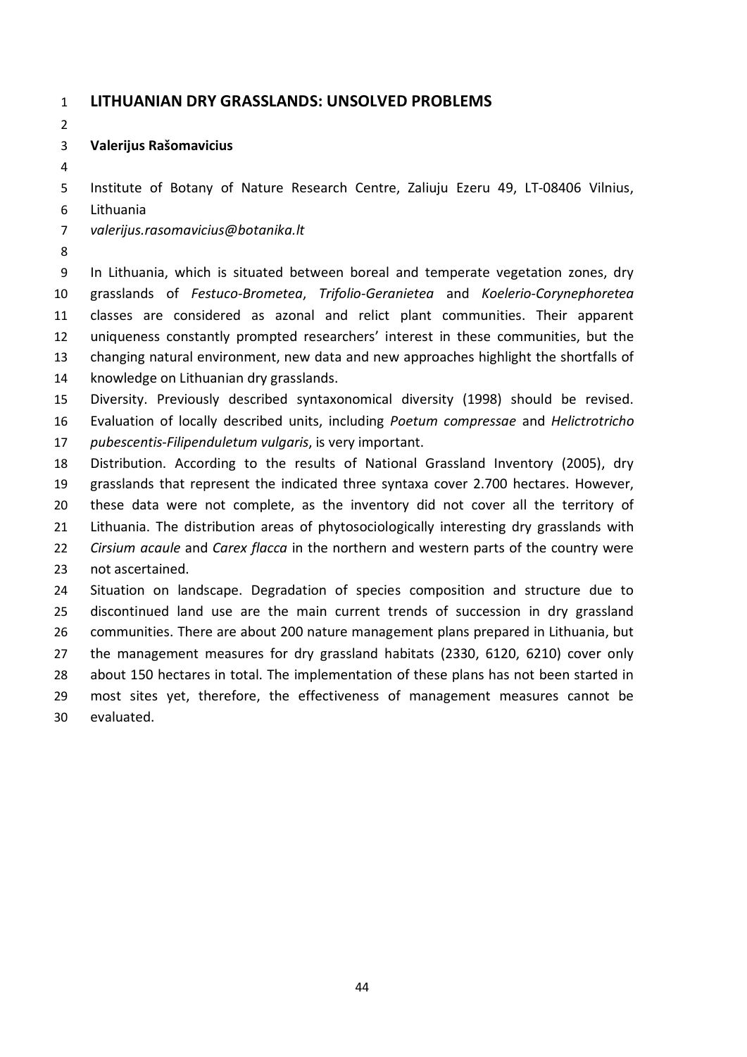# LITHUANIAN DRY GRASSLANDS: UNSOLVED PROBLEMS

**Valerijus Rašomavicius**

Institute of Botany of Nature Research Centre, Zaliuju Ezeru 49, LT-08406 Vilnius, Lithuania

*valerijus.rasomavicius@botanika.lt*

In Lithuania, which is situated between boreal and temperate vegetation zones, dry grasslands of *Festuco-Brometea*, *Trifolio-Geranietea* and *Koelerio-Corynephoretea* classes are considered as azonal and relict plant communities. Their apparent uniqueness constantly prompted researchers' interest in these communities, but the changing natural environment, new data and new approaches highlight the shortfalls of knowledge on Lithuanian dry grasslands.

Diversity. Previously described syntaxonomical diversity (1998) should be revised. Evaluation of locally described units, including *Poetum compressae* and *Helictrotricho pubescentis-Filipenduletum vulgaris*, is very important.

Distribution. According to the results of National Grassland Inventory (2005), dry grasslands that represent the indicated three syntaxa cover 2.700 hectares. However, these data were not complete, as the inventory did not cover all the territory of Lithuania. The distribution areas of phytosociologically interesting dry grasslands with *Cirsium acaule* and *Carex flacca* in the northern and western parts of the country were not ascertained.

Situation on landscape. Degradation of species composition and structure due to discontinued land use are the main current trends of succession in dry grassland communities. There are about 200 nature management plans prepared in Lithuania, but the management measures for dry grassland habitats (2330, 6120, 6210) cover only about 150 hectares in total. The implementation of these plans has not been started in most sites yet, therefore, the effectiveness of management measures cannot be evaluated.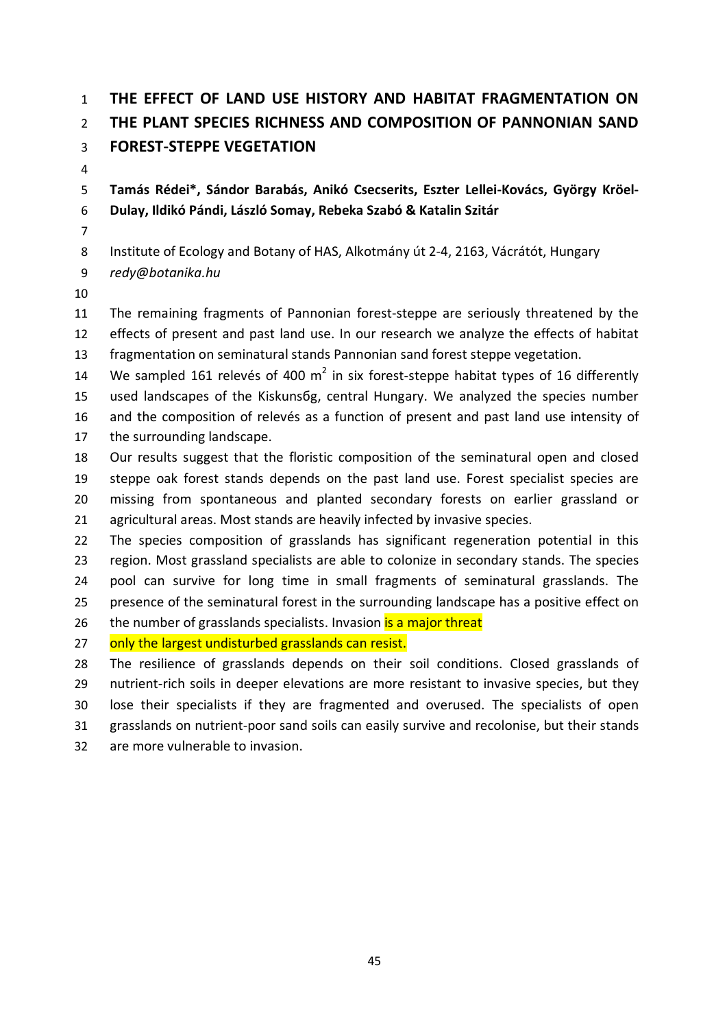# THE EFFECT OF LAND USE HISTORY AND HABITAT FRAGMENTATION ON THE PLANT SPECIES RICHNESS AND COMPOSITION OF PANNONIAN SAND FOREST-STEPPE VEGETATION

**Tamás Rédei\*, Sándor Barabás, Anikó Csecserits, Eszter Lellei-Kovács, György Kröel-Dulay, Ildikó Pándi, László Somay, Rebeka Szabó & Katalin Szitár**

Institute of Ecology and Botany of HAS, Alkotmány út 2-4, 2163, Vácrátót, Hungary
*redy@botanika.hu*

The remaining fragments of Pannonian forest-steppe are seriously threatened by the effects of present and past land use. In our research we analyze the effects of habitat fragmentation on seminatural stands Pannonian sand forest steppe vegetation.

We sampled 161 relevés of 400 m$^2$ in six forest-steppe habitat types of 16 differently used landscapes of the Kiskunsбg, central Hungary. We analyzed the species number and the composition of relevés as a function of present and past land use intensity of the surrounding landscape.

Our results suggest that the floristic composition of the seminatural open and closed steppe oak forest stands depends on the past land use. Forest specialist species are missing from spontaneous and planted secondary forests on earlier grassland or agricultural areas. Most stands are heavily infected by invasive species.

The species composition of grasslands has significant regeneration potential in this region. Most grassland specialists are able to colonize in secondary stands. The species pool can survive for long time in small fragments of seminatural grasslands. The presence of the seminatural forest in the surrounding landscape has a positive effect on the number of grasslands specialists. Invasion is a major threat only the largest undisturbed grasslands can resist.

The resilience of grasslands depends on their soil conditions. Closed grasslands of nutrient-rich soils in deeper elevations are more resistant to invasive species, but they lose their specialists if they are fragmented and overused. The specialists of open grasslands on nutrient-poor sand soils can easily survive and recolonise, but their stands are more vulnerable to invasion.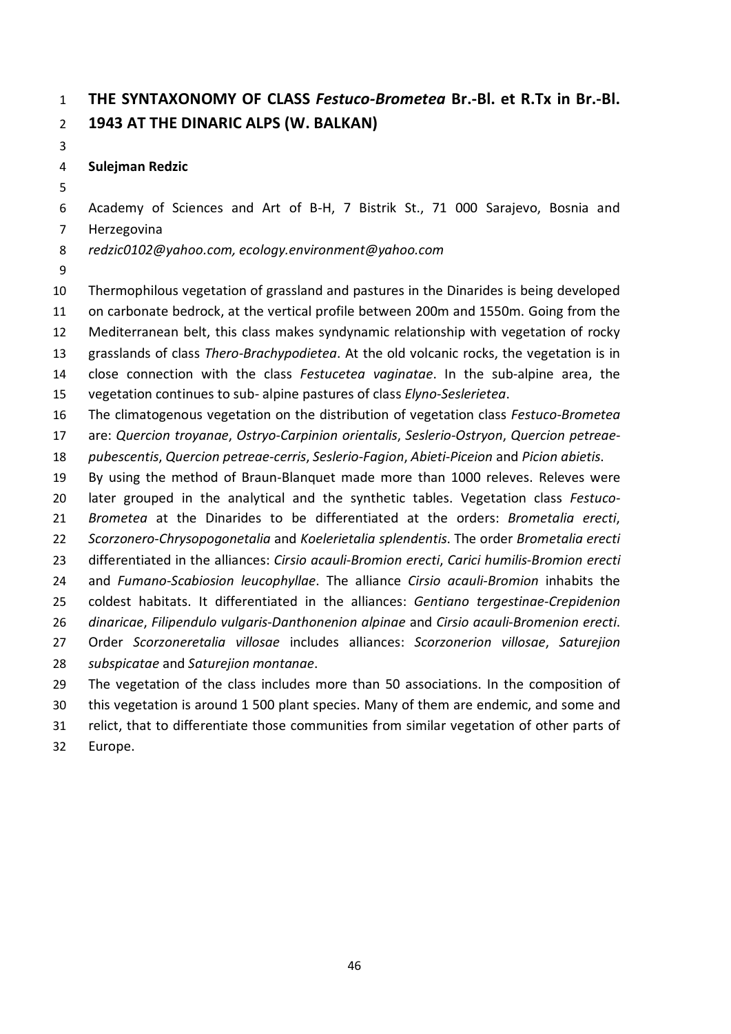# THE SYNTAXONOMY OF CLASS *Festuco-Brometea* Br.-Bl. et R.Tx in Br.-Bl. 1943 AT THE DINARIC ALPS (W. BALKAN)

**Sulejman Redzic**

Academy of Sciences and Art of B-H, 7 Bistrik St., 71 000 Sarajevo, Bosnia and Herzegovina

*redzic0102@yahoo.com, ecology.environment@yahoo.com*

Thermophilous vegetation of grassland and pastures in the Dinarides is being developed on carbonate bedrock, at the vertical profile between 200m and 1550m. Going from the Mediterranean belt, this class makes syndynamic relationship with vegetation of rocky grasslands of class *Thero-Brachypodietea*. At the old volcanic rocks, the vegetation is in close connection with the class *Festucetea vaginatae*. In the sub-alpine area, the vegetation continues to sub- alpine pastures of class *Elyno-Seslerietea*.

The climatogenous vegetation on the distribution of vegetation class *Festuco-Brometea* are: *Quercion troyanae*, *Ostryo-Carpinion orientalis*, *Seslerio-Ostryon*, *Quercion petreae-pubescentis*, *Quercion petreae-cerris*, *Seslerio-Fagion*, *Abieti-Piceion* and *Picion abietis*.

By using the method of Braun-Blanquet made more than 1000 releves. Releves were later grouped in the analytical and the synthetic tables. Vegetation class *Festuco-Brometea* at the Dinarides to be differentiated at the orders: *Brometalia erecti*, *Scorzonero-Chrysopogonetalia* and *Koelerietalia splendentis*. The order *Brometalia erecti* differentiated in the alliances: *Cirsio acauli-Bromion erecti*, *Carici humilis-Bromion erecti* and *Fumano-Scabiosion leucophyllae*. The alliance *Cirsio acauli-Bromion* inhabits the coldest habitats. It differentiated in the alliances: *Gentiano tergestinae-Crepidenion dinaricae*, *Filipendulo vulgaris-Danthonenion alpinae* and *Cirsio acauli-Bromenion erecti*. Order *Scorzoneretalia villosae* includes alliances: *Scorzonerion villosae*, *Saturejion subspicatae* and *Saturejion montanae*.

The vegetation of the class includes more than 50 associations. In the composition of this vegetation is around 1 500 plant species. Many of them are endemic, and some and relict, that to differentiate those communities from similar vegetation of other parts of Europe.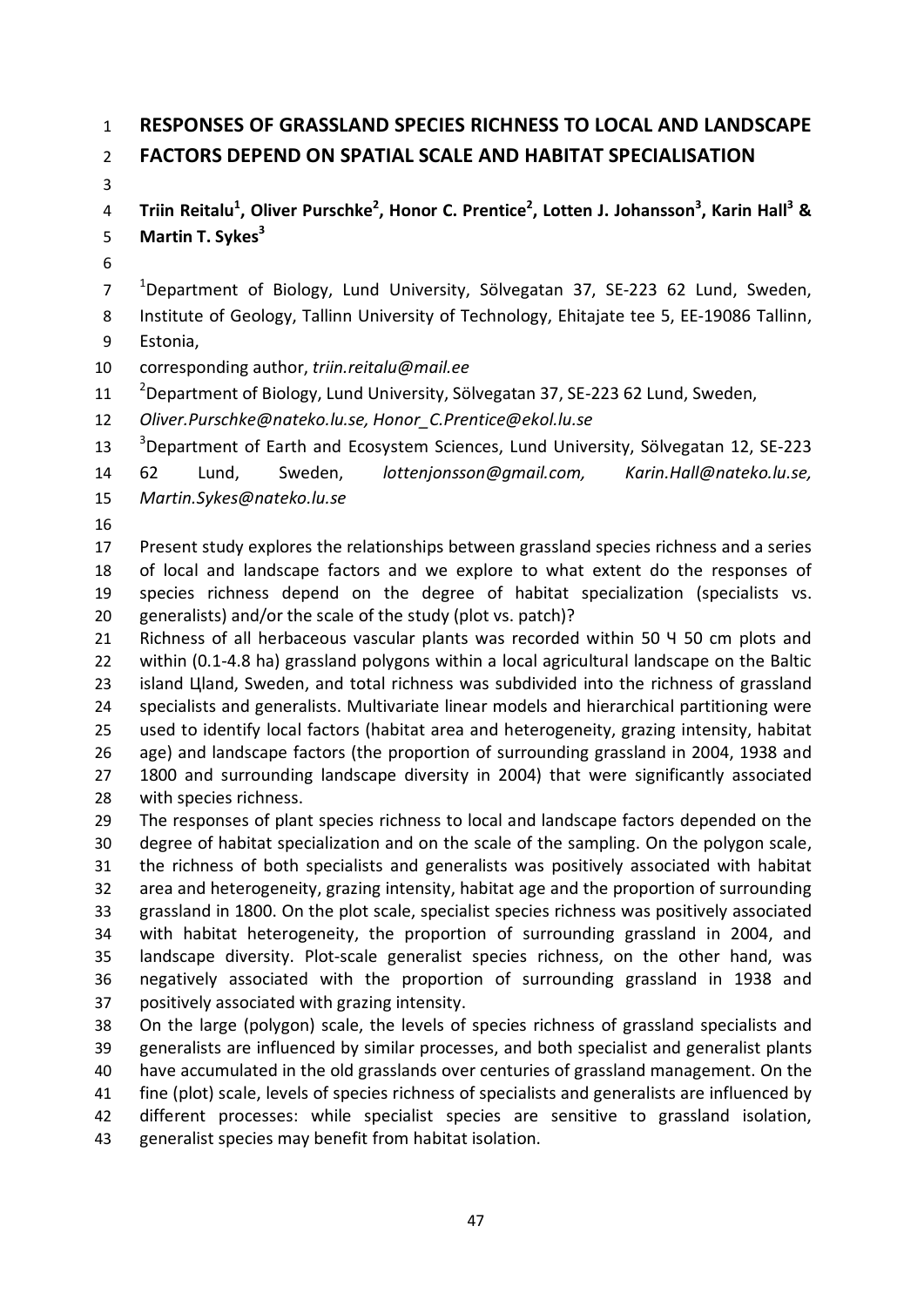# RESPONSES OF GRASSLAND SPECIES RICHNESS TO LOCAL AND LANDSCAPE FACTORS DEPEND ON SPATIAL SCALE AND HABITAT SPECIALISATION

**Triin Reitalu[1], Oliver Purschke[2], Honor C. Prentice[2], Lotten J. Johansson[3], Karin Hall[3] & Martin T. Sykes[3]**

[1]Department of Biology, Lund University, Sölvegatan 37, SE-223 62 Lund, Sweden, Institute of Geology, Tallinn University of Technology, Ehitajate tee 5, EE-19086 Tallinn, Estonia,

corresponding author, *triin.reitalu@mail.ee*

[2]Department of Biology, Lund University, Sölvegatan 37, SE-223 62 Lund, Sweden, *Oliver.Purschke@nateko.lu.se, Honor_C.Prentice@ekol.lu.se*

[3]Department of Earth and Ecosystem Sciences, Lund University, Sölvegatan 12, SE-223 62 Lund, Sweden, *lottenjonsson@gmail.com, Karin.Hall@nateko.lu.se, Martin.Sykes@nateko.lu.se*

Present study explores the relationships between grassland species richness and a series of local and landscape factors and we explore to what extent do the responses of species richness depend on the degree of habitat specialization (specialists vs. generalists) and/or the scale of the study (plot vs. patch)?

Richness of all herbaceous vascular plants was recorded within 50 Ч 50 cm plots and within (0.1-4.8 ha) grassland polygons within a local agricultural landscape on the Baltic island Цland, Sweden, and total richness was subdivided into the richness of grassland specialists and generalists. Multivariate linear models and hierarchical partitioning were used to identify local factors (habitat area and heterogeneity, grazing intensity, habitat age) and landscape factors (the proportion of surrounding grassland in 2004, 1938 and 1800 and surrounding landscape diversity in 2004) that were significantly associated with species richness.

The responses of plant species richness to local and landscape factors depended on the degree of habitat specialization and on the scale of the sampling. On the polygon scale, the richness of both specialists and generalists was positively associated with habitat area and heterogeneity, grazing intensity, habitat age and the proportion of surrounding grassland in 1800. On the plot scale, specialist species richness was positively associated with habitat heterogeneity, the proportion of surrounding grassland in 2004, and landscape diversity. Plot-scale generalist species richness, on the other hand, was negatively associated with the proportion of surrounding grassland in 1938 and positively associated with grazing intensity.

On the large (polygon) scale, the levels of species richness of grassland specialists and generalists are influenced by similar processes, and both specialist and generalist plants have accumulated in the old grasslands over centuries of grassland management. On the fine (plot) scale, levels of species richness of specialists and generalists are influenced by different processes: while specialist species are sensitive to grassland isolation, generalist species may benefit from habitat isolation.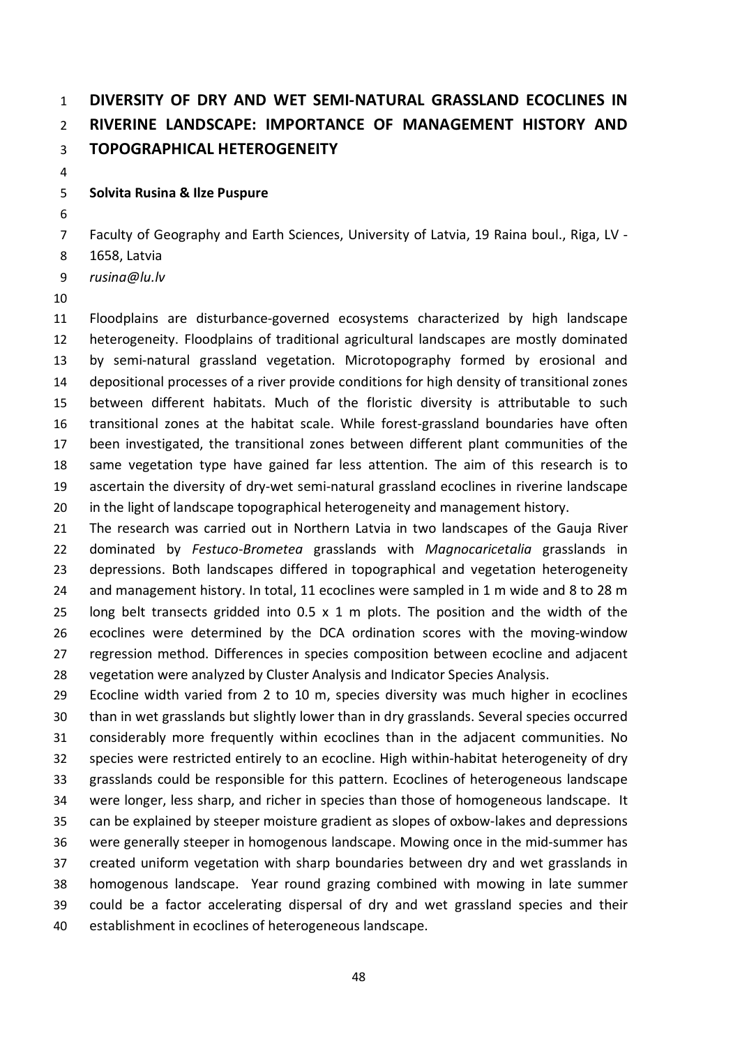# DIVERSITY OF DRY AND WET SEMI-NATURAL GRASSLAND ECOCLINES IN RIVERINE LANDSCAPE: IMPORTANCE OF MANAGEMENT HISTORY AND TOPOGRAPHICAL HETEROGENEITY

**Solvita Rusina & Ilze Puspure**

Faculty of Geography and Earth Sciences, University of Latvia, 19 Raina boul., Riga, LV - 1658, Latvia
*rusina@lu.lv*

Floodplains are disturbance-governed ecosystems characterized by high landscape heterogeneity. Floodplains of traditional agricultural landscapes are mostly dominated by semi-natural grassland vegetation. Microtopography formed by erosional and depositional processes of a river provide conditions for high density of transitional zones between different habitats. Much of the floristic diversity is attributable to such transitional zones at the habitat scale. While forest-grassland boundaries have often been investigated, the transitional zones between different plant communities of the same vegetation type have gained far less attention. The aim of this research is to ascertain the diversity of dry-wet semi-natural grassland ecoclines in riverine landscape in the light of landscape topographical heterogeneity and management history.

The research was carried out in Northern Latvia in two landscapes of the Gauja River dominated by *Festuco-Brometea* grasslands with *Magnocaricetalia* grasslands in depressions. Both landscapes differed in topographical and vegetation heterogeneity and management history. In total, 11 ecoclines were sampled in 1 m wide and 8 to 28 m long belt transects gridded into 0.5 x 1 m plots. The position and the width of the ecoclines were determined by the DCA ordination scores with the moving-window regression method. Differences in species composition between ecocline and adjacent vegetation were analyzed by Cluster Analysis and Indicator Species Analysis.

Ecocline width varied from 2 to 10 m, species diversity was much higher in ecoclines than in wet grasslands but slightly lower than in dry grasslands. Several species occurred considerably more frequently within ecoclines than in the adjacent communities. No species were restricted entirely to an ecocline. High within-habitat heterogeneity of dry grasslands could be responsible for this pattern. Ecoclines of heterogeneous landscape were longer, less sharp, and richer in species than those of homogeneous landscape. It can be explained by steeper moisture gradient as slopes of oxbow-lakes and depressions were generally steeper in homogenous landscape. Mowing once in the mid-summer has created uniform vegetation with sharp boundaries between dry and wet grasslands in homogenous landscape. Year round grazing combined with mowing in late summer could be a factor accelerating dispersal of dry and wet grassland species and their establishment in ecoclines of heterogeneous landscape.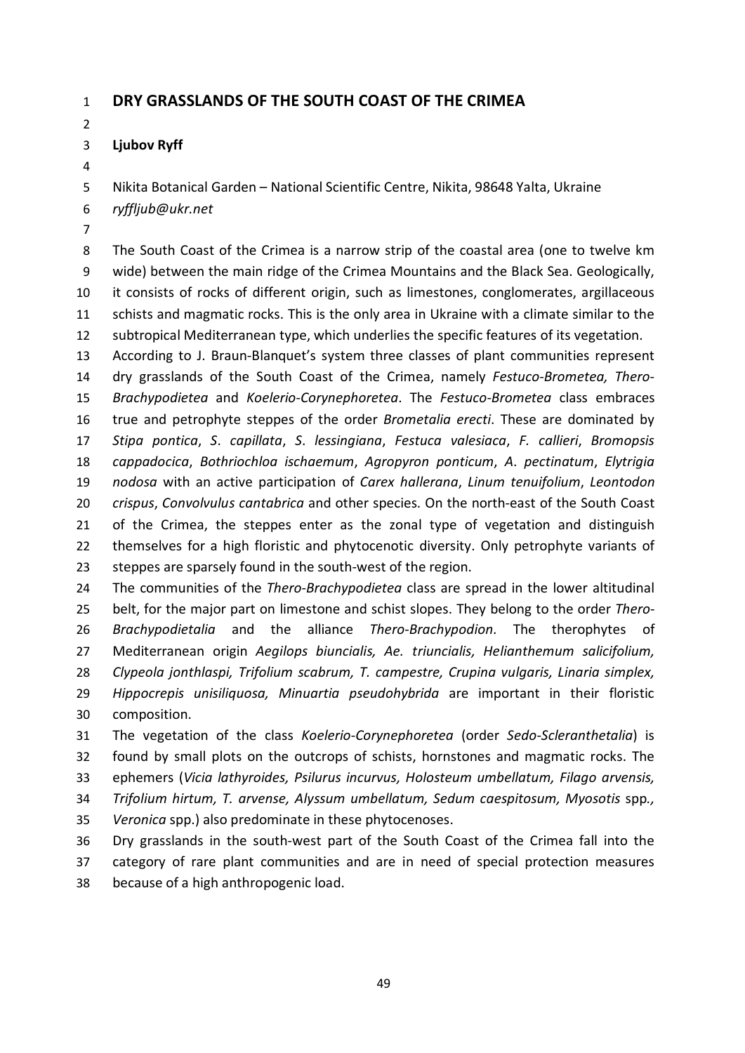# DRY GRASSLANDS OF THE SOUTH COAST OF THE CRIMEA

**Ljubov Ryff**

Nikita Botanical Garden – National Scientific Centre, Nikita, 98648 Yalta, Ukraine
*ryffljub@ukr.net*

The South Coast of the Crimea is a narrow strip of the coastal area (one to twelve km wide) between the main ridge of the Crimea Mountains and the Black Sea. Geologically, it consists of rocks of different origin, such as limestones, conglomerates, argillaceous schists and magmatic rocks. This is the only area in Ukraine with a climate similar to the subtropical Mediterranean type, which underlies the specific features of its vegetation.

According to J. Braun-Blanquet's system three classes of plant communities represent dry grasslands of the South Coast of the Crimea, namely *Festuco-Brometea, Thero-Brachypodietea* and *Koelerio-Corynephoretea*. The *Festuco-Brometea* class embraces true and petrophyte steppes of the order *Brometalia erecti*. These are dominated by *Stipa pontica*, *S. capillata*, *S. lessingiana*, *Festuca valesiaca*, *F. callieri*, *Bromopsis cappadocica*, *Bothriochloa ischaemum*, *Agropyron ponticum*, *A. pectinatum*, *Elytrigia nodosa* with an active participation of *Carex hallerana*, *Linum tenuifolium*, *Leontodon crispus*, *Convolvulus cantabrica* and other species. On the north-east of the South Coast of the Crimea, the steppes enter as the zonal type of vegetation and distinguish themselves for a high floristic and phytocenotic diversity. Only petrophyte variants of steppes are sparsely found in the south-west of the region.

The communities of the *Thero-Brachypodietea* class are spread in the lower altitudinal belt, for the major part on limestone and schist slopes. They belong to the order *Thero-Brachypodietalia* and the alliance *Thero-Brachypodion*. The therophytes of Mediterranean origin *Aegilops biuncialis, Ae. triuncialis, Helianthemum salicifolium, Clypeola jonthlaspi, Trifolium scabrum, T. campestre, Crupina vulgaris, Linaria simplex, Hippocrepis unisiliquosa, Minuartia pseudohybrida* are important in their floristic composition.

The vegetation of the class *Koelerio-Corynephoretea* (order *Sedo-Scleranthetalia*) is found by small plots on the outcrops of schists, hornstones and magmatic rocks. The ephemers (*Vicia lathyroides, Psilurus incurvus, Holosteum umbellatum, Filago arvensis, Trifolium hirtum, T. arvense, Alyssum umbellatum, Sedum caespitosum, Myosotis* spp*., Veronica* spp.) also predominate in these phytocenoses.

Dry grasslands in the south-west part of the South Coast of the Crimea fall into the category of rare plant communities and are in need of special protection measures because of a high anthropogenic load.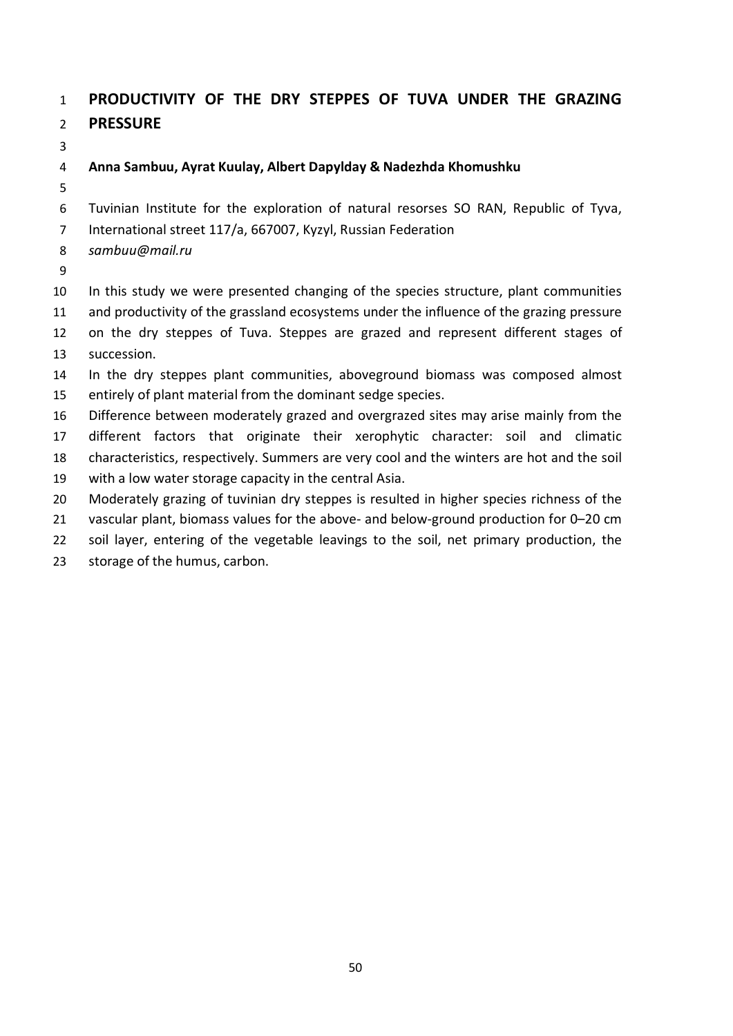# PRODUCTIVITY OF THE DRY STEPPES OF TUVA UNDER THE GRAZING PRESSURE

**Anna Sambuu, Ayrat Kuulay, Albert Dapylday & Nadezhda Khomushku**

Tuvinian Institute for the exploration of natural resorses SO RAN, Republic of Tyva, International street 117/a, 667007, Kyzyl, Russian Federation

*sambuu@mail.ru*

In this study we were presented changing of the species structure, plant communities and productivity of the grassland ecosystems under the influence of the grazing pressure on the dry steppes of Tuva. Steppes are grazed and represent different stages of succession.

In the dry steppes plant communities, aboveground biomass was composed almost entirely of plant material from the dominant sedge species.

Difference between moderately grazed and overgrazed sites may arise mainly from the different factors that originate their xerophytic character: soil and climatic characteristics, respectively. Summers are very cool and the winters are hot and the soil with a low water storage capacity in the central Asia.

Moderately grazing of tuvinian dry steppes is resulted in higher species richness of the vascular plant, biomass values for the above- and below-ground production for 0–20 cm soil layer, entering of the vegetable leavings to the soil, net primary production, the storage of the humus, carbon.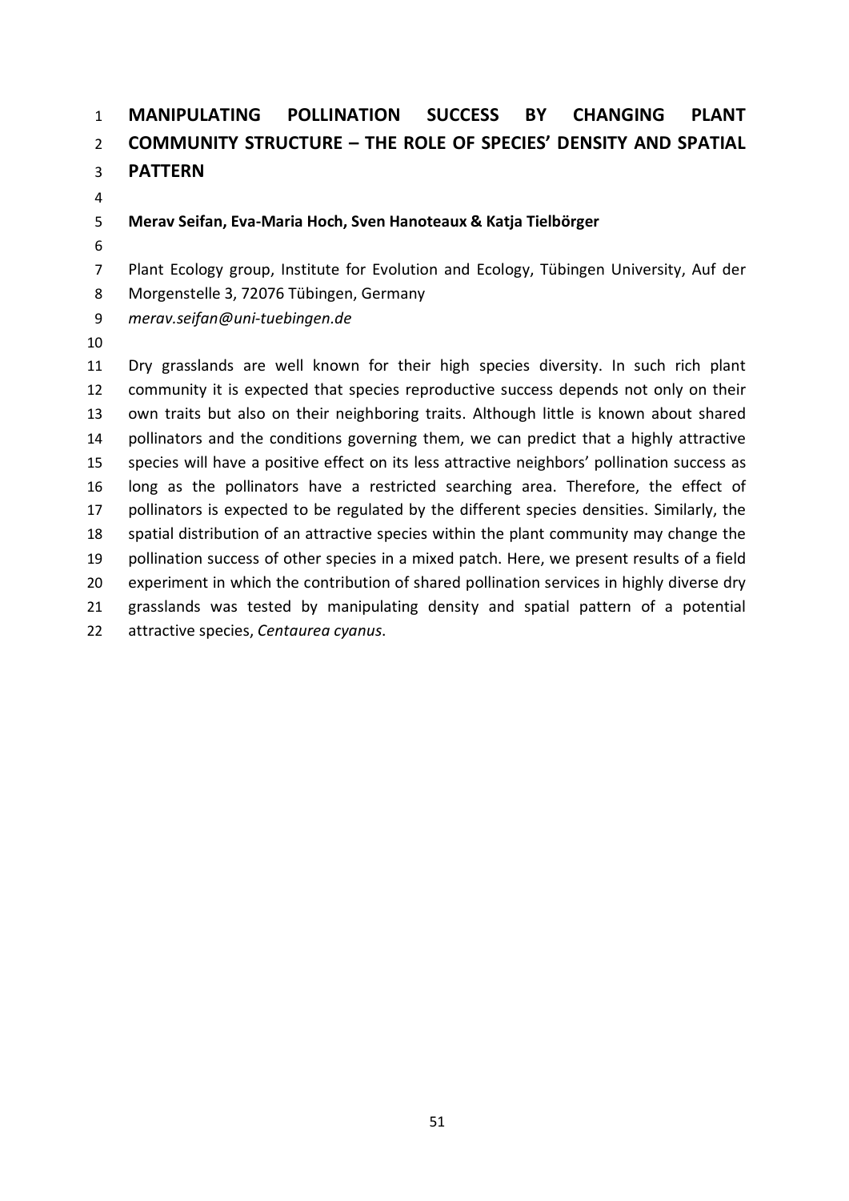# MANIPULATING POLLINATION SUCCESS BY CHANGING PLANT COMMUNITY STRUCTURE – THE ROLE OF SPECIES' DENSITY AND SPATIAL PATTERN

**Merav Seifan, Eva-Maria Hoch, Sven Hanoteaux & Katja Tielbörger**

Plant Ecology group, Institute for Evolution and Ecology, Tübingen University, Auf der Morgenstelle 3, 72076 Tübingen, Germany
*merav.seifan@uni-tuebingen.de*

Dry grasslands are well known for their high species diversity. In such rich plant community it is expected that species reproductive success depends not only on their own traits but also on their neighboring traits. Although little is known about shared pollinators and the conditions governing them, we can predict that a highly attractive species will have a positive effect on its less attractive neighbors' pollination success as long as the pollinators have a restricted searching area. Therefore, the effect of pollinators is expected to be regulated by the different species densities. Similarly, the spatial distribution of an attractive species within the plant community may change the pollination success of other species in a mixed patch. Here, we present results of a field experiment in which the contribution of shared pollination services in highly diverse dry grasslands was tested by manipulating density and spatial pattern of a potential attractive species, *Centaurea cyanus*.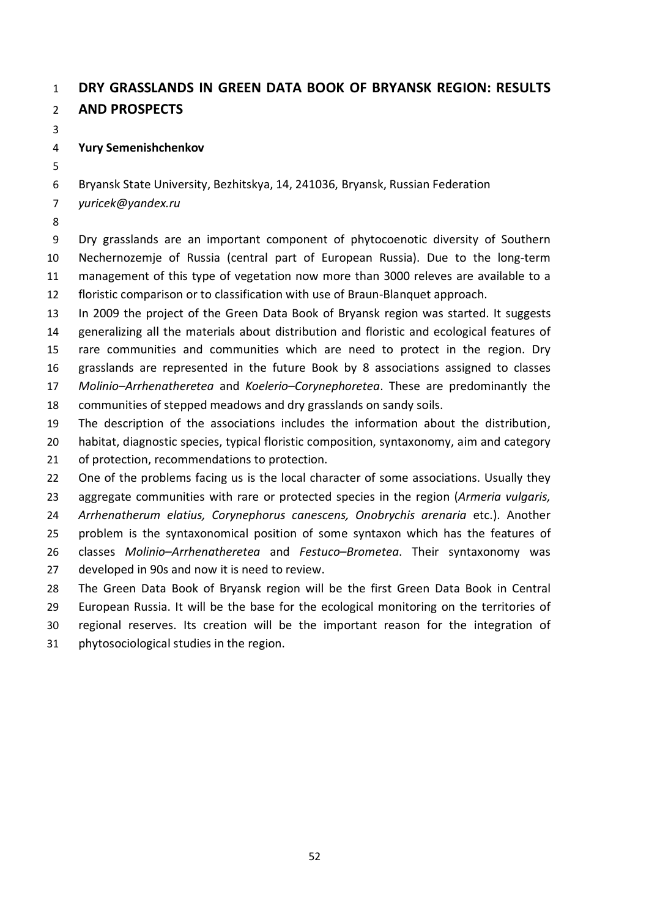# DRY GRASSLANDS IN GREEN DATA BOOK OF BRYANSK REGION: RESULTS AND PROSPECTS

**Yury Semenishchenkov**

Bryansk State University, Bezhitskya, 14, 241036, Bryansk, Russian Federation
*yuricek@yandex.ru*

Dry grasslands are an important component of phytocoenotic diversity of Southern Nechernozemje of Russia (central part of European Russia). Due to the long-term management of this type of vegetation now more than 3000 releves are available to a floristic comparison or to classification with use of Braun-Blanquet approach.

In 2009 the project of the Green Data Book of Bryansk region was started. It suggests generalizing all the materials about distribution and floristic and ecological features of rare communities and communities which are need to protect in the region. Dry grasslands are represented in the future Book by 8 associations assigned to classes *Molinio–Arrhenatheretea* and *Koelerio–Corynephoretea*. These are predominantly the communities of stepped meadows and dry grasslands on sandy soils.

The description of the associations includes the information about the distribution, habitat, diagnostic species, typical floristic composition, syntaxonomy, aim and category of protection, recommendations to protection.

One of the problems facing us is the local character of some associations. Usually they aggregate communities with rare or protected species in the region (*Armeria vulgaris, Arrhenatherum elatius, Corynephorus canescens, Onobrychis arenaria* etc.). Another problem is the syntaxonomical position of some syntaxon which has the features of classes *Molinio–Arrhenatheretea* and *Festuco–Brometea*. Their syntaxonomy was developed in 90s and now it is need to review.

The Green Data Book of Bryansk region will be the first Green Data Book in Central European Russia. It will be the base for the ecological monitoring on the territories of regional reserves. Its creation will be the important reason for the integration of phytosociological studies in the region.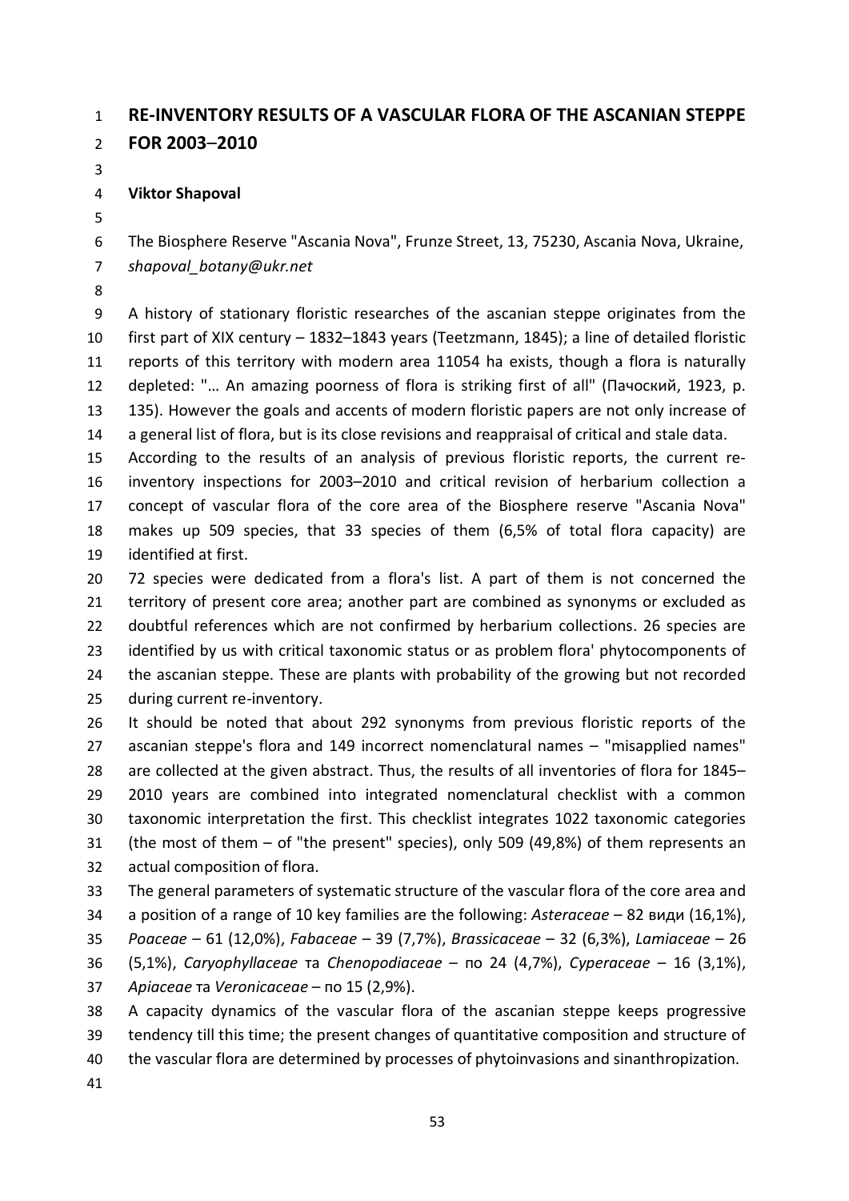# RE-INVENTORY RESULTS OF A VASCULAR FLORA OF THE ASCANIAN STEPPE FOR 2003–2010

**Viktor Shapoval**

The Biosphere Reserve "Ascania Nova", Frunze Street, 13, 75230, Ascania Nova, Ukraine, *shapoval_botany@ukr.net*

A history of stationary floristic researches of the ascanian steppe originates from the first part of XIX century – 1832–1843 years (Teetzmann, 1845); a line of detailed floristic reports of this territory with modern area 11054 ha exists, though a flora is naturally depleted: "… An amazing poorness of flora is striking first of all" (Пачоский, 1923, p. 135). However the goals and accents of modern floristic papers are not only increase of a general list of flora, but is its close revisions and reappraisal of critical and stale data.

According to the results of an analysis of previous floristic reports, the current re-inventory inspections for 2003–2010 and critical revision of herbarium collection a concept of vascular flora of the core area of the Biosphere reserve "Ascania Nova" makes up 509 species, that 33 species of them (6,5% of total flora capacity) are identified at first.

72 species were dedicated from a flora's list. A part of them is not concerned the territory of present core area; another part are combined as synonyms or excluded as doubtful references which are not confirmed by herbarium collections. 26 species are identified by us with critical taxonomic status or as problem flora' phytocomponents of the ascanian steppe. These are plants with probability of the growing but not recorded during current re-inventory.

It should be noted that about 292 synonyms from previous floristic reports of the ascanian steppe's flora and 149 incorrect nomenclatural names – "misapplied names" are collected at the given abstract. Thus, the results of all inventories of flora for 1845–2010 years are combined into integrated nomenclatural checklist with a common taxonomic interpretation the first. This checklist integrates 1022 taxonomic categories (the most of them – of "the present" species), only 509 (49,8%) of them represents an actual composition of flora.

The general parameters of systematic structure of the vascular flora of the core area and a position of a range of 10 key families are the following: *Asteraceae* – 82 види (16,1%), *Poaceae* – 61 (12,0%), *Fabaceae* – 39 (7,7%), *Brassicaceae* – 32 (6,3%), *Lamiaceae* – 26 (5,1%), *Caryophyllaceae* та *Chenopodiaceae* – по 24 (4,7%), *Cyperaceae* – 16 (3,1%), *Apiaceae* та *Veronicaceae* – по 15 (2,9%).

A capacity dynamics of the vascular flora of the ascanian steppe keeps progressive tendency till this time; the present changes of quantitative composition and structure of the vascular flora are determined by processes of phytoinvasions and sinanthropization.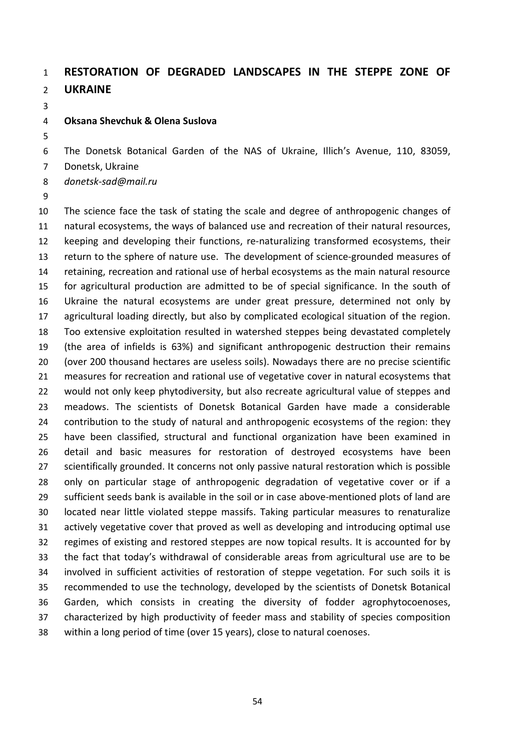# RESTORATION OF DEGRADED LANDSCAPES IN THE STEPPE ZONE OF UKRAINE

**Oksana Shevchuk & Olena Suslova**

The Donetsk Botanical Garden of the NAS of Ukraine, Illich's Avenue, 110, 83059, Donetsk, Ukraine
*donetsk-sad@mail.ru*

The science face the task of stating the scale and degree of anthropogenic changes of natural ecosystems, the ways of balanced use and recreation of their natural resources, keeping and developing their functions, re-naturalizing transformed ecosystems, their return to the sphere of nature use. The development of science-grounded measures of retaining, recreation and rational use of herbal ecosystems as the main natural resource for agricultural production are admitted to be of special significance. In the south of Ukraine the natural ecosystems are under great pressure, determined not only by agricultural loading directly, but also by complicated ecological situation of the region. Too extensive exploitation resulted in watershed steppes being devastated completely (the area of infields is 63%) and significant anthropogenic destruction their remains (over 200 thousand hectares are useless soils). Nowadays there are no precise scientific measures for recreation and rational use of vegetative cover in natural ecosystems that would not only keep phytodiversity, but also recreate agricultural value of steppes and meadows. The scientists of Donetsk Botanical Garden have made a considerable contribution to the study of natural and anthropogenic ecosystems of the region: they have been classified, structural and functional organization have been examined in detail and basic measures for restoration of destroyed ecosystems have been scientifically grounded. It concerns not only passive natural restoration which is possible only on particular stage of anthropogenic degradation of vegetative cover or if a sufficient seeds bank is available in the soil or in case above-mentioned plots of land are located near little violated steppe massifs. Taking particular measures to renaturalize actively vegetative cover that proved as well as developing and introducing optimal use regimes of existing and restored steppes are now topical results. It is accounted for by the fact that today's withdrawal of considerable areas from agricultural use are to be involved in sufficient activities of restoration of steppe vegetation. For such soils it is recommended to use the technology, developed by the scientists of Donetsk Botanical Garden, which consists in creating the diversity of fodder agrophytocoenoses, characterized by high productivity of feeder mass and stability of species composition within a long period of time (over 15 years), close to natural coenoses.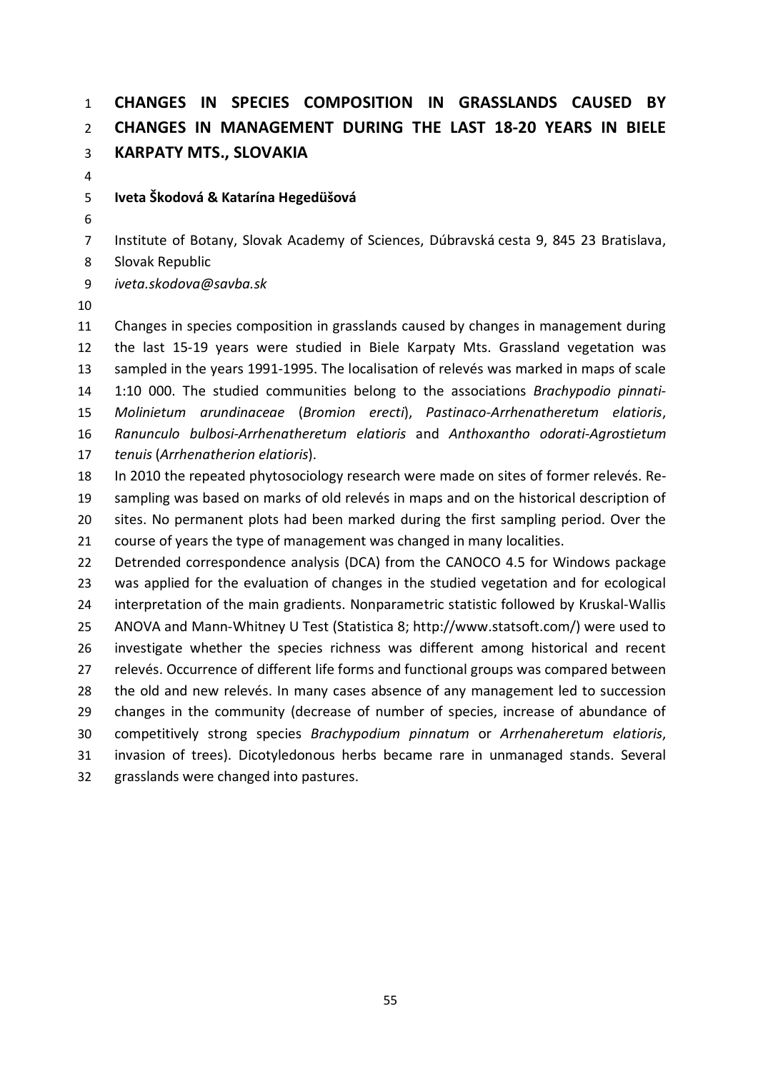# CHANGES IN SPECIES COMPOSITION IN GRASSLANDS CAUSED BY CHANGES IN MANAGEMENT DURING THE LAST 18-20 YEARS IN BIELE KARPATY MTS., SLOVAKIA

**Iveta Škodová & Katarína Hegedüšová**

Institute of Botany, Slovak Academy of Sciences, Dúbravská cesta 9, 845 23 Bratislava, Slovak Republic

*iveta.skodova@savba.sk*

Changes in species composition in grasslands caused by changes in management during the last 15-19 years were studied in Biele Karpaty Mts. Grassland vegetation was sampled in the years 1991-1995. The localisation of relevés was marked in maps of scale 1:10 000. The studied communities belong to the associations *Brachypodio pinnati-Molinietum arundinaceae* (*Bromion erecti*), *Pastinaco-Arrhenatheretum elatioris*, *Ranunculo bulbosi-Arrhenatheretum elatioris* and *Anthoxantho odorati-Agrostietum tenuis* (*Arrhenatherion elatioris*).

In 2010 the repeated phytosociology research were made on sites of former relevés. Re-sampling was based on marks of old relevés in maps and on the historical description of sites. No permanent plots had been marked during the first sampling period. Over the course of years the type of management was changed in many localities.

Detrended correspondence analysis (DCA) from the CANOCO 4.5 for Windows package was applied for the evaluation of changes in the studied vegetation and for ecological interpretation of the main gradients. Nonparametric statistic followed by Kruskal-Wallis ANOVA and Mann-Whitney U Test (Statistica 8; http://www.statsoft.com/) were used to investigate whether the species richness was different among historical and recent relevés. Occurrence of different life forms and functional groups was compared between the old and new relevés. In many cases absence of any management led to succession changes in the community (decrease of number of species, increase of abundance of competitively strong species *Brachypodium pinnatum* or *Arrhenaheretum elatioris*, invasion of trees). Dicotyledonous herbs became rare in unmanaged stands. Several grasslands were changed into pastures.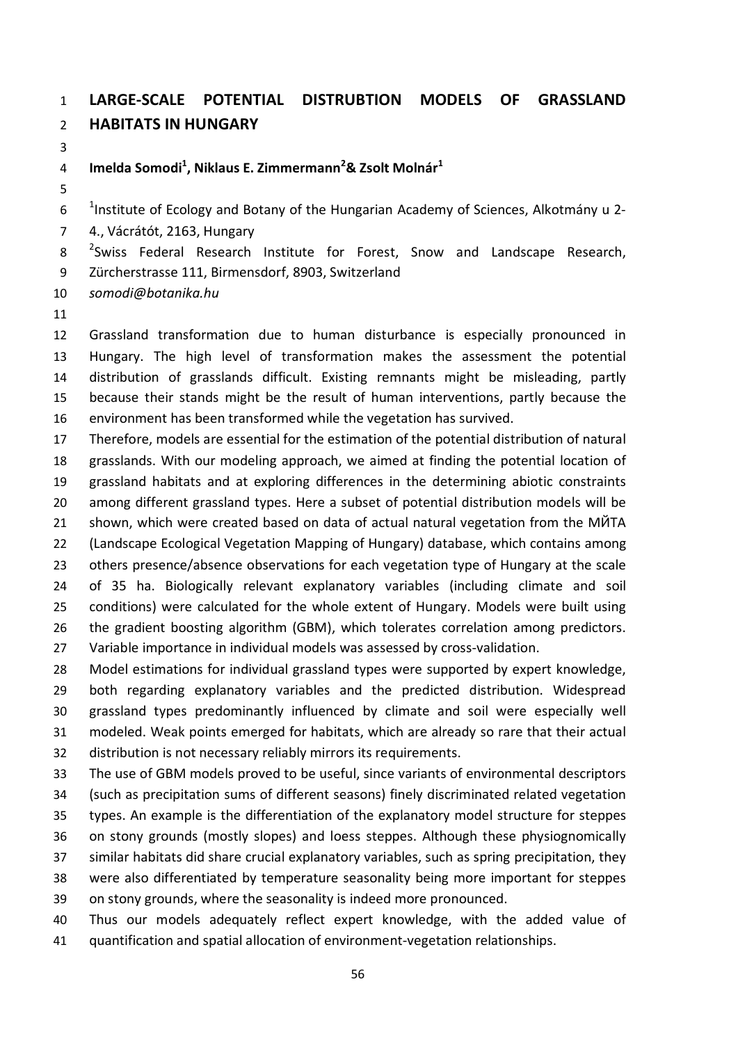# LARGE-SCALE POTENTIAL DISTRUBTION MODELS OF GRASSLAND HABITATS IN HUNGARY

**Imelda Somodi[1], Niklaus E. Zimmermann[2]& Zsolt Molnár[1]**

[1]Institute of Ecology and Botany of the Hungarian Academy of Sciences, Alkotmány u 2-4., Vácrátót, 2163, Hungary
[2]Swiss Federal Research Institute for Forest, Snow and Landscape Research, Zürcherstrasse 111, Birmensdorf, 8903, Switzerland
*somodi@botanika.hu*

Grassland transformation due to human disturbance is especially pronounced in Hungary. The high level of transformation makes the assessment the potential distribution of grasslands difficult. Existing remnants might be misleading, partly because their stands might be the result of human interventions, partly because the environment has been transformed while the vegetation has survived.

Therefore, models are essential for the estimation of the potential distribution of natural grasslands. With our modeling approach, we aimed at finding the potential location of grassland habitats and at exploring differences in the determining abiotic constraints among different grassland types. Here a subset of potential distribution models will be shown, which were created based on data of actual natural vegetation from the MЙТА (Landscape Ecological Vegetation Mapping of Hungary) database, which contains among others presence/absence observations for each vegetation type of Hungary at the scale of 35 ha. Biologically relevant explanatory variables (including climate and soil conditions) were calculated for the whole extent of Hungary. Models were built using the gradient boosting algorithm (GBM), which tolerates correlation among predictors. Variable importance in individual models was assessed by cross-validation.

Model estimations for individual grassland types were supported by expert knowledge, both regarding explanatory variables and the predicted distribution. Widespread grassland types predominantly influenced by climate and soil were especially well modeled. Weak points emerged for habitats, which are already so rare that their actual distribution is not necessary reliably mirrors its requirements.

The use of GBM models proved to be useful, since variants of environmental descriptors (such as precipitation sums of different seasons) finely discriminated related vegetation types. An example is the differentiation of the explanatory model structure for steppes on stony grounds (mostly slopes) and loess steppes. Although these physiognomically similar habitats did share crucial explanatory variables, such as spring precipitation, they were also differentiated by temperature seasonality being more important for steppes on stony grounds, where the seasonality is indeed more pronounced.

Thus our models adequately reflect expert knowledge, with the added value of quantification and spatial allocation of environment-vegetation relationships.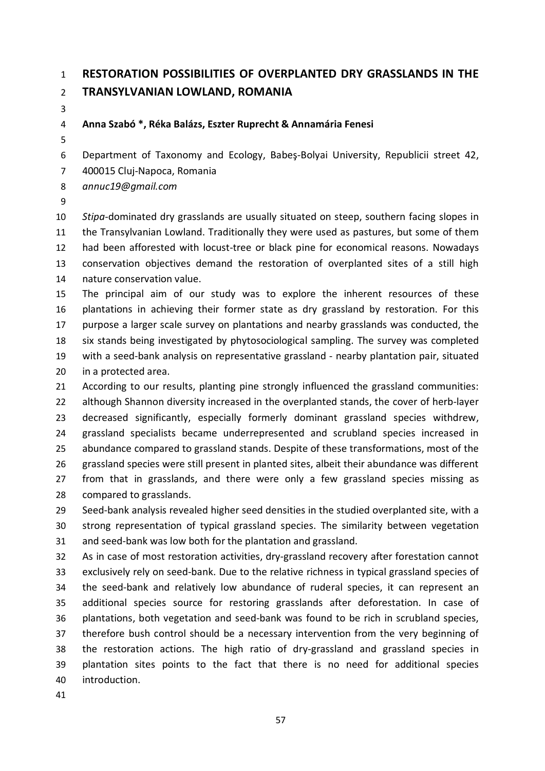# RESTORATION POSSIBILITIES OF OVERPLANTED DRY GRASSLANDS IN THE TRANSYLVANIAN LOWLAND, ROMANIA

**Anna Szabó *, Réka Balázs, Eszter Ruprecht & Annamária Fenesi**

Department of Taxonomy and Ecology, Babeş-Bolyai University, Republicii street 42, 400015 Cluj-Napoca, Romania

*annuc19@gmail.com*

*Stipa*-dominated dry grasslands are usually situated on steep, southern facing slopes in the Transylvanian Lowland. Traditionally they were used as pastures, but some of them had been afforested with locust-tree or black pine for economical reasons. Nowadays conservation objectives demand the restoration of overplanted sites of a still high nature conservation value.

The principal aim of our study was to explore the inherent resources of these plantations in achieving their former state as dry grassland by restoration. For this purpose a larger scale survey on plantations and nearby grasslands was conducted, the six stands being investigated by phytosociological sampling. The survey was completed with a seed-bank analysis on representative grassland - nearby plantation pair, situated in a protected area.

According to our results, planting pine strongly influenced the grassland communities: although Shannon diversity increased in the overplanted stands, the cover of herb-layer decreased significantly, especially formerly dominant grassland species withdrew, grassland specialists became underrepresented and scrubland species increased in abundance compared to grassland stands. Despite of these transformations, most of the grassland species were still present in planted sites, albeit their abundance was different from that in grasslands, and there were only a few grassland species missing as compared to grasslands.

Seed-bank analysis revealed higher seed densities in the studied overplanted site, with a strong representation of typical grassland species. The similarity between vegetation and seed-bank was low both for the plantation and grassland.

As in case of most restoration activities, dry-grassland recovery after forestation cannot exclusively rely on seed-bank. Due to the relative richness in typical grassland species of the seed-bank and relatively low abundance of ruderal species, it can represent an additional species source for restoring grasslands after deforestation. In case of plantations, both vegetation and seed-bank was found to be rich in scrubland species, therefore bush control should be a necessary intervention from the very beginning of the restoration actions. The high ratio of dry-grassland and grassland species in plantation sites points to the fact that there is no need for additional species introduction.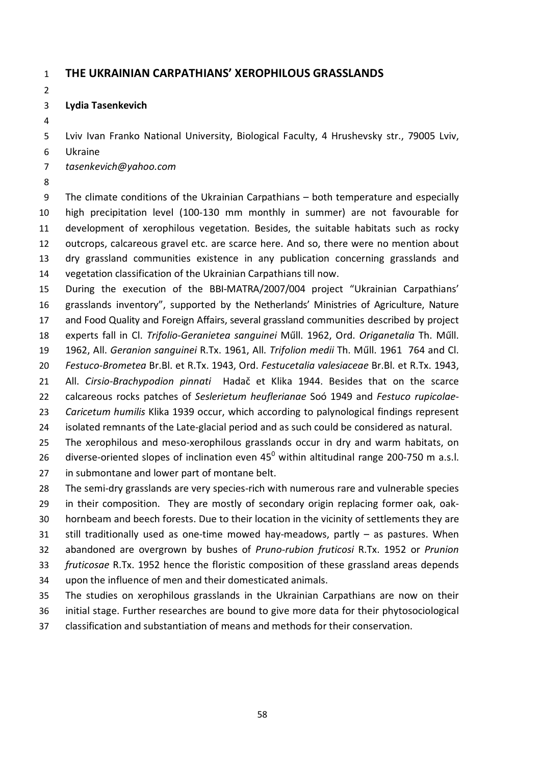# THE UKRAINIAN CARPATHIANS' XEROPHILOUS GRASSLANDS

**Lydia Tasenkevich**

Lviv Ivan Franko National University, Biological Faculty, 4 Hrushevsky str., 79005 Lviv, Ukraine

*tasenkevich@yahoo.com*

The climate conditions of the Ukrainian Carpathians – both temperature and especially high precipitation level (100-130 mm monthly in summer) are not favourable for development of xerophilous vegetation. Besides, the suitable habitats such as rocky outcrops, calcareous gravel etc. are scarce here. And so, there were no mention about dry grassland communities existence in any publication concerning grasslands and vegetation classification of the Ukrainian Carpathians till now.

During the execution of the BBI-MATRA/2007/004 project "Ukrainian Carpathians' grasslands inventory", supported by the Netherlands' Ministries of Agriculture, Nature and Food Quality and Foreign Affairs, several grassland communities described by project experts fall in Cl. *Trifolio-Geranietea sanguinei* Műll. 1962, Ord. *Origanetalia* Th. Műll. 1962, All. *Geranion sanguinei* R.Tx. 1961, All. *Trifolion medii* Th. Műll. 1961 764 and Cl. *Festuco-Brometea* Br.Bl. et R.Tx. 1943, Ord. *Festucetalia valesiaceae* Br.Bl. et R.Tx. 1943, All. *Cirsio-Brachypodion pinnati* Hadač et Klika 1944. Besides that on the scarce calcareous rocks patches of *Seslerietum heuflerianae* Soó 1949 and *Festuco rupicolae-Caricetum humilis* Klika 1939 occur, which according to palynological findings represent isolated remnants of the Late-glacial period and as such could be considered as natural.

The xerophilous and meso-xerophilous grasslands occur in dry and warm habitats, on diverse-oriented slopes of inclination even $45^0$ within altitudinal range 200-750 m a.s.l. in submontane and lower part of montane belt.

The semi-dry grasslands are very species-rich with numerous rare and vulnerable species in their composition. They are mostly of secondary origin replacing former oak, oak-hornbeam and beech forests. Due to their location in the vicinity of settlements they are still traditionally used as one-time mowed hay-meadows, partly – as pastures. When abandoned are overgrown by bushes of *Pruno-rubion fruticosi* R.Tx. 1952 or *Prunion fruticosae* R.Tx. 1952 hence the floristic composition of these grassland areas depends upon the influence of men and their domesticated animals.

The studies on xerophilous grasslands in the Ukrainian Carpathians are now on their initial stage. Further researches are bound to give more data for their phytosociological classification and substantiation of means and methods for their conservation.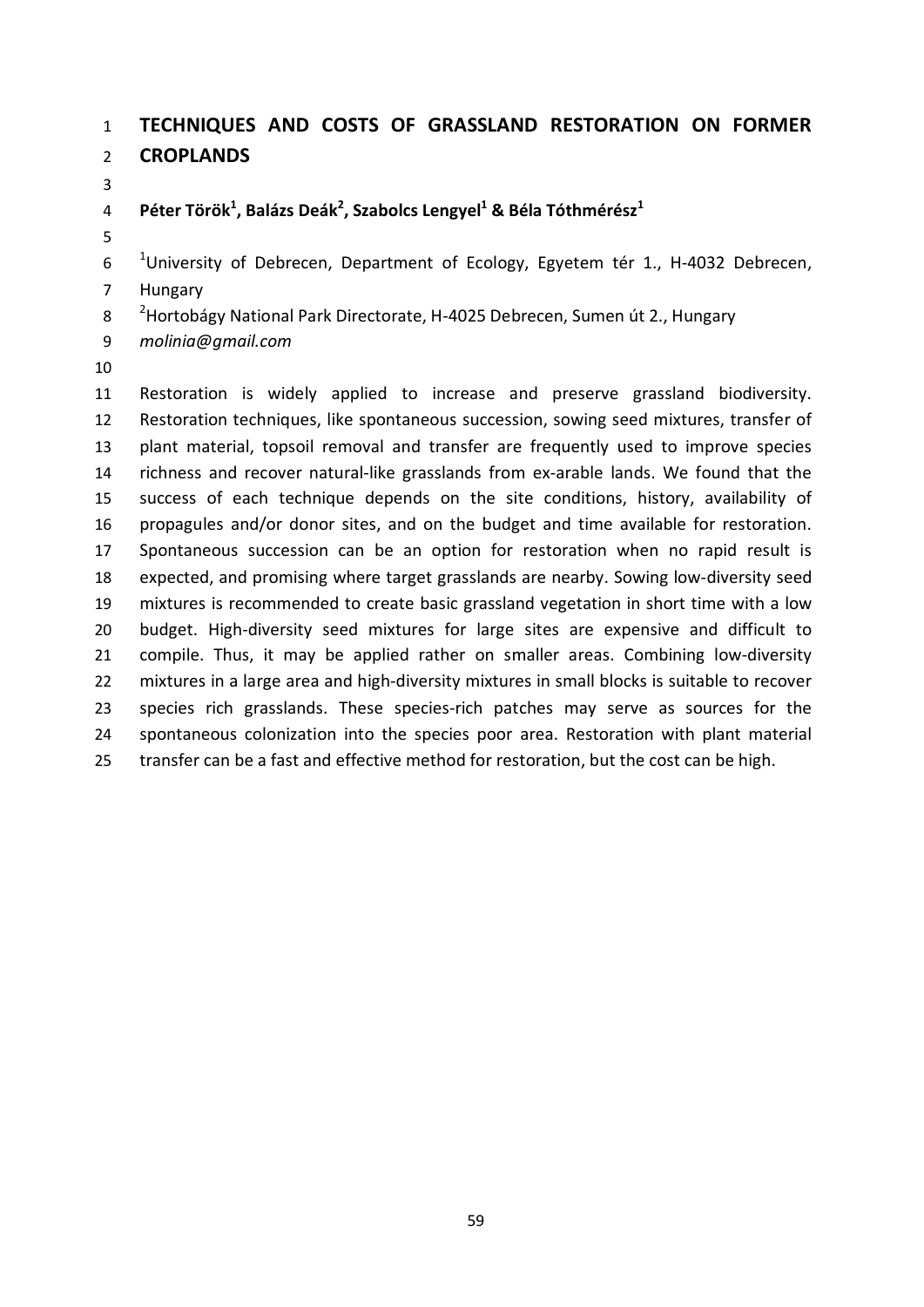# TECHNIQUES AND COSTS OF GRASSLAND RESTORATION ON FORMER CROPLANDS

**Péter Török[1], Balázs Deák[2], Szabolcs Lengyel[1] & Béla Tóthmérész[1]**

[1]University of Debrecen, Department of Ecology, Egyetem tér 1., H-4032 Debrecen, Hungary

[2]Hortobágy National Park Directorate, H-4025 Debrecen, Sumen út 2., Hungary

*molinia@gmail.com*

Restoration is widely applied to increase and preserve grassland biodiversity. Restoration techniques, like spontaneous succession, sowing seed mixtures, transfer of plant material, topsoil removal and transfer are frequently used to improve species richness and recover natural-like grasslands from ex-arable lands. We found that the success of each technique depends on the site conditions, history, availability of propagules and/or donor sites, and on the budget and time available for restoration. Spontaneous succession can be an option for restoration when no rapid result is expected, and promising where target grasslands are nearby. Sowing low-diversity seed mixtures is recommended to create basic grassland vegetation in short time with a low budget. High-diversity seed mixtures for large sites are expensive and difficult to compile. Thus, it may be applied rather on smaller areas. Combining low-diversity mixtures in a large area and high-diversity mixtures in small blocks is suitable to recover species rich grasslands. These species-rich patches may serve as sources for the spontaneous colonization into the species poor area. Restoration with plant material transfer can be a fast and effective method for restoration, but the cost can be high.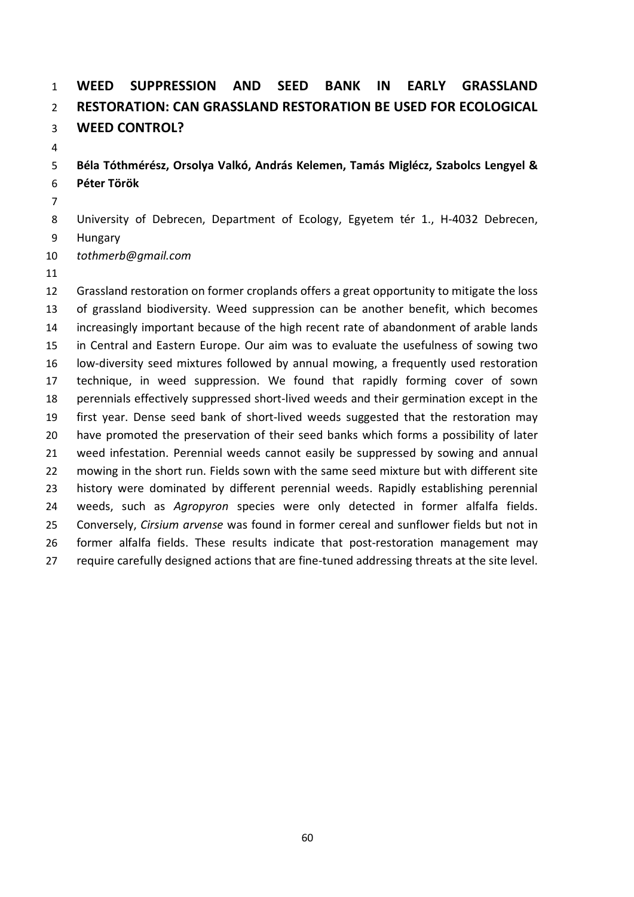# WEED SUPPRESSION AND SEED BANK IN EARLY GRASSLAND RESTORATION: CAN GRASSLAND RESTORATION BE USED FOR ECOLOGICAL WEED CONTROL?

**Béla Tóthmérész, Orsolya Valkó, András Kelemen, Tamás Miglécz, Szabolcs Lengyel & Péter Török**

University of Debrecen, Department of Ecology, Egyetem tér 1., H-4032 Debrecen, Hungary

*tothmerb@gmail.com*

Grassland restoration on former croplands offers a great opportunity to mitigate the loss of grassland biodiversity. Weed suppression can be another benefit, which becomes increasingly important because of the high recent rate of abandonment of arable lands in Central and Eastern Europe. Our aim was to evaluate the usefulness of sowing two low-diversity seed mixtures followed by annual mowing, a frequently used restoration technique, in weed suppression. We found that rapidly forming cover of sown perennials effectively suppressed short-lived weeds and their germination except in the first year. Dense seed bank of short-lived weeds suggested that the restoration may have promoted the preservation of their seed banks which forms a possibility of later weed infestation. Perennial weeds cannot easily be suppressed by sowing and annual mowing in the short run. Fields sown with the same seed mixture but with different site history were dominated by different perennial weeds. Rapidly establishing perennial weeds, such as *Agropyron* species were only detected in former alfalfa fields. Conversely, *Cirsium arvense* was found in former cereal and sunflower fields but not in former alfalfa fields. These results indicate that post-restoration management may require carefully designed actions that are fine-tuned addressing threats at the site level.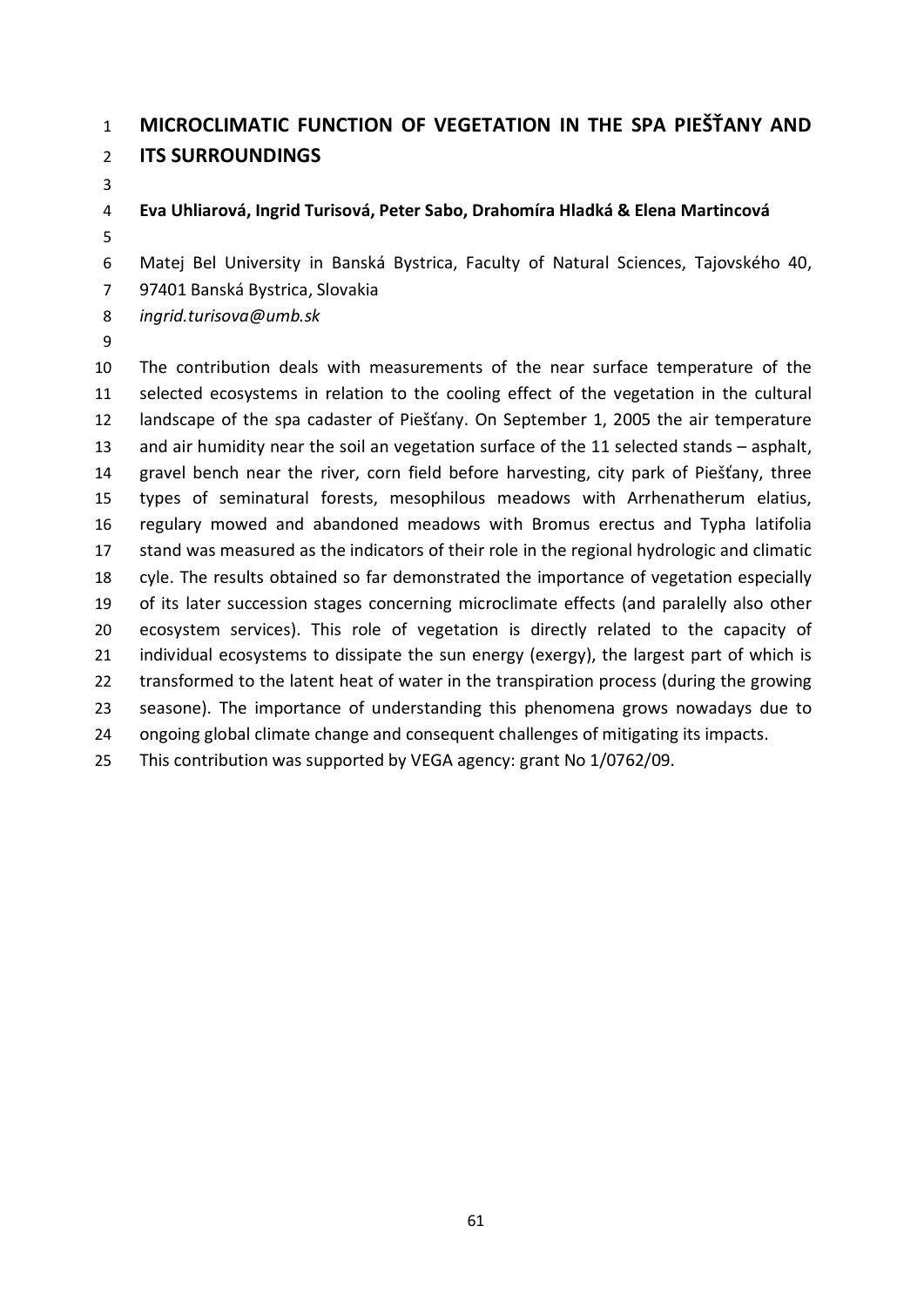# MICROCLIMATIC FUNCTION OF VEGETATION IN THE SPA PIEŠŤANY AND ITS SURROUNDINGS

**Eva Uhliarová, Ingrid Turisová, Peter Sabo, Drahomíra Hladká & Elena Martincová**

Matej Bel University in Banská Bystrica, Faculty of Natural Sciences, Tajovského 40, 97401 Banská Bystrica, Slovakia
*ingrid.turisova@umb.sk*

The contribution deals with measurements of the near surface temperature of the selected ecosystems in relation to the cooling effect of the vegetation in the cultural landscape of the spa cadaster of Piešťany. On September 1, 2005 the air temperature and air humidity near the soil an vegetation surface of the 11 selected stands – asphalt, gravel bench near the river, corn field before harvesting, city park of Piešťany, three types of seminatural forests, mesophilous meadows with Arrhenatherum elatius, regulary mowed and abandoned meadows with Bromus erectus and Typha latifolia stand was measured as the indicators of their role in the regional hydrologic and climatic cyle. The results obtained so far demonstrated the importance of vegetation especially of its later succession stages concerning microclimate effects (and paralelly also other ecosystem services). This role of vegetation is directly related to the capacity of individual ecosystems to dissipate the sun energy (exergy), the largest part of which is transformed to the latent heat of water in the transpiration process (during the growing seasone). The importance of understanding this phenomena grows nowadays due to ongoing global climate change and consequent challenges of mitigating its impacts.
This contribution was supported by VEGA agency: grant No 1/0762/09.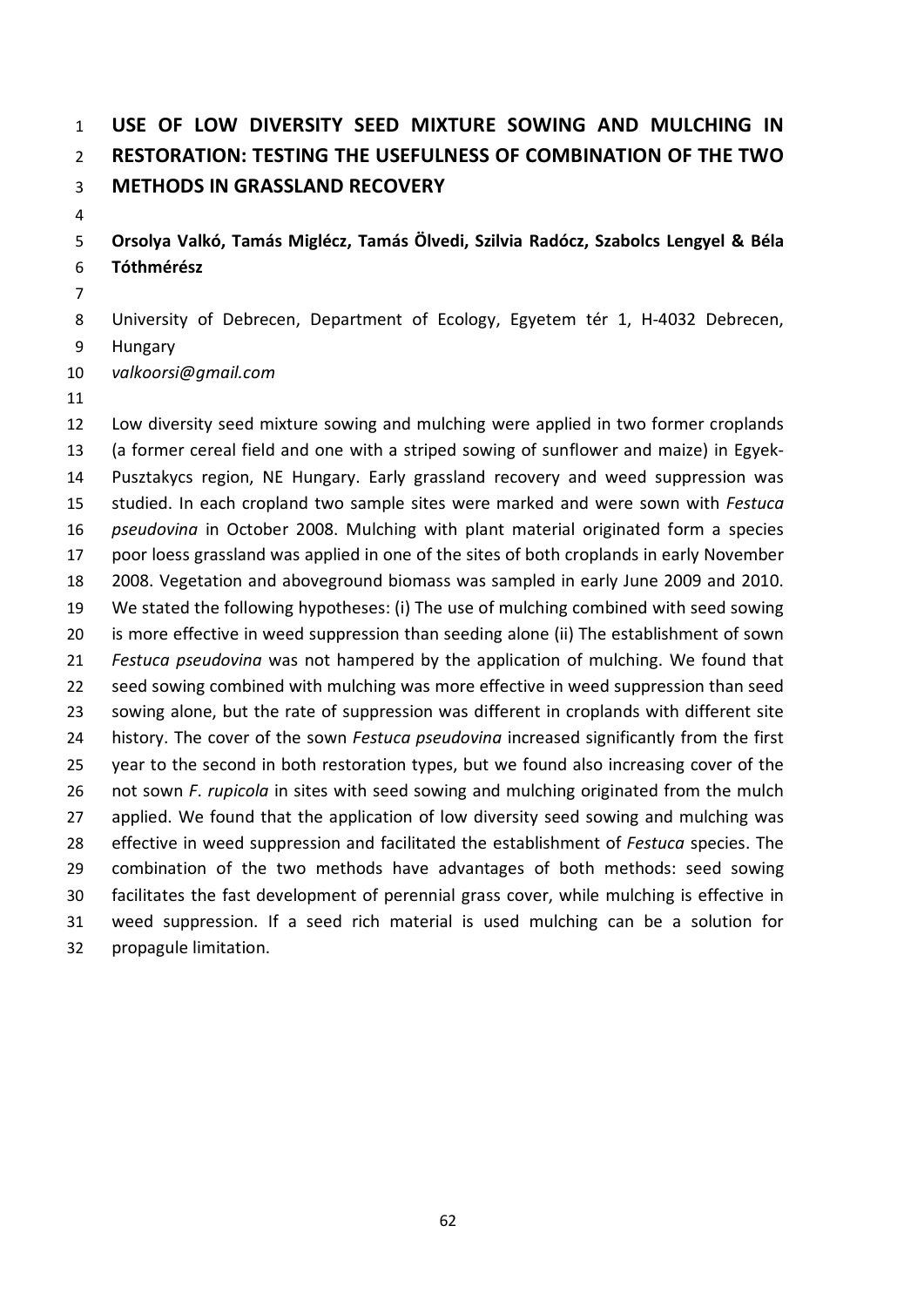# USE OF LOW DIVERSITY SEED MIXTURE SOWING AND MULCHING IN RESTORATION: TESTING THE USEFULNESS OF COMBINATION OF THE TWO METHODS IN GRASSLAND RECOVERY

**Orsolya Valkó, Tamás Miglécz, Tamás Ölvedi, Szilvia Radócz, Szabolcs Lengyel & Béla Tóthmérész**

University of Debrecen, Department of Ecology, Egyetem tér 1, H-4032 Debrecen, Hungary

*valkoorsi@gmail.com*

Low diversity seed mixture sowing and mulching were applied in two former croplands (a former cereal field and one with a striped sowing of sunflower and maize) in Egyek-Pusztakycs region, NE Hungary. Early grassland recovery and weed suppression was studied. In each cropland two sample sites were marked and were sown with *Festuca pseudovina* in October 2008. Mulching with plant material originated form a species poor loess grassland was applied in one of the sites of both croplands in early November 2008. Vegetation and aboveground biomass was sampled in early June 2009 and 2010. We stated the following hypotheses: (i) The use of mulching combined with seed sowing is more effective in weed suppression than seeding alone (ii) The establishment of sown *Festuca pseudovina* was not hampered by the application of mulching. We found that seed sowing combined with mulching was more effective in weed suppression than seed sowing alone, but the rate of suppression was different in croplands with different site history. The cover of the sown *Festuca pseudovina* increased significantly from the first year to the second in both restoration types, but we found also increasing cover of the not sown *F. rupicola* in sites with seed sowing and mulching originated from the mulch applied. We found that the application of low diversity seed sowing and mulching was effective in weed suppression and facilitated the establishment of *Festuca* species. The combination of the two methods have advantages of both methods: seed sowing facilitates the fast development of perennial grass cover, while mulching is effective in weed suppression. If a seed rich material is used mulching can be a solution for propagule limitation.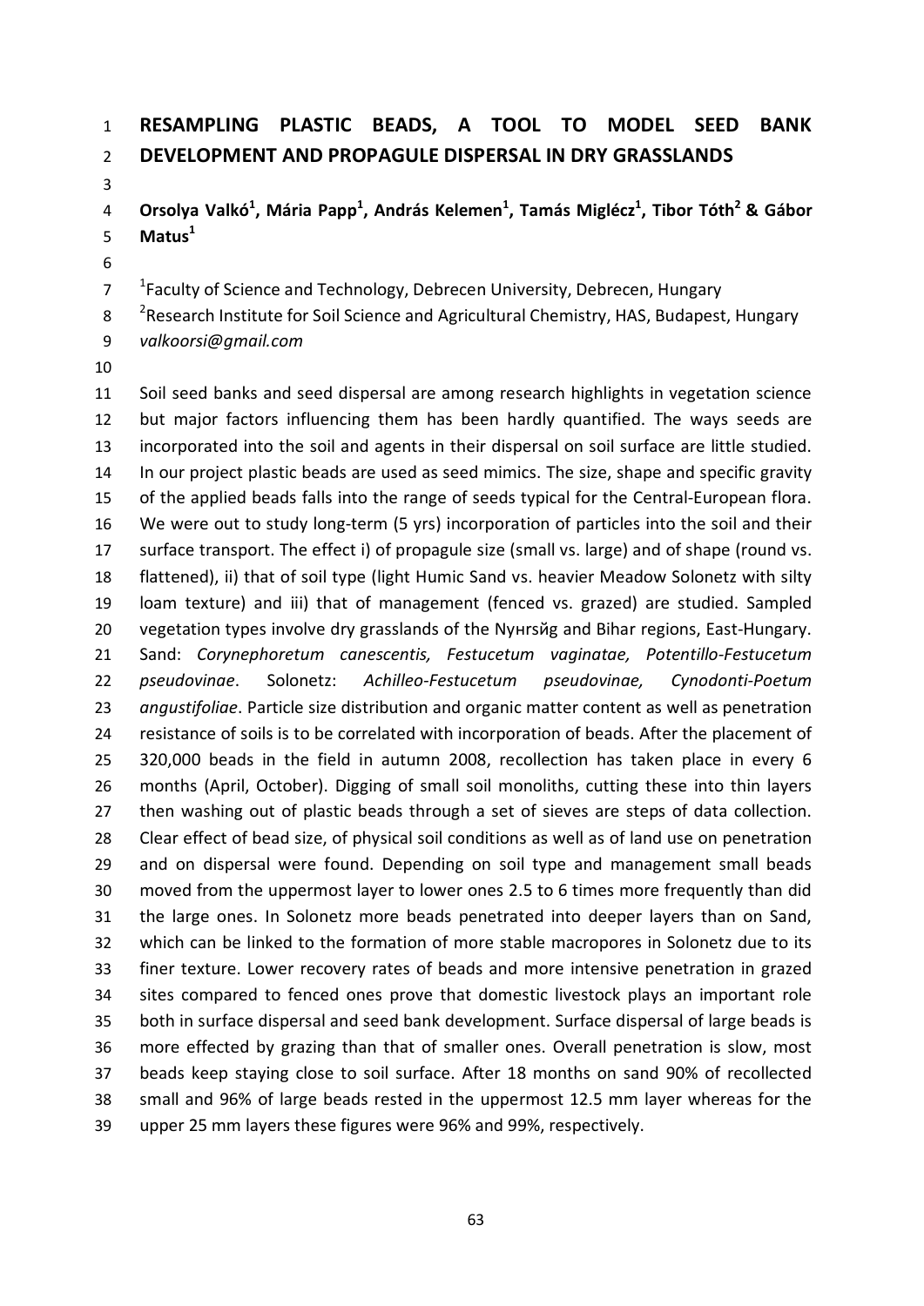# RESAMPLING PLASTIC BEADS, A TOOL TO MODEL SEED BANK DEVELOPMENT AND PROPAGULE DISPERSAL IN DRY GRASSLANDS

**Orsolya Valkó[1], Mária Papp[1], András Kelemen[1], Tamás Miglécz[1], Tibor Tóth[2] & Gábor Matus[1]**

[1]Faculty of Science and Technology, Debrecen University, Debrecen, Hungary
[2]Research Institute for Soil Science and Agricultural Chemistry, HAS, Budapest, Hungary
*valkoorsi@gmail.com*

Soil seed banks and seed dispersal are among research highlights in vegetation science but major factors influencing them has been hardly quantified. The ways seeds are incorporated into the soil and agents in their dispersal on soil surface are little studied. In our project plastic beads are used as seed mimics. The size, shape and specific gravity of the applied beads falls into the range of seeds typical for the Central-European flora. We were out to study long-term (5 yrs) incorporation of particles into the soil and their surface transport. The effect i) of propagule size (small vs. large) and of shape (round vs. flattened), ii) that of soil type (light Humic Sand vs. heavier Meadow Solonetz with silty loam texture) and iii) that of management (fenced vs. grazed) are studied. Sampled vegetation types involve dry grasslands of the Nyнrsйg and Bihar regions, East-Hungary. Sand: *Corynephoretum canescentis, Festucetum vaginatae, Potentillo-Festucetum pseudovinae*. Solonetz: *Achilleo-Festucetum pseudovinae, Cynodonti-Poetum angustifoliae*. Particle size distribution and organic matter content as well as penetration resistance of soils is to be correlated with incorporation of beads. After the placement of 320,000 beads in the field in autumn 2008, recollection has taken place in every 6 months (April, October). Digging of small soil monoliths, cutting these into thin layers then washing out of plastic beads through a set of sieves are steps of data collection. Clear effect of bead size, of physical soil conditions as well as of land use on penetration and on dispersal were found. Depending on soil type and management small beads moved from the uppermost layer to lower ones 2.5 to 6 times more frequently than did the large ones. In Solonetz more beads penetrated into deeper layers than on Sand, which can be linked to the formation of more stable macropores in Solonetz due to its finer texture. Lower recovery rates of beads and more intensive penetration in grazed sites compared to fenced ones prove that domestic livestock plays an important role both in surface dispersal and seed bank development. Surface dispersal of large beads is more effected by grazing than that of smaller ones. Overall penetration is slow, most beads keep staying close to soil surface. After 18 months on sand 90% of recollected small and 96% of large beads rested in the uppermost 12.5 mm layer whereas for the upper 25 mm layers these figures were 96% and 99%, respectively.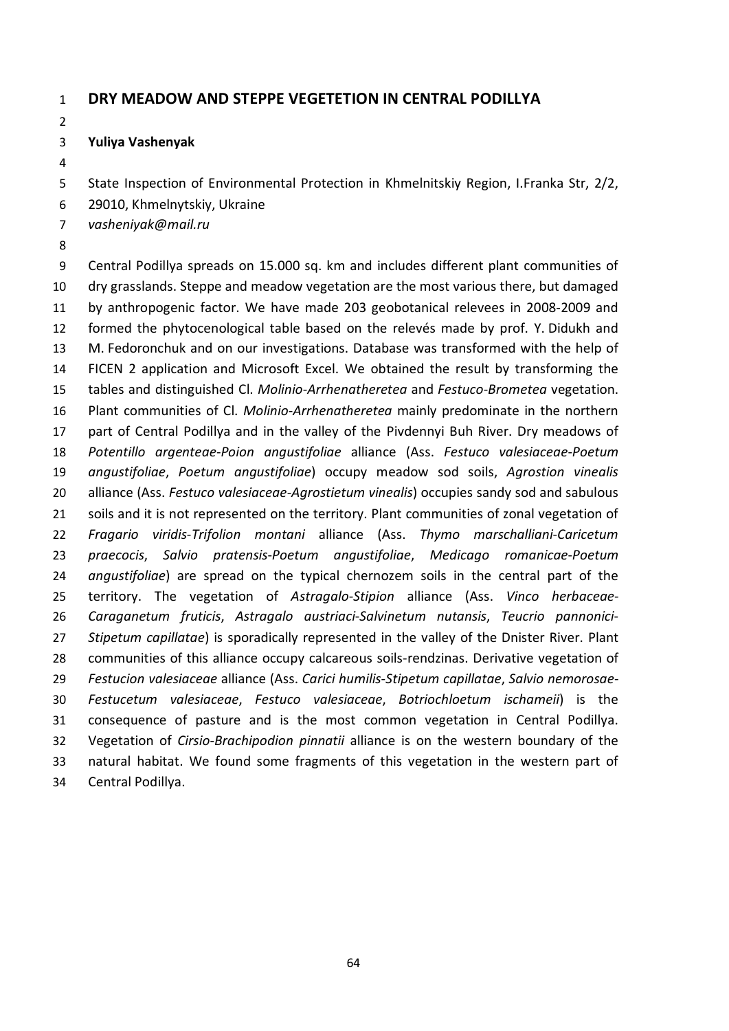# DRY MEADOW AND STEPPE VEGETETION IN CENTRAL PODILLYA

**Yuliya Vashenyak**

State Inspection of Environmental Protection in Khmelnitskiy Region, I.Franka Str, 2/2, 29010, Khmelnytskiy, Ukraine
*vasheniyak@mail.ru*

Central Podillya spreads on 15.000 sq. km and includes different plant communities of dry grasslands. Steppe and meadow vegetation are the most various there, but damaged by anthropogenic factor. We have made 203 geobotanical relevees in 2008-2009 and formed the phytocenological table based on the relevés made by prof. Y. Didukh and M. Fedoronchuk and on our investigations. Database was transformed with the help of FICEN 2 application and Microsoft Excel. We obtained the result by transforming the tables and distinguished Cl. *Molinio-Arrhenatheretea* and *Festuco-Brometea* vegetation. Plant communities of Cl. *Molinio-Arrhenatheretea* mainly predominate in the northern part of Central Podillya and in the valley of the Pivdennyi Buh River. Dry meadows of *Potentillo argenteae-Poion angustifoliae* alliance (Ass. *Festuco valesiaceae-Poetum angustifoliae*, *Poetum angustifoliae*) occupy meadow sod soils, *Agrostion vinealis* alliance (Ass. *Festuco valesiaceae-Agrostietum vinealis*) occupies sandy sod and sabulous soils and it is not represented on the territory. Plant communities of zonal vegetation of *Fragario viridis-Trifolion montani* alliance (Ass. *Thymo marschalliani-Caricetum praecocis*, *Salvio pratensis-Poetum angustifoliae*, *Medicago romanicae-Poetum angustifoliae*) are spread on the typical chernozem soils in the central part of the territory. The vegetation of *Astragalo-Stipion* alliance (Ass. *Vinco herbaceae-Caraganetum fruticis*, *Astragalo austriaci-Salvinetum nutansis*, *Teucrio pannonici-Stipetum capillatae*) is sporadically represented in the valley of the Dnister River. Plant communities of this alliance occupy calcareous soils-rendzinas. Derivative vegetation of *Festucion valesiaceae* alliance (Ass. *Carici humilis-Stipetum capillatae*, *Salvio nemorosae-Festucetum valesiaceae*, *Festuco valesiaceae*, *Botriochloetum ischameii*) is the consequence of pasture and is the most common vegetation in Central Podillya. Vegetation of *Cirsio-Brachipodion pinnatii* alliance is on the western boundary of the natural habitat. We found some fragments of this vegetation in the western part of Central Podillya.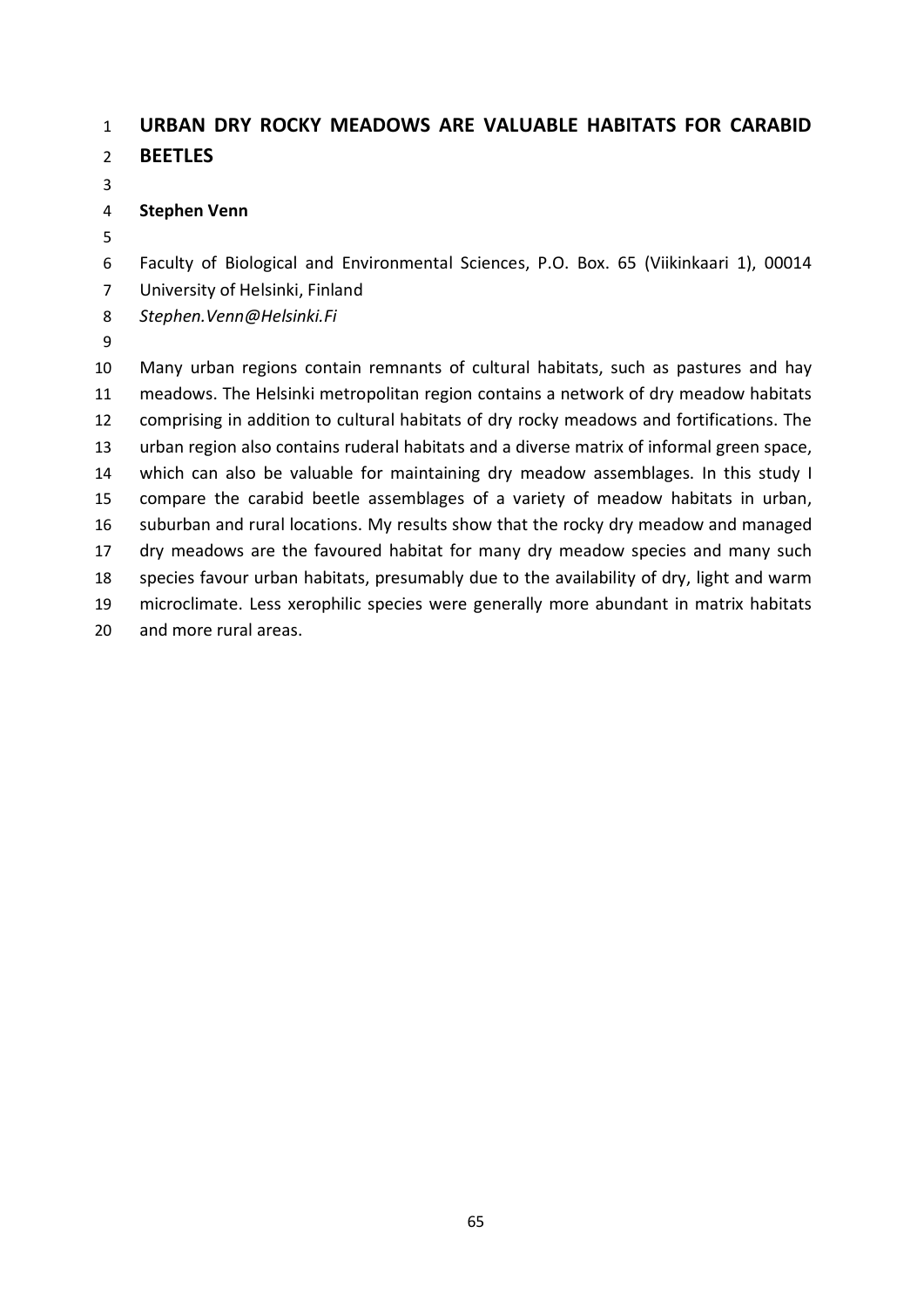# URBAN DRY ROCKY MEADOWS ARE VALUABLE HABITATS FOR CARABID BEETLES

**Stephen Venn**

Faculty of Biological and Environmental Sciences, P.O. Box. 65 (Viikinkaari 1), 00014 University of Helsinki, Finland
*Stephen.Venn@Helsinki.Fi*

Many urban regions contain remnants of cultural habitats, such as pastures and hay meadows. The Helsinki metropolitan region contains a network of dry meadow habitats comprising in addition to cultural habitats of dry rocky meadows and fortifications. The urban region also contains ruderal habitats and a diverse matrix of informal green space, which can also be valuable for maintaining dry meadow assemblages. In this study I compare the carabid beetle assemblages of a variety of meadow habitats in urban, suburban and rural locations. My results show that the rocky dry meadow and managed dry meadows are the favoured habitat for many dry meadow species and many such species favour urban habitats, presumably due to the availability of dry, light and warm microclimate. Less xerophilic species were generally more abundant in matrix habitats and more rural areas.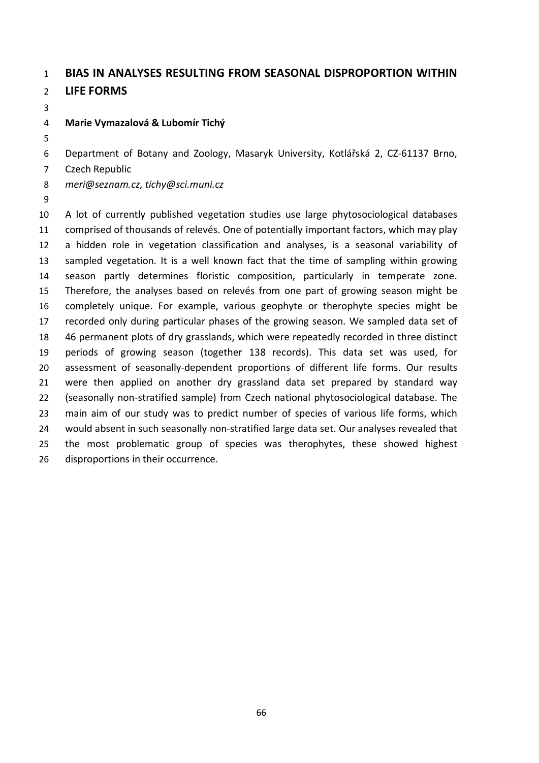# BIAS IN ANALYSES RESULTING FROM SEASONAL DISPROPORTION WITHIN LIFE FORMS

**Marie Vymazalová & Lubomír Tichý**

Department of Botany and Zoology, Masaryk University, Kotlářská 2, CZ-61137 Brno, Czech Republic

*meri@seznam.cz, tichy@sci.muni.cz*

A lot of currently published vegetation studies use large phytosociological databases comprised of thousands of relevés. One of potentially important factors, which may play a hidden role in vegetation classification and analyses, is a seasonal variability of sampled vegetation. It is a well known fact that the time of sampling within growing season partly determines floristic composition, particularly in temperate zone. Therefore, the analyses based on relevés from one part of growing season might be completely unique. For example, various geophyte or therophyte species might be recorded only during particular phases of the growing season. We sampled data set of 46 permanent plots of dry grasslands, which were repeatedly recorded in three distinct periods of growing season (together 138 records). This data set was used, for assessment of seasonally-dependent proportions of different life forms. Our results were then applied on another dry grassland data set prepared by standard way (seasonally non-stratified sample) from Czech national phytosociological database. The main aim of our study was to predict number of species of various life forms, which would absent in such seasonally non-stratified large data set. Our analyses revealed that the most problematic group of species was therophytes, these showed highest disproportions in their occurrence.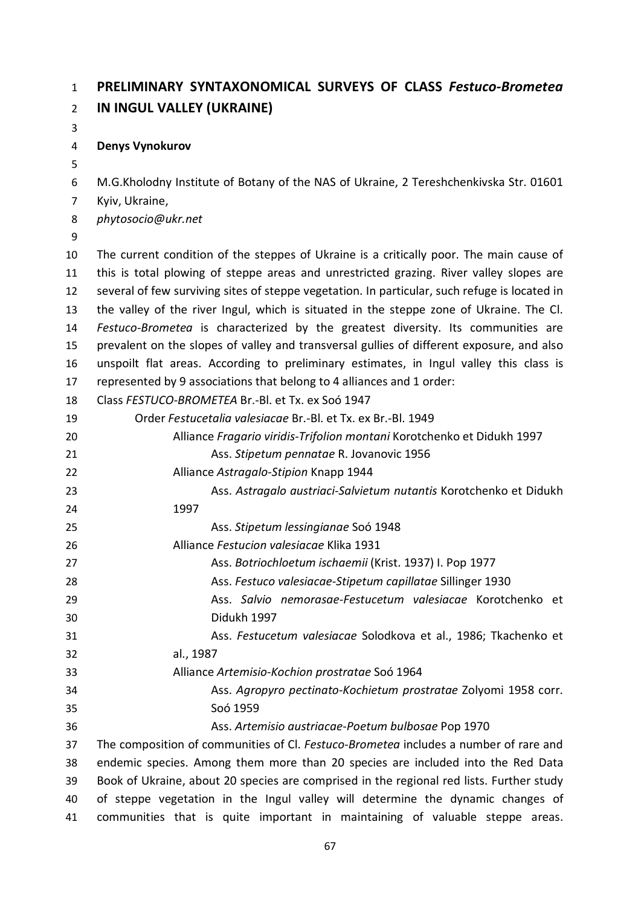# PRELIMINARY SYNTAXONOMICAL SURVEYS OF CLASS *Festuco-Brometea* IN INGUL VALLEY (UKRAINE)

**Denys Vynokurov**

M.G.Kholodny Institute of Botany of the NAS of Ukraine, 2 Tereshchenkivska Str. 01601 Kyiv, Ukraine,
*phytosocio@ukr.net*

The current condition of the steppes of Ukraine is a critically poor. The main cause of this is total plowing of steppe areas and unrestricted grazing. River valley slopes are several of few surviving sites of steppe vegetation. In particular, such refuge is located in the valley of the river Ingul, which is situated in the steppe zone of Ukraine. The Cl. *Festuco-Brometea* is characterized by the greatest diversity. Its communities are prevalent on the slopes of valley and transversal gullies of different exposure, and also unspoilt flat areas. According to preliminary estimates, in Ingul valley this class is represented by 9 associations that belong to 4 alliances and 1 order:

Class *FESTUCO-BROMETEA* Br.-Bl. et Tx. ex Soó 1947
- Order *Festucetalia valesiacae* Br.-Bl. et Tx. ex Br.-Bl. 1949
  - Alliance *Fragario viridis-Trifolion montani* Korotchenko et Didukh 1997
    - Ass. *Stipetum pennatae* R. Jovanovic 1956
  - Alliance *Astragalo-Stipion* Knapp 1944
    - Ass. *Astragalo austriaci-Salvietum nutantis* Korotchenko et Didukh 1997
    - Ass. *Stipetum lessingianae* Soó 1948
  - Alliance *Festucion valesiacae* Klika 1931
    - Ass. *Botriochloetum ischaemii* (Krist. 1937) I. Pop 1977
    - Ass. *Festuco valesiacae-Stipetum capillatae* Sillinger 1930
    - Ass. *Salvio nemorasae-Festucetum valesiacae* Korotchenko et Didukh 1997
    - Ass. *Festucetum valesiacae* Solodkova et al., 1986; Tkachenko et al., 1987
  - Alliance *Artemisio-Kochion prostratae* Soó 1964
    - Ass. *Agropyro pectinato-Kochietum prostratae* Zolyomi 1958 corr. Soó 1959
    - Ass. *Artemisio austriacae-Poetum bulbosae* Pop 1970

The composition of communities of Cl. *Festuco-Brometea* includes a number of rare and endemic species. Among them more than 20 species are included into the Red Data Book of Ukraine, about 20 species are comprised in the regional red lists. Further study of steppe vegetation in the Ingul valley will determine the dynamic changes of communities that is quite important in maintaining of valuable steppe areas.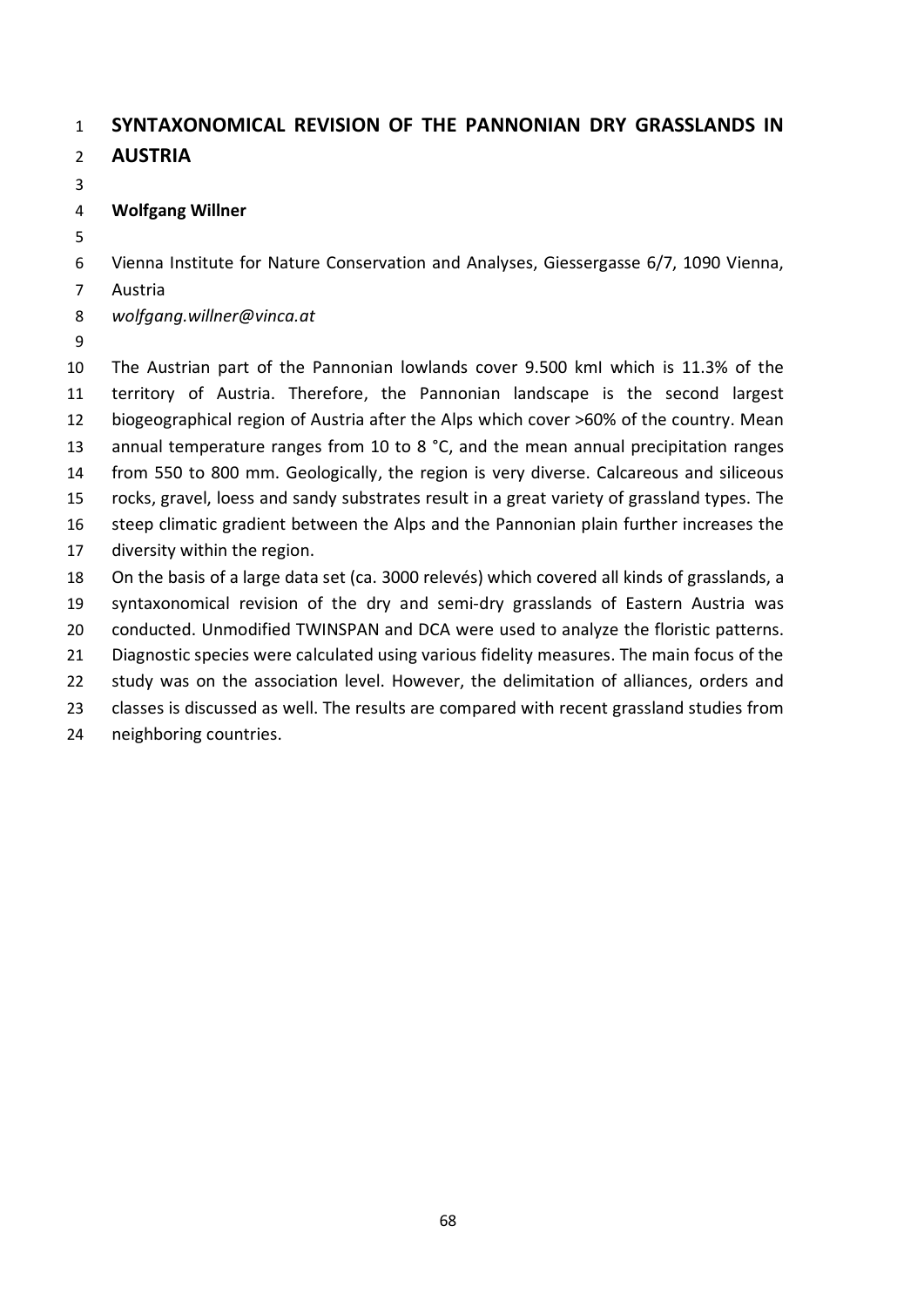# SYNTAXONOMICAL REVISION OF THE PANNONIAN DRY GRASSLANDS IN AUSTRIA

**Wolfgang Willner**

Vienna Institute for Nature Conservation and Analyses, Giessergasse 6/7, 1090 Vienna, Austria

*wolfgang.willner@vinca.at*

The Austrian part of the Pannonian lowlands cover 9.500 kmI which is 11.3% of the territory of Austria. Therefore, the Pannonian landscape is the second largest biogeographical region of Austria after the Alps which cover >60% of the country. Mean annual temperature ranges from 10 to 8 °C, and the mean annual precipitation ranges from 550 to 800 mm. Geologically, the region is very diverse. Calcareous and siliceous rocks, gravel, loess and sandy substrates result in a great variety of grassland types. The steep climatic gradient between the Alps and the Pannonian plain further increases the diversity within the region.

On the basis of a large data set (ca. 3000 relevés) which covered all kinds of grasslands, a syntaxonomical revision of the dry and semi-dry grasslands of Eastern Austria was conducted. Unmodified TWINSPAN and DCA were used to analyze the floristic patterns. Diagnostic species were calculated using various fidelity measures. The main focus of the study was on the association level. However, the delimitation of alliances, orders and classes is discussed as well. The results are compared with recent grassland studies from neighboring countries.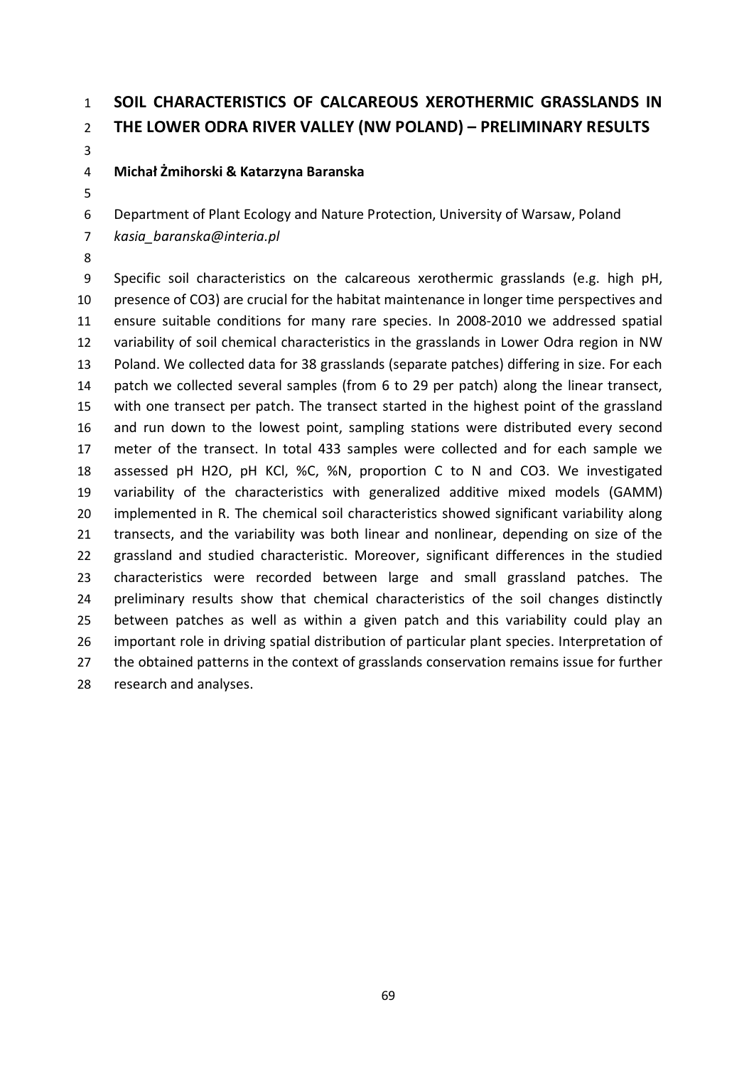# SOIL CHARACTERISTICS OF CALCAREOUS XEROTHERMIC GRASSLANDS IN THE LOWER ODRA RIVER VALLEY (NW POLAND) – PRELIMINARY RESULTS

**Michał Żmihorski & Katarzyna Baranska**

Department of Plant Ecology and Nature Protection, University of Warsaw, Poland
*kasia_baranska@interia.pl*

Specific soil characteristics on the calcareous xerothermic grasslands (e.g. high pH, presence of $CO_3$) are crucial for the habitat maintenance in longer time perspectives and ensure suitable conditions for many rare species. In 2008-2010 we addressed spatial variability of soil chemical characteristics in the grasslands in Lower Odra region in NW Poland. We collected data for 38 grasslands (separate patches) differing in size. For each patch we collected several samples (from 6 to 29 per patch) along the linear transect, with one transect per patch. The transect started in the highest point of the grassland and run down to the lowest point, sampling stations were distributed every second meter of the transect. In total 433 samples were collected and for each sample we assessed pH $H_2O$, pH KCl, %C, %N, proportion C to N and $CO_3$. We investigated variability of the characteristics with generalized additive mixed models (GAMM) implemented in R. The chemical soil characteristics showed significant variability along transects, and the variability was both linear and nonlinear, depending on size of the grassland and studied characteristic. Moreover, significant differences in the studied characteristics were recorded between large and small grassland patches. The preliminary results show that chemical characteristics of the soil changes distinctly between patches as well as within a given patch and this variability could play an important role in driving spatial distribution of particular plant species. Interpretation of the obtained patterns in the context of grasslands conservation remains issue for further research and analyses.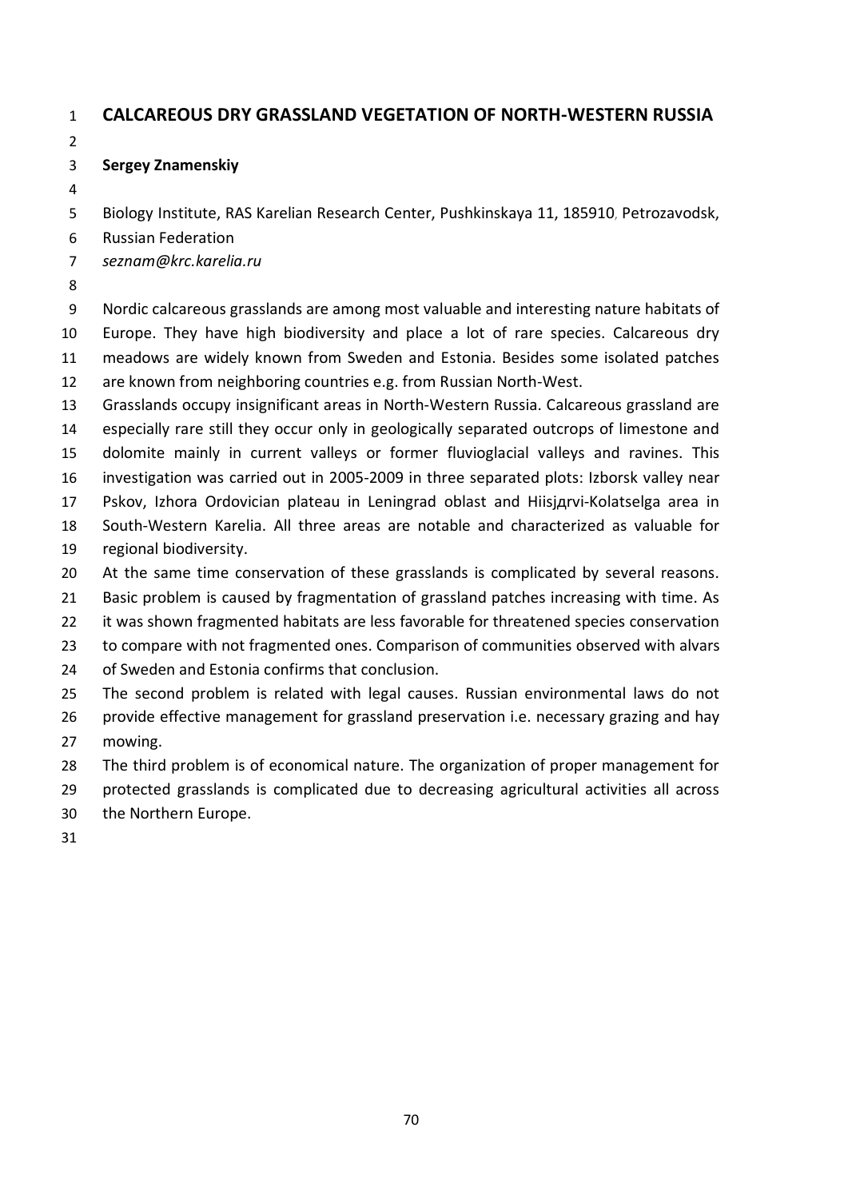# CALCAREOUS DRY GRASSLAND VEGETATION OF NORTH-WESTERN RUSSIA

**Sergey Znamenskiy**

Biology Institute, RAS Karelian Research Center, Pushkinskaya 11, 185910, Petrozavodsk, Russian Federation

*seznam@krc.karelia.ru*

Nordic calcareous grasslands are among most valuable and interesting nature habitats of Europe. They have high biodiversity and place a lot of rare species. Calcareous dry meadows are widely known from Sweden and Estonia. Besides some isolated patches are known from neighboring countries e.g. from Russian North-West.

Grasslands occupy insignificant areas in North-Western Russia. Calcareous grassland are especially rare still they occur only in geologically separated outcrops of limestone and dolomite mainly in current valleys or former fluvioglacial valleys and ravines. This investigation was carried out in 2005-2009 in three separated plots: Izborsk valley near Pskov, Izhora Ordovician plateau in Leningrad oblast and Hiisjдrvi-Kolatselga area in South-Western Karelia. All three areas are notable and characterized as valuable for regional biodiversity.

At the same time conservation of these grasslands is complicated by several reasons. Basic problem is caused by fragmentation of grassland patches increasing with time. As it was shown fragmented habitats are less favorable for threatened species conservation to compare with not fragmented ones. Comparison of communities observed with alvars of Sweden and Estonia confirms that conclusion.

The second problem is related with legal causes. Russian environmental laws do not provide effective management for grassland preservation i.e. necessary grazing and hay mowing.

The third problem is of economical nature. The organization of proper management for protected grasslands is complicated due to decreasing agricultural activities all across the Northern Europe.